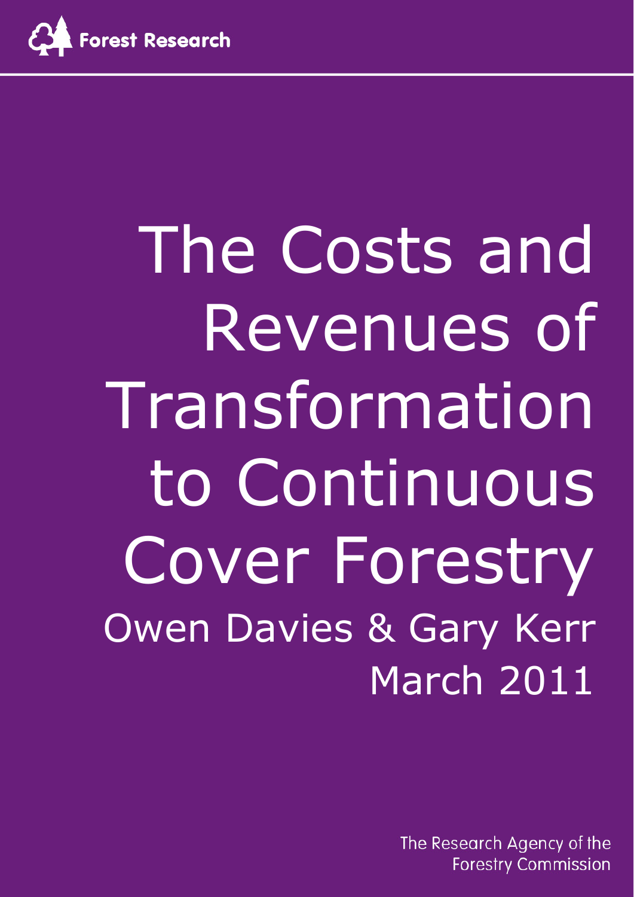Forest Research

# The Costs and Revenues of Transformation to Continuous Cover Forestry

Owen Davies & Gary Kerr

March 2011

The Research Agency of the Forestry Commission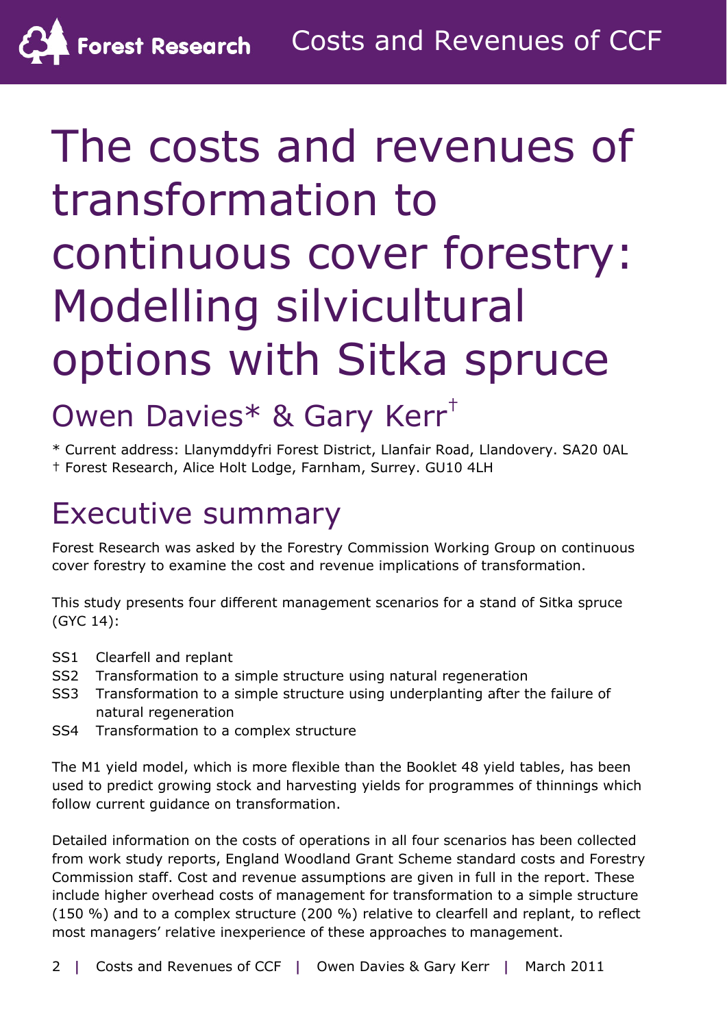# The costs and revenues of transformation to continuous cover forestry: Modelling silvicultural options with Sitka spruce

## Owen Davies* & Gary Kerr†

\* Current address: Llanymddyfri Forest District, Llanfair Road, Llandovery. SA20 0AL
† Forest Research, Alice Holt Lodge, Farnham, Surrey. GU10 4LH

## Executive summary

Forest Research was asked by the Forestry Commission Working Group on continuous cover forestry to examine the cost and revenue implications of transformation.

This study presents four different management scenarios for a stand of Sitka spruce (GYC 14):

- SS1 Clearfell and replant
- SS2 Transformation to a simple structure using natural regeneration
- SS3 Transformation to a simple structure using underplanting after the failure of natural regeneration
- SS4 Transformation to a complex structure

The M1 yield model, which is more flexible than the Booklet 48 yield tables, has been used to predict growing stock and harvesting yields for programmes of thinnings which follow current guidance on transformation.

Detailed information on the costs of operations in all four scenarios has been collected from work study reports, England Woodland Grant Scheme standard costs and Forestry Commission staff. Cost and revenue assumptions are given in full in the report. These include higher overhead costs of management for transformation to a simple structure (150 %) and to a complex structure (200 %) relative to clearfell and replant, to reflect most managers' relative inexperience of these approaches to management.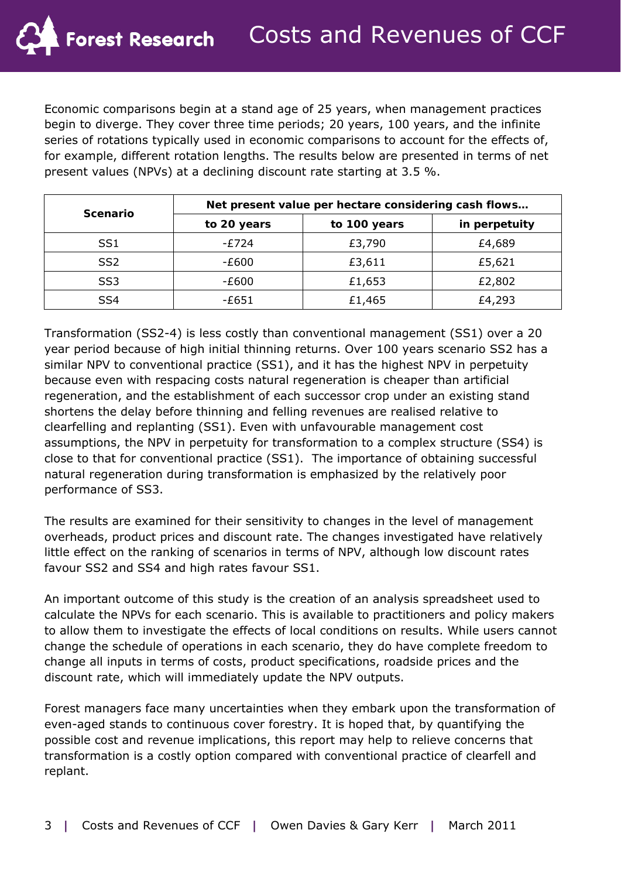Economic comparisons begin at a stand age of 25 years, when management practices begin to diverge. They cover three time periods; 20 years, 100 years, and the infinite series of rotations typically used in economic comparisons to account for the effects of, for example, different rotation lengths. The results below are presented in terms of net present values (NPVs) at a declining discount rate starting at 3.5 %.

| Scenario | Net present value per hectare considering cash flows… | | |
|---|---|---|---|
| | to 20 years | to 100 years | in perpetuity |
| SS1 | -£724 | £3,790 | £4,689 |
| SS2 | -£600 | £3,611 | £5,621 |
| SS3 | -£600 | £1,653 | £2,802 |
| SS4 | -£651 | £1,465 | £4,293 |

Transformation (SS2-4) is less costly than conventional management (SS1) over a 20 year period because of high initial thinning returns. Over 100 years scenario SS2 has a similar NPV to conventional practice (SS1), and it has the highest NPV in perpetuity because even with respacing costs natural regeneration is cheaper than artificial regeneration, and the establishment of each successor crop under an existing stand shortens the delay before thinning and felling revenues are realised relative to clearfelling and replanting (SS1). Even with unfavourable management cost assumptions, the NPV in perpetuity for transformation to a complex structure (SS4) is close to that for conventional practice (SS1). The importance of obtaining successful natural regeneration during transformation is emphasized by the relatively poor performance of SS3.

The results are examined for their sensitivity to changes in the level of management overheads, product prices and discount rate. The changes investigated have relatively little effect on the ranking of scenarios in terms of NPV, although low discount rates favour SS2 and SS4 and high rates favour SS1.

An important outcome of this study is the creation of an analysis spreadsheet used to calculate the NPVs for each scenario. This is available to practitioners and policy makers to allow them to investigate the effects of local conditions on results. While users cannot change the schedule of operations in each scenario, they do have complete freedom to change all inputs in terms of costs, product specifications, roadside prices and the discount rate, which will immediately update the NPV outputs.

Forest managers face many uncertainties when they embark upon the transformation of even-aged stands to continuous cover forestry. It is hoped that, by quantifying the possible cost and revenue implications, this report may help to relieve concerns that transformation is a costly option compared with conventional practice of clearfell and replant.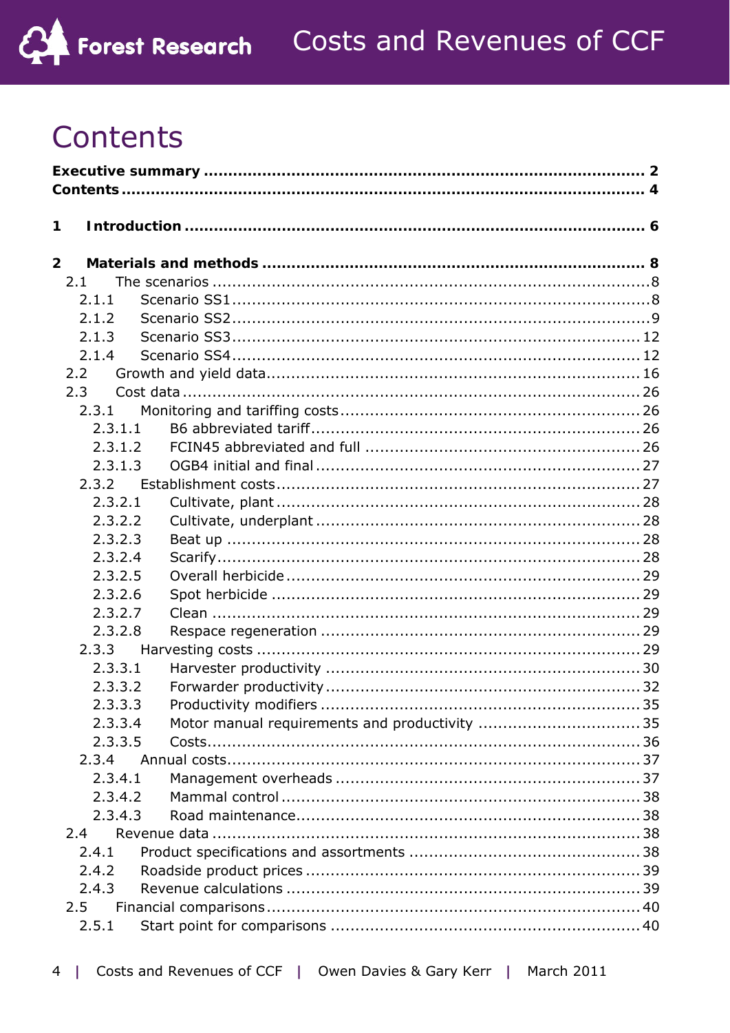# Contents

**Executive summary ........................................................................................ 2**
**Contents ..................................................................................................... 4**

**1 Introduction ............................................................................................. 6**

**2 Materials and methods ............................................................................. 8**

- 2.1 The scenarios ......................................................................................8
  - 2.1.1 Scenario SS1 ..................................................................................8
  - 2.1.2 Scenario SS2 ..................................................................................9
  - 2.1.3 Scenario SS3 ................................................................................12
  - 2.1.4 Scenario SS4 ................................................................................12
- 2.2 Growth and yield data ........................................................................16
- 2.3 Cost data ...........................................................................................26
  - 2.3.1 Monitoring and tariffing costs ..........................................................26
    - 2.3.1.1 B6 abbreviated tariff ................................................................26
    - 2.3.1.2 FCIN45 abbreviated and full ......................................................26
    - 2.3.1.3 OGB4 initial and final ...............................................................27
  - 2.3.2 Establishment costs ......................................................................27
    - 2.3.2.1 Cultivate, plant .......................................................................28
    - 2.3.2.2 Cultivate, underplant ...............................................................28
    - 2.3.2.3 Beat up .................................................................................28
    - 2.3.2.4 Scarify ...................................................................................28
    - 2.3.2.5 Overall herbicide .....................................................................29
    - 2.3.2.6 Spot herbicide ........................................................................29
    - 2.3.2.7 Clean ....................................................................................29
    - 2.3.2.8 Respace regeneration ..............................................................29
  - 2.3.3 Harvesting costs ...........................................................................29
    - 2.3.3.1 Harvester productivity .............................................................30
    - 2.3.3.2 Forwarder productivity .............................................................32
    - 2.3.3.3 Productivity modifiers ..............................................................35
    - 2.3.3.4 Motor manual requirements and productivity ..............................35
    - 2.3.3.5 Costs .....................................................................................36
  - 2.3.4 Annual costs .................................................................................37
    - 2.3.4.1 Management overheads ...........................................................37
    - 2.3.4.2 Mammal control ......................................................................38
    - 2.3.4.3 Road maintenance ...................................................................38
- 2.4 Revenue data .....................................................................................38
  - 2.4.1 Product specifications and assortments ...........................................38
  - 2.4.2 Roadside product prices .................................................................39
  - 2.4.3 Revenue calculations .....................................................................39
- 2.5 Financial comparisons .........................................................................40
  - 2.5.1 Start point for comparisons ............................................................40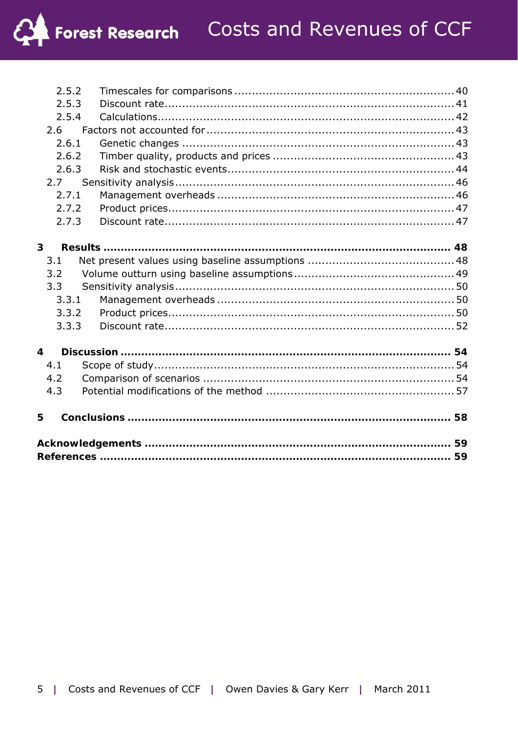2.5.2 Timescales for comparisons ........................................................ 40
2.5.3 Discount rate ........................................................................... 41
2.5.4 Calculations ............................................................................. 42
2.6 Factors not accounted for ............................................................... 43
2.6.1 Genetic changes ....................................................................... 43
2.6.2 Timber quality, products and prices ............................................. 43
2.6.3 Risk and stochastic events .......................................................... 44
2.7 Sensitivity analysis .......................................................................... 46
2.7.1 Management overheads ............................................................. 46
2.7.2 Product prices ........................................................................... 47
2.7.3 Discount rate ............................................................................ 47

**3 Results ............................................................................................ 48**
3.1 Net present values using baseline assumptions ................................... 48
3.2 Volume outturn using baseline assumptions ....................................... 49
3.3 Sensitivity analysis ........................................................................... 50
3.3.1 Management overheads ............................................................. 50
3.3.2 Product prices ........................................................................... 50
3.3.3 Discount rate ............................................................................ 52

**4 Discussion ....................................................................................... 54**
4.1 Scope of study ................................................................................. 54
4.2 Comparison of scenarios .................................................................. 54
4.3 Potential modifications of the method ............................................... 57

**5 Conclusions ...................................................................................... 58**

**Acknowledgements ............................................................................... 59**
**References .......................................................................................... 59**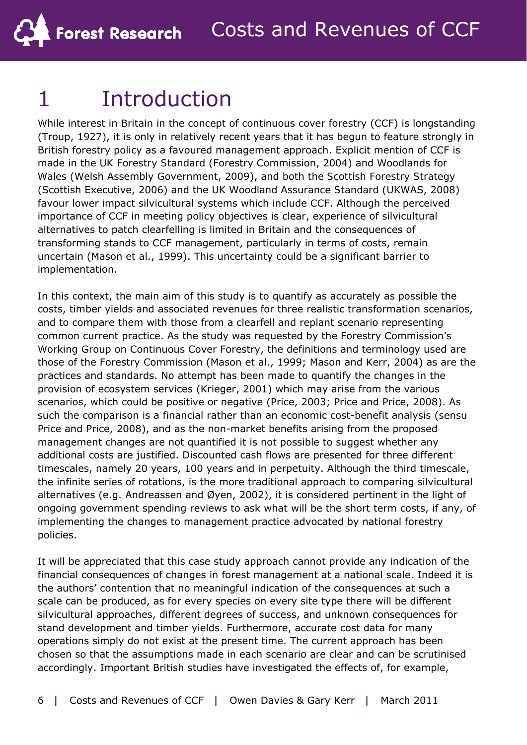# 1 Introduction

While interest in Britain in the concept of continuous cover forestry (CCF) is longstanding (Troup, 1927), it is only in relatively recent years that it has begun to feature strongly in British forestry policy as a favoured management approach. Explicit mention of CCF is made in the UK Forestry Standard (Forestry Commission, 2004) and Woodlands for Wales (Welsh Assembly Government, 2009), and both the Scottish Forestry Strategy (Scottish Executive, 2006) and the UK Woodland Assurance Standard (UKWAS, 2008) favour lower impact silvicultural systems which include CCF. Although the perceived importance of CCF in meeting policy objectives is clear, experience of silvicultural alternatives to patch clearfelling is limited in Britain and the consequences of transforming stands to CCF management, particularly in terms of costs, remain uncertain (Mason et al., 1999). This uncertainty could be a significant barrier to implementation.

In this context, the main aim of this study is to quantify as accurately as possible the costs, timber yields and associated revenues for three realistic transformation scenarios, and to compare them with those from a clearfell and replant scenario representing common current practice. As the study was requested by the Forestry Commission's Working Group on Continuous Cover Forestry, the definitions and terminology used are those of the Forestry Commission (Mason et al., 1999; Mason and Kerr, 2004) as are the practices and standards. No attempt has been made to quantify the changes in the provision of ecosystem services (Krieger, 2001) which may arise from the various scenarios, which could be positive or negative (Price, 2003; Price and Price, 2008). As such the comparison is a financial rather than an economic cost-benefit analysis (sensu Price and Price, 2008), and as the non-market benefits arising from the proposed management changes are not quantified it is not possible to suggest whether any additional costs are justified. Discounted cash flows are presented for three different timescales, namely 20 years, 100 years and in perpetuity. Although the third timescale, the infinite series of rotations, is the more traditional approach to comparing silvicultural alternatives (e.g. Andreassen and Øyen, 2002), it is considered pertinent in the light of ongoing government spending reviews to ask what will be the short term costs, if any, of implementing the changes to management practice advocated by national forestry policies.

It will be appreciated that this case study approach cannot provide any indication of the financial consequences of changes in forest management at a national scale. Indeed it is the authors' contention that no meaningful indication of the consequences at such a scale can be produced, as for every species on every site type there will be different silvicultural approaches, different degrees of success, and unknown consequences for stand development and timber yields. Furthermore, accurate cost data for many operations simply do not exist at the present time. The current approach has been chosen so that the assumptions made in each scenario are clear and can be scrutinised accordingly. Important British studies have investigated the effects of, for example,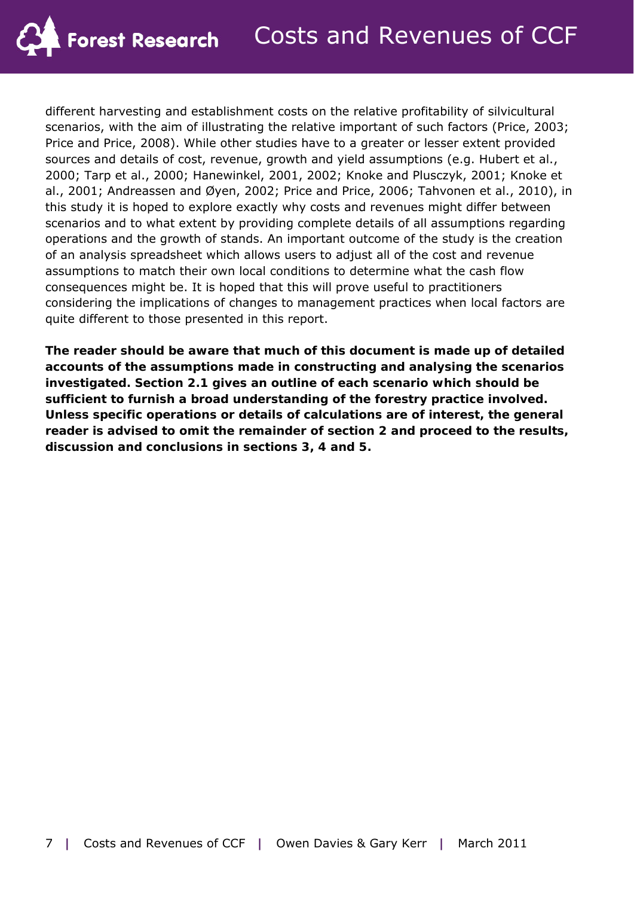different harvesting and establishment costs on the relative profitability of silvicultural scenarios, with the aim of illustrating the relative important of such factors (Price, 2003; Price and Price, 2008). While other studies have to a greater or lesser extent provided sources and details of cost, revenue, growth and yield assumptions (e.g. Hubert et al., 2000; Tarp et al., 2000; Hanewinkel, 2001, 2002; Knoke and Plusczyk, 2001; Knoke et al., 2001; Andreassen and Øyen, 2002; Price and Price, 2006; Tahvonen et al., 2010), in this study it is hoped to explore exactly why costs and revenues might differ between scenarios and to what extent by providing complete details of all assumptions regarding operations and the growth of stands. An important outcome of the study is the creation of an analysis spreadsheet which allows users to adjust all of the cost and revenue assumptions to match their own local conditions to determine what the cash flow consequences might be. It is hoped that this will prove useful to practitioners considering the implications of changes to management practices when local factors are quite different to those presented in this report.

**The reader should be aware that much of this document is made up of detailed accounts of the assumptions made in constructing and analysing the scenarios investigated. Section 2.1 gives an outline of each scenario which should be sufficient to furnish a broad understanding of the forestry practice involved. Unless specific operations or details of calculations are of interest, the general reader is advised to omit the remainder of section 2 and proceed to the results, discussion and conclusions in sections 3, 4 and 5.**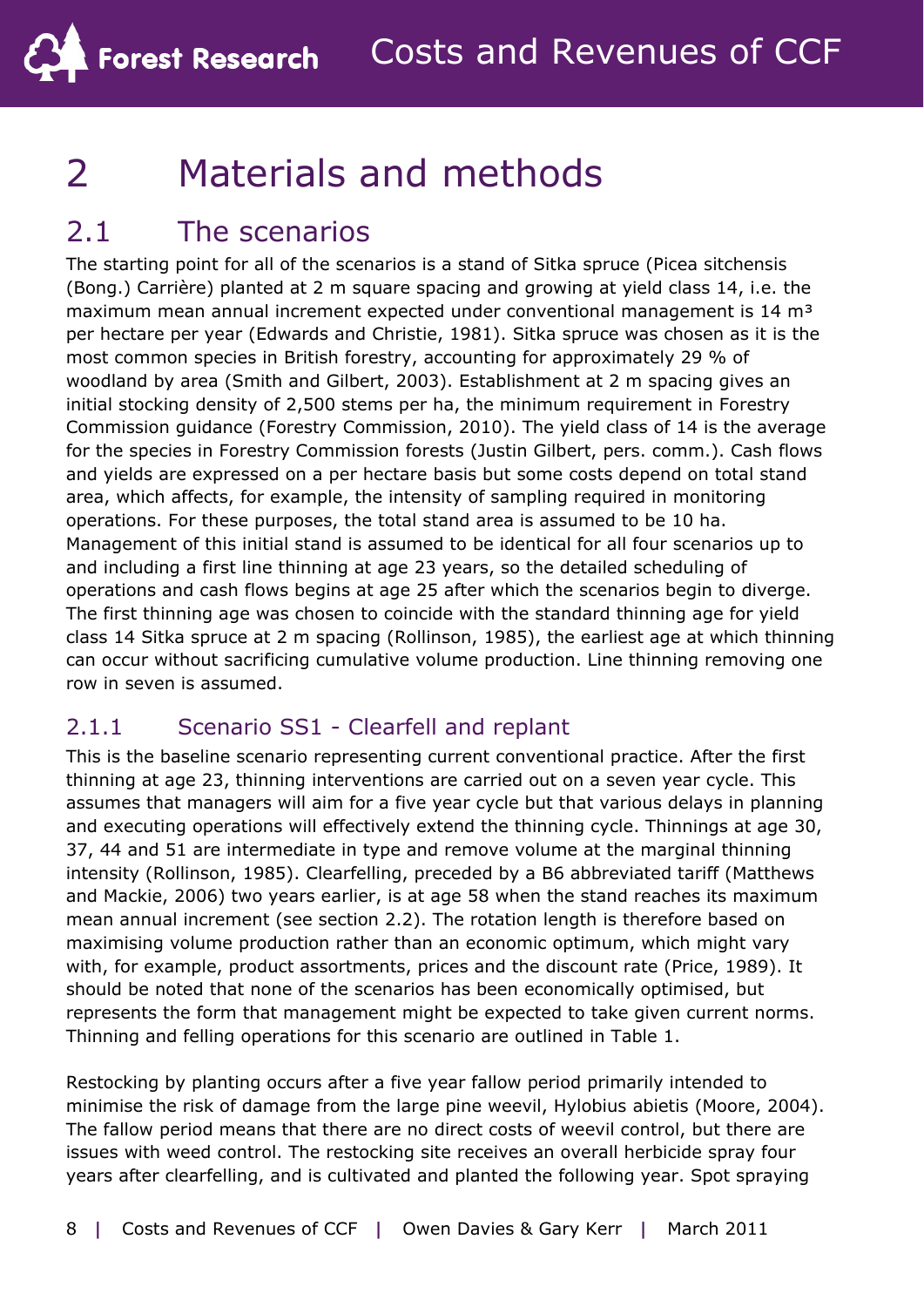# 2 Materials and methods

## 2.1 The scenarios

The starting point for all of the scenarios is a stand of Sitka spruce (Picea sitchensis (Bong.) Carrière) planted at 2 m square spacing and growing at yield class 14, i.e. the maximum mean annual increment expected under conventional management is 14 $m^3$ per hectare per year (Edwards and Christie, 1981). Sitka spruce was chosen as it is the most common species in British forestry, accounting for approximately 29 % of woodland by area (Smith and Gilbert, 2003). Establishment at 2 m spacing gives an initial stocking density of 2,500 stems per ha, the minimum requirement in Forestry Commission guidance (Forestry Commission, 2010). The yield class of 14 is the average for the species in Forestry Commission forests (Justin Gilbert, pers. comm.). Cash flows and yields are expressed on a per hectare basis but some costs depend on total stand area, which affects, for example, the intensity of sampling required in monitoring operations. For these purposes, the total stand area is assumed to be 10 ha. Management of this initial stand is assumed to be identical for all four scenarios up to and including a first line thinning at age 23 years, so the detailed scheduling of operations and cash flows begins at age 25 after which the scenarios begin to diverge. The first thinning age was chosen to coincide with the standard thinning age for yield class 14 Sitka spruce at 2 m spacing (Rollinson, 1985), the earliest age at which thinning can occur without sacrificing cumulative volume production. Line thinning removing one row in seven is assumed.

### 2.1.1 Scenario SS1 - Clearfell and replant

This is the baseline scenario representing current conventional practice. After the first thinning at age 23, thinning interventions are carried out on a seven year cycle. This assumes that managers will aim for a five year cycle but that various delays in planning and executing operations will effectively extend the thinning cycle. Thinnings at age 30, 37, 44 and 51 are intermediate in type and remove volume at the marginal thinning intensity (Rollinson, 1985). Clearfelling, preceded by a B6 abbreviated tariff (Matthews and Mackie, 2006) two years earlier, is at age 58 when the stand reaches its maximum mean annual increment (see section 2.2). The rotation length is therefore based on maximising volume production rather than an economic optimum, which might vary with, for example, product assortments, prices and the discount rate (Price, 1989). It should be noted that none of the scenarios has been economically optimised, but represents the form that management might be expected to take given current norms. Thinning and felling operations for this scenario are outlined in Table 1.

Restocking by planting occurs after a five year fallow period primarily intended to minimise the risk of damage from the large pine weevil, Hylobius abietis (Moore, 2004). The fallow period means that there are no direct costs of weevil control, but there are issues with weed control. The restocking site receives an overall herbicide spray four years after clearfelling, and is cultivated and planted the following year. Spot spraying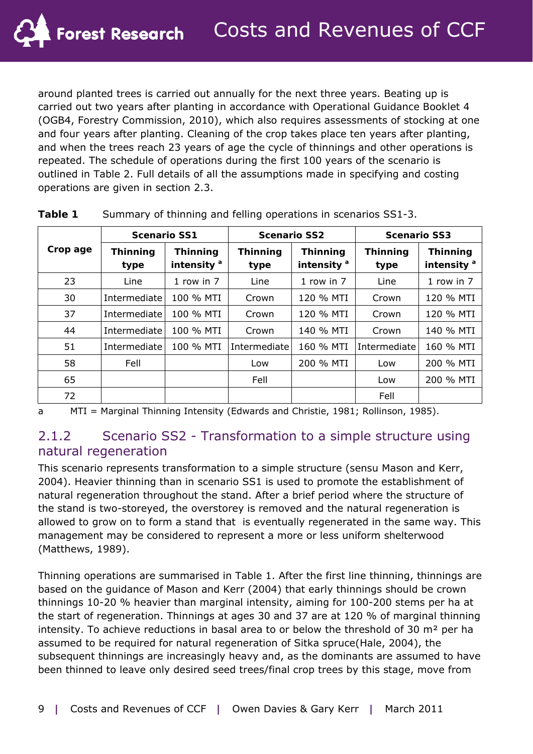around planted trees is carried out annually for the next three years. Beating up is carried out two years after planting in accordance with Operational Guidance Booklet 4 (OGB4, Forestry Commission, 2010), which also requires assessments of stocking at one and four years after planting. Cleaning of the crop takes place ten years after planting, and when the trees reach 23 years of age the cycle of thinnings and other operations is repeated. The schedule of operations during the first 100 years of the scenario is outlined in Table 2. Full details of all the assumptions made in specifying and costing operations are given in section 2.3.

**Table 1** Summary of thinning and felling operations in scenarios SS1-3.

| Crop age | Scenario SS1 | | Scenario SS2 | | Scenario SS3 | |
|---|---|---|---|---|---|---|
| | Thinning type | Thinning intensity [a] | Thinning type | Thinning intensity [a] | Thinning type | Thinning intensity [a] |
| 23 | Line | 1 row in 7 | Line | 1 row in 7 | Line | 1 row in 7 |
| 30 | Intermediate | 100 % MTI | Crown | 120 % MTI | Crown | 120 % MTI |
| 37 | Intermediate | 100 % MTI | Crown | 120 % MTI | Crown | 120 % MTI |
| 44 | Intermediate | 100 % MTI | Crown | 140 % MTI | Crown | 140 % MTI |
| 51 | Intermediate | 100 % MTI | Intermediate | 160 % MTI | Intermediate | 160 % MTI |
| 58 | Fell | | Low | 200 % MTI | Low | 200 % MTI |
| 65 | | | Fell | | Low | 200 % MTI |
| 72 | | | | | Fell | |

a MTI = Marginal Thinning Intensity (Edwards and Christie, 1981; Rollinson, 1985).

### 2.1.2 Scenario SS2 - Transformation to a simple structure using natural regeneration

This scenario represents transformation to a simple structure (sensu Mason and Kerr, 2004). Heavier thinning than in scenario SS1 is used to promote the establishment of natural regeneration throughout the stand. After a brief period where the structure of the stand is two-storeyed, the overstorey is removed and the natural regeneration is allowed to grow on to form a stand that is eventually regenerated in the same way. This management may be considered to represent a more or less uniform shelterwood (Matthews, 1989).

Thinning operations are summarised in Table 1. After the first line thinning, thinnings are based on the guidance of Mason and Kerr (2004) that early thinnings should be crown thinnings 10-20 % heavier than marginal intensity, aiming for 100-200 stems per ha at the start of regeneration. Thinnings at ages 30 and 37 are at 120 % of marginal thinning intensity. To achieve reductions in basal area to or below the threshold of 30 m² per ha assumed to be required for natural regeneration of Sitka spruce(Hale, 2004), the subsequent thinnings are increasingly heavy and, as the dominants are assumed to have been thinned to leave only desired seed trees/final crop trees by this stage, move from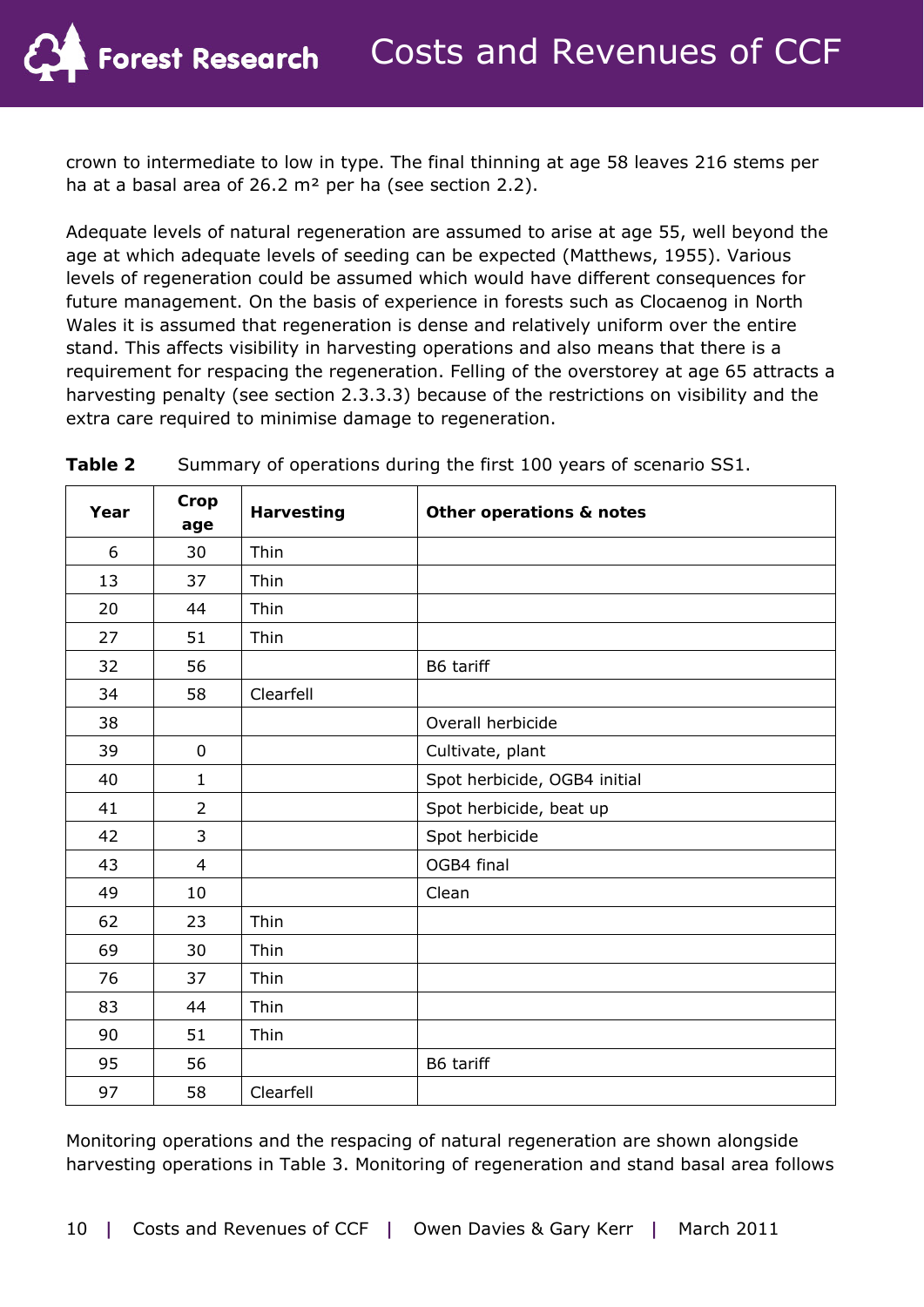crown to intermediate to low in type. The final thinning at age 58 leaves 216 stems per ha at a basal area of 26.2 m² per ha (see section 2.2).

Adequate levels of natural regeneration are assumed to arise at age 55, well beyond the age at which adequate levels of seeding can be expected (Matthews, 1955). Various levels of regeneration could be assumed which would have different consequences for future management. On the basis of experience in forests such as Clocaenog in North Wales it is assumed that regeneration is dense and relatively uniform over the entire stand. This affects visibility in harvesting operations and also means that there is a requirement for respacing the regeneration. Felling of the overstorey at age 65 attracts a harvesting penalty (see section 2.3.3.3) because of the restrictions on visibility and the extra care required to minimise damage to regeneration.

**Table 2** Summary of operations during the first 100 years of scenario SS1.

| Year | Crop age | Harvesting | Other operations & notes |
|---|---|---|---|
| 6 | 30 | Thin | |
| 13 | 37 | Thin | |
| 20 | 44 | Thin | |
| 27 | 51 | Thin | |
| 32 | 56 | | B6 tariff |
| 34 | 58 | Clearfell | |
| 38 | | | Overall herbicide |
| 39 | 0 | | Cultivate, plant |
| 40 | 1 | | Spot herbicide, OGB4 initial |
| 41 | 2 | | Spot herbicide, beat up |
| 42 | 3 | | Spot herbicide |
| 43 | 4 | | OGB4 final |
| 49 | 10 | | Clean |
| 62 | 23 | Thin | |
| 69 | 30 | Thin | |
| 76 | 37 | Thin | |
| 83 | 44 | Thin | |
| 90 | 51 | Thin | |
| 95 | 56 | | B6 tariff |
| 97 | 58 | Clearfell | |

Monitoring operations and the respacing of natural regeneration are shown alongside harvesting operations in Table 3. Monitoring of regeneration and stand basal area follows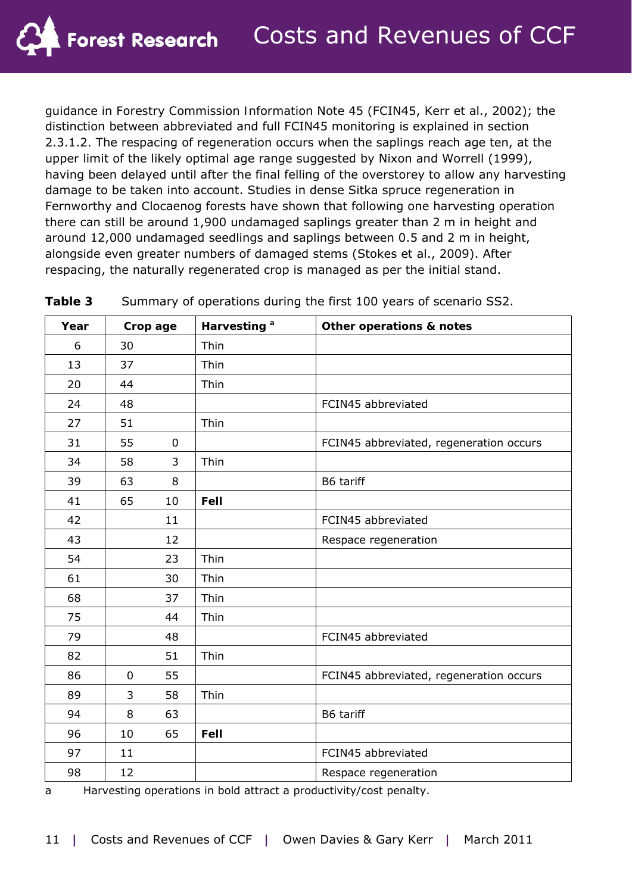guidance in Forestry Commission Information Note 45 (FCIN45, Kerr et al., 2002); the distinction between abbreviated and full FCIN45 monitoring is explained in section 2.3.1.2. The respacing of regeneration occurs when the saplings reach age ten, at the upper limit of the likely optimal age range suggested by Nixon and Worrell (1999), having been delayed until after the final felling of the overstorey to allow any harvesting damage to be taken into account. Studies in dense Sitka spruce regeneration in Fernworthy and Clocaenog forests have shown that following one harvesting operation there can still be around 1,900 undamaged saplings greater than 2 m in height and around 12,000 undamaged seedlings and saplings between 0.5 and 2 m in height, alongside even greater numbers of damaged stems (Stokes et al., 2009). After respacing, the naturally regenerated crop is managed as per the initial stand.

**Table 3** Summary of operations during the first 100 years of scenario SS2.

| Year | Crop age | | Harvesting [a] | Other operations & notes |
|---|---|---|---|---|
| 6 | 30 | | Thin | |
| 13 | 37 | | Thin | |
| 20 | 44 | | Thin | |
| 24 | 48 | | | FCIN45 abbreviated |
| 27 | 51 | | Thin | |
| 31 | 55 | 0 | | FCIN45 abbreviated, regeneration occurs |
| 34 | 58 | 3 | Thin | |
| 39 | 63 | 8 | | B6 tariff |
| 41 | 65 | 10 | **Fell** | |
| 42 | | 11 | | FCIN45 abbreviated |
| 43 | | 12 | | Respace regeneration |
| 54 | | 23 | Thin | |
| 61 | | 30 | Thin | |
| 68 | | 37 | Thin | |
| 75 | | 44 | Thin | |
| 79 | | 48 | | FCIN45 abbreviated |
| 82 | | 51 | Thin | |
| 86 | 0 | 55 | | FCIN45 abbreviated, regeneration occurs |
| 89 | 3 | 58 | Thin | |
| 94 | 8 | 63 | | B6 tariff |
| 96 | 10 | 65 | **Fell** | |
| 97 | 11 | | | FCIN45 abbreviated |
| 98 | 12 | | | Respace regeneration |

a Harvesting operations in bold attract a productivity/cost penalty.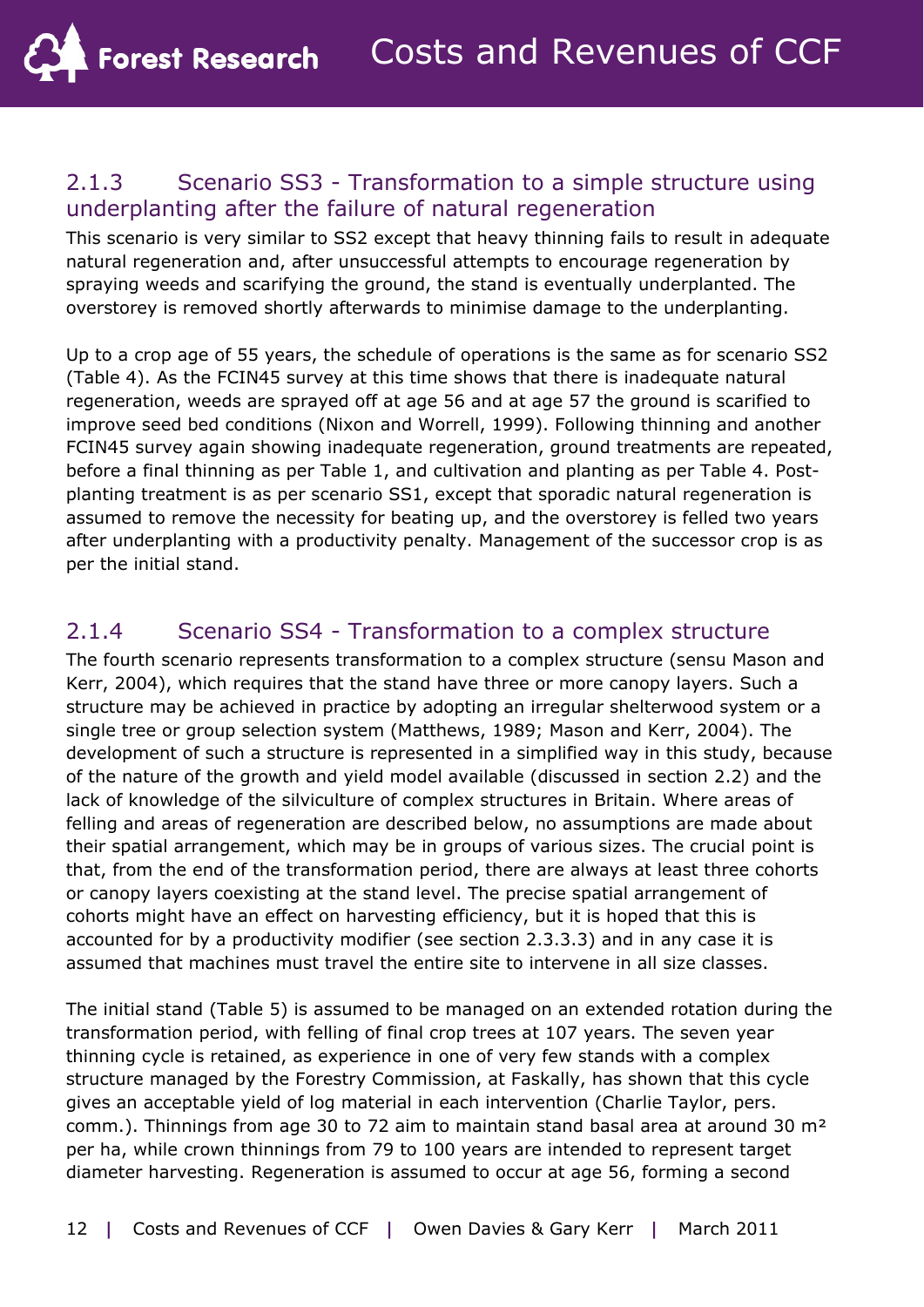### 2.1.3 Scenario SS3 - Transformation to a simple structure using underplanting after the failure of natural regeneration

This scenario is very similar to SS2 except that heavy thinning fails to result in adequate natural regeneration and, after unsuccessful attempts to encourage regeneration by spraying weeds and scarifying the ground, the stand is eventually underplanted. The overstorey is removed shortly afterwards to minimise damage to the underplanting.

Up to a crop age of 55 years, the schedule of operations is the same as for scenario SS2 (Table 4). As the FCIN45 survey at this time shows that there is inadequate natural regeneration, weeds are sprayed off at age 56 and at age 57 the ground is scarified to improve seed bed conditions (Nixon and Worrell, 1999). Following thinning and another FCIN45 survey again showing inadequate regeneration, ground treatments are repeated, before a final thinning as per Table 1, and cultivation and planting as per Table 4. Post-planting treatment is as per scenario SS1, except that sporadic natural regeneration is assumed to remove the necessity for beating up, and the overstorey is felled two years after underplanting with a productivity penalty. Management of the successor crop is as per the initial stand.

### 2.1.4 Scenario SS4 - Transformation to a complex structure

The fourth scenario represents transformation to a complex structure (sensu Mason and Kerr, 2004), which requires that the stand have three or more canopy layers. Such a structure may be achieved in practice by adopting an irregular shelterwood system or a single tree or group selection system (Matthews, 1989; Mason and Kerr, 2004). The development of such a structure is represented in a simplified way in this study, because of the nature of the growth and yield model available (discussed in section 2.2) and the lack of knowledge of the silviculture of complex structures in Britain. Where areas of felling and areas of regeneration are described below, no assumptions are made about their spatial arrangement, which may be in groups of various sizes. The crucial point is that, from the end of the transformation period, there are always at least three cohorts or canopy layers coexisting at the stand level. The precise spatial arrangement of cohorts might have an effect on harvesting efficiency, but it is hoped that this is accounted for by a productivity modifier (see section 2.3.3.3) and in any case it is assumed that machines must travel the entire site to intervene in all size classes.

The initial stand (Table 5) is assumed to be managed on an extended rotation during the transformation period, with felling of final crop trees at 107 years. The seven year thinning cycle is retained, as experience in one of very few stands with a complex structure managed by the Forestry Commission, at Faskally, has shown that this cycle gives an acceptable yield of log material in each intervention (Charlie Taylor, pers. comm.). Thinnings from age 30 to 72 aim to maintain stand basal area at around 30 m² per ha, while crown thinnings from 79 to 100 years are intended to represent target diameter harvesting. Regeneration is assumed to occur at age 56, forming a second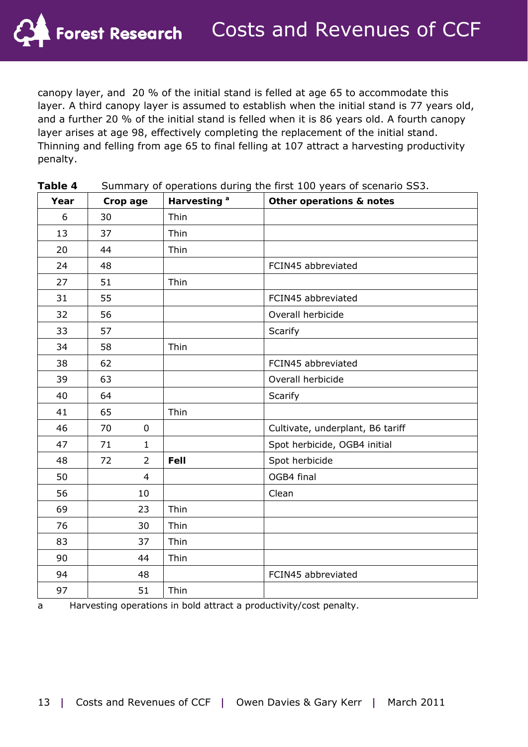canopy layer, and 20 % of the initial stand is felled at age 65 to accommodate this layer. A third canopy layer is assumed to establish when the initial stand is 77 years old, and a further 20 % of the initial stand is felled when it is 86 years old. A fourth canopy layer arises at age 98, effectively completing the replacement of the initial stand. Thinning and felling from age 65 to final felling at 107 attract a harvesting productivity penalty.

**Table 4** Summary of operations during the first 100 years of scenario SS3.

| Year | Crop age | | Harvesting [a] | Other operations & notes |
|---|---|---|---|---|
| 6 | 30 | | Thin | |
| 13 | 37 | | Thin | |
| 20 | 44 | | Thin | |
| 24 | 48 | | | FCIN45 abbreviated |
| 27 | 51 | | Thin | |
| 31 | 55 | | | FCIN45 abbreviated |
| 32 | 56 | | | Overall herbicide |
| 33 | 57 | | | Scarify |
| 34 | 58 | | Thin | |
| 38 | 62 | | | FCIN45 abbreviated |
| 39 | 63 | | | Overall herbicide |
| 40 | 64 | | | Scarify |
| 41 | 65 | | Thin | |
| 46 | 70 | 0 | | Cultivate, underplant, B6 tariff |
| 47 | 71 | 1 | | Spot herbicide, OGB4 initial |
| 48 | 72 | 2 | **Fell** | Spot herbicide |
| 50 | | 4 | | OGB4 final |
| 56 | | 10 | | Clean |
| 69 | | 23 | Thin | |
| 76 | | 30 | Thin | |
| 83 | | 37 | Thin | |
| 90 | | 44 | Thin | |
| 94 | | 48 | | FCIN45 abbreviated |
| 97 | | 51 | Thin | |

a Harvesting operations in bold attract a productivity/cost penalty.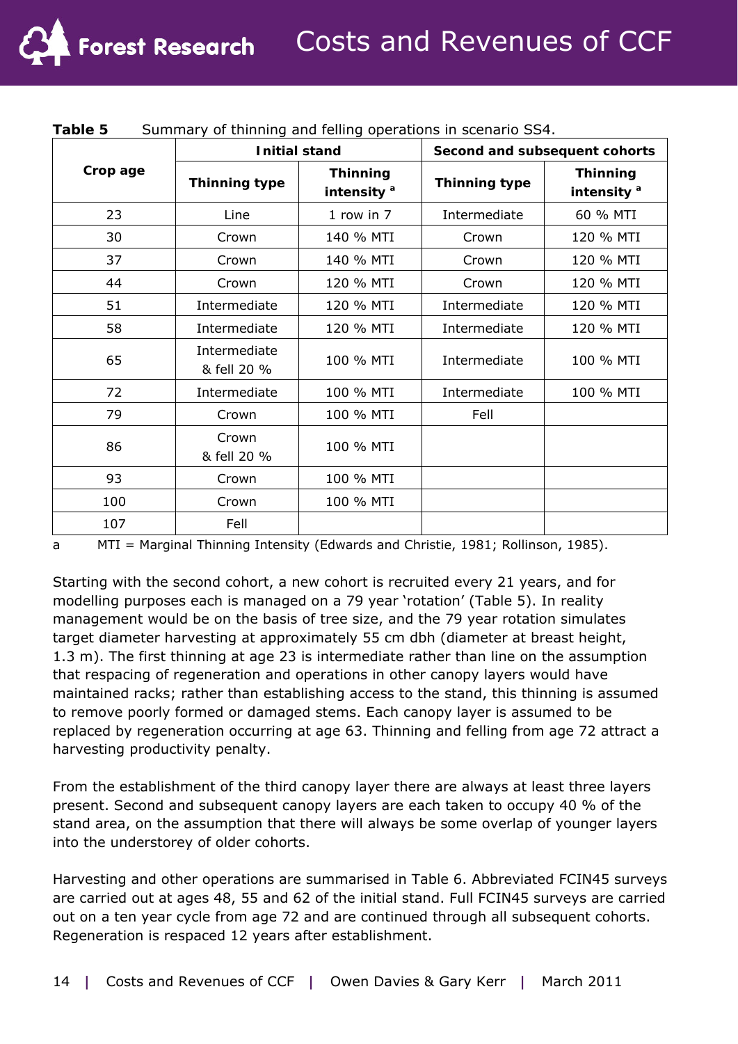**Table 5** Summary of thinning and felling operations in scenario SS4.

| Crop age | Initial stand | | Second and subsequent cohorts | |
|---|---|---|---|---|
| | Thinning type | Thinning intensity [a] | Thinning type | Thinning intensity [a] |
| 23 | Line | 1 row in 7 | Intermediate | 60 % MTI |
| 30 | Crown | 140 % MTI | Crown | 120 % MTI |
| 37 | Crown | 140 % MTI | Crown | 120 % MTI |
| 44 | Crown | 120 % MTI | Crown | 120 % MTI |
| 51 | Intermediate | 120 % MTI | Intermediate | 120 % MTI |
| 58 | Intermediate | 120 % MTI | Intermediate | 120 % MTI |
| 65 | Intermediate & fell 20 % | 100 % MTI | Intermediate | 100 % MTI |
| 72 | Intermediate | 100 % MTI | Intermediate | 100 % MTI |
| 79 | Crown | 100 % MTI | Fell | |
| 86 | Crown & fell 20 % | 100 % MTI | | |
| 93 | Crown | 100 % MTI | | |
| 100 | Crown | 100 % MTI | | |
| 107 | Fell | | | |

a MTI = Marginal Thinning Intensity (Edwards and Christie, 1981; Rollinson, 1985).

Starting with the second cohort, a new cohort is recruited every 21 years, and for modelling purposes each is managed on a 79 year 'rotation' (Table 5). In reality management would be on the basis of tree size, and the 79 year rotation simulates target diameter harvesting at approximately 55 cm dbh (diameter at breast height, 1.3 m). The first thinning at age 23 is intermediate rather than line on the assumption that respacing of regeneration and operations in other canopy layers would have maintained racks; rather than establishing access to the stand, this thinning is assumed to remove poorly formed or damaged stems. Each canopy layer is assumed to be replaced by regeneration occurring at age 63. Thinning and felling from age 72 attract a harvesting productivity penalty.

From the establishment of the third canopy layer there are always at least three layers present. Second and subsequent canopy layers are each taken to occupy 40 % of the stand area, on the assumption that there will always be some overlap of younger layers into the understorey of older cohorts.

Harvesting and other operations are summarised in Table 6. Abbreviated FCIN45 surveys are carried out at ages 48, 55 and 62 of the initial stand. Full FCIN45 surveys are carried out on a ten year cycle from age 72 and are continued through all subsequent cohorts. Regeneration is respaced 12 years after establishment.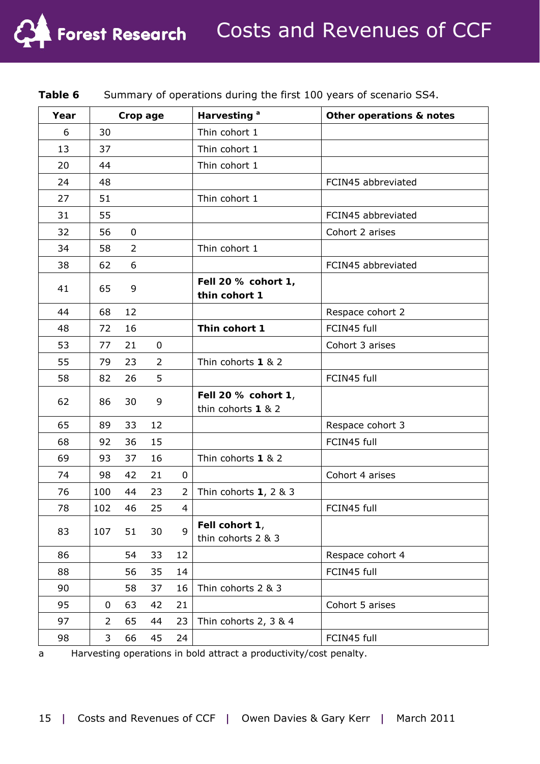**Table 6** Summary of operations during the first 100 years of scenario SS4.

| Year | Crop age | | | | Harvesting [a] | Other operations & notes |
|---|---|---|---|---|---|---|
| 6 | 30 | | | | Thin cohort 1 | |
| 13 | 37 | | | | Thin cohort 1 | |
| 20 | 44 | | | | Thin cohort 1 | |
| 24 | 48 | | | | | FCIN45 abbreviated |
| 27 | 51 | | | | Thin cohort 1 | |
| 31 | 55 | | | | | FCIN45 abbreviated |
| 32 | 56 | 0 | | | | Cohort 2 arises |
| 34 | 58 | 2 | | | Thin cohort 1 | |
| 38 | 62 | 6 | | | | FCIN45 abbreviated |
| 41 | 65 | 9 | | | **Fell 20 % cohort 1, thin cohort 1** | |
| 44 | 68 | 12 | | | | Respace cohort 2 |
| 48 | 72 | 16 | | | **Thin cohort 1** | FCIN45 full |
| 53 | 77 | 21 | 0 | | | Cohort 3 arises |
| 55 | 79 | 23 | 2 | | Thin cohorts **1** & 2 | |
| 58 | 82 | 26 | 5 | | | FCIN45 full |
| 62 | 86 | 30 | 9 | | **Fell 20 % cohort 1**, thin cohorts **1** & 2 | |
| 65 | 89 | 33 | 12 | | | Respace cohort 3 |
| 68 | 92 | 36 | 15 | | | FCIN45 full |
| 69 | 93 | 37 | 16 | | Thin cohorts **1** & 2 | |
| 74 | 98 | 42 | 21 | 0 | | Cohort 4 arises |
| 76 | 100 | 44 | 23 | 2 | Thin cohorts **1**, 2 & 3 | |
| 78 | 102 | 46 | 25 | 4 | | FCIN45 full |
| 83 | 107 | 51 | 30 | 9 | **Fell cohort 1**, thin cohorts 2 & 3 | |
| 86 | | 54 | 33 | 12 | | Respace cohort 4 |
| 88 | | 56 | 35 | 14 | | FCIN45 full |
| 90 | | 58 | 37 | 16 | Thin cohorts 2 & 3 | |
| 95 | 0 | 63 | 42 | 21 | | Cohort 5 arises |
| 97 | 2 | 65 | 44 | 23 | Thin cohorts 2, 3 & 4 | |
| 98 | 3 | 66 | 45 | 24 | | FCIN45 full |

a Harvesting operations in bold attract a productivity/cost penalty.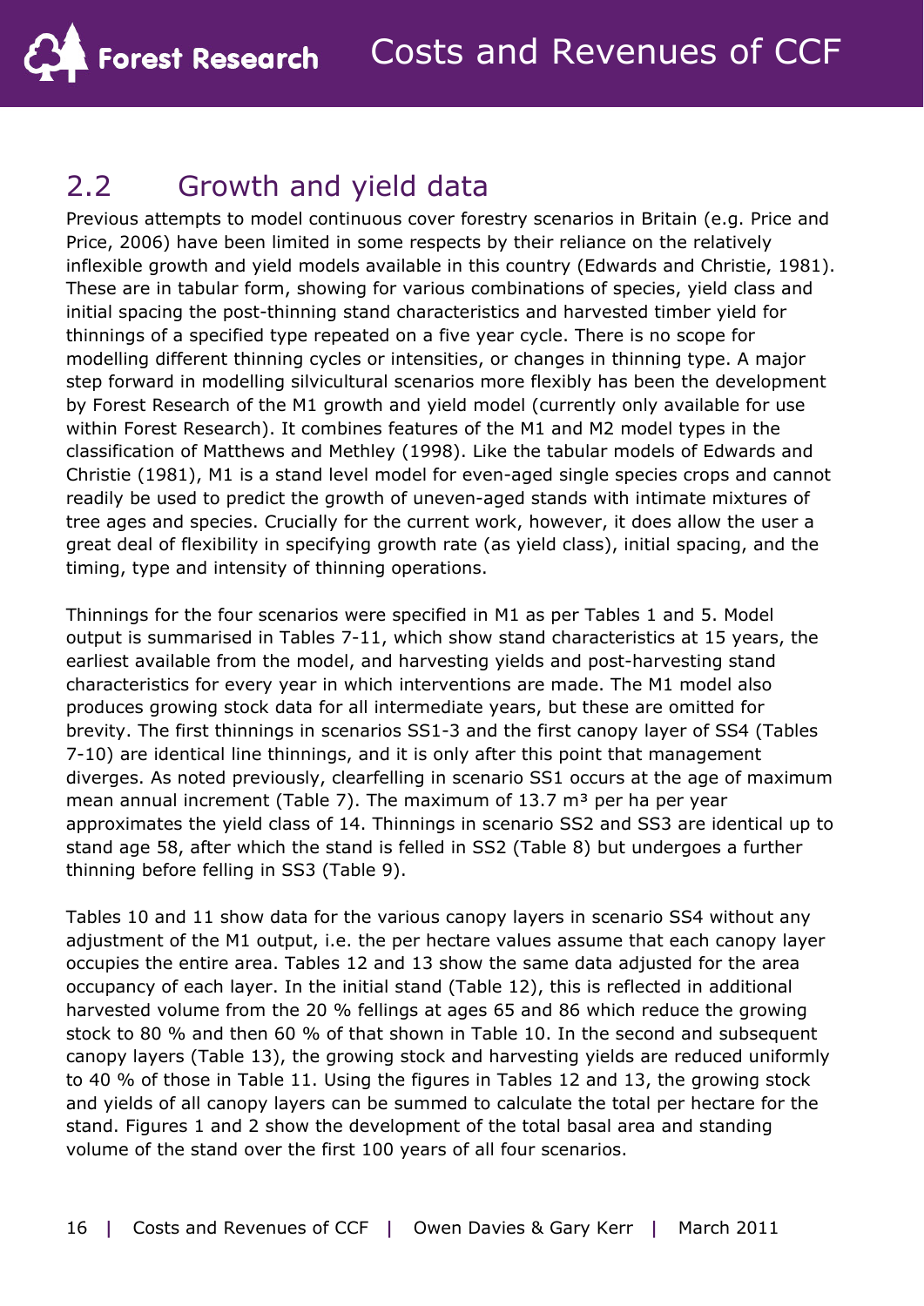## 2.2 Growth and yield data

Previous attempts to model continuous cover forestry scenarios in Britain (e.g. Price and Price, 2006) have been limited in some respects by their reliance on the relatively inflexible growth and yield models available in this country (Edwards and Christie, 1981). These are in tabular form, showing for various combinations of species, yield class and initial spacing the post-thinning stand characteristics and harvested timber yield for thinnings of a specified type repeated on a five year cycle. There is no scope for modelling different thinning cycles or intensities, or changes in thinning type. A major step forward in modelling silvicultural scenarios more flexibly has been the development by Forest Research of the M1 growth and yield model (currently only available for use within Forest Research). It combines features of the M1 and M2 model types in the classification of Matthews and Methley (1998). Like the tabular models of Edwards and Christie (1981), M1 is a stand level model for even-aged single species crops and cannot readily be used to predict the growth of uneven-aged stands with intimate mixtures of tree ages and species. Crucially for the current work, however, it does allow the user a great deal of flexibility in specifying growth rate (as yield class), initial spacing, and the timing, type and intensity of thinning operations.

Thinnings for the four scenarios were specified in M1 as per Tables 1 and 5. Model output is summarised in Tables 7-11, which show stand characteristics at 15 years, the earliest available from the model, and harvesting yields and post-harvesting stand characteristics for every year in which interventions are made. The M1 model also produces growing stock data for all intermediate years, but these are omitted for brevity. The first thinnings in scenarios SS1-3 and the first canopy layer of SS4 (Tables 7-10) are identical line thinnings, and it is only after this point that management diverges. As noted previously, clearfelling in scenario SS1 occurs at the age of maximum mean annual increment (Table 7). The maximum of 13.7 m³ per ha per year approximates the yield class of 14. Thinnings in scenario SS2 and SS3 are identical up to stand age 58, after which the stand is felled in SS2 (Table 8) but undergoes a further thinning before felling in SS3 (Table 9).

Tables 10 and 11 show data for the various canopy layers in scenario SS4 without any adjustment of the M1 output, i.e. the per hectare values assume that each canopy layer occupies the entire area. Tables 12 and 13 show the same data adjusted for the area occupancy of each layer. In the initial stand (Table 12), this is reflected in additional harvested volume from the 20 % fellings at ages 65 and 86 which reduce the growing stock to 80 % and then 60 % of that shown in Table 10. In the second and subsequent canopy layers (Table 13), the growing stock and harvesting yields are reduced uniformly to 40 % of those in Table 11. Using the figures in Tables 12 and 13, the growing stock and yields of all canopy layers can be summed to calculate the total per hectare for the stand. Figures 1 and 2 show the development of the total basal area and standing volume of the stand over the first 100 years of all four scenarios.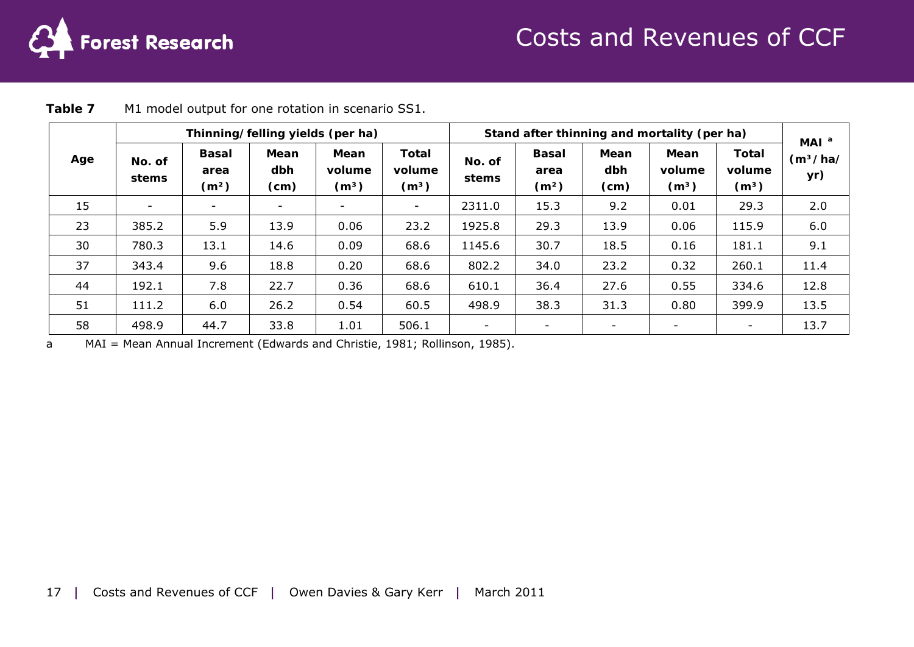**Table 7** M1 model output for one rotation in scenario SS1.

| Age | Thinning/felling yields (per ha) | | | | | Stand after thinning and mortality (per ha) | | | | | MAI [a] ($m^3$/ha/yr) |
|---|---|---|---|---|---|---|---|---|---|---|---|
| | No. of stems | Basal area ($m^2$) | Mean dbh (cm) | Mean volume ($m^3$) | Total volume ($m^3$) | No. of stems | Basal area ($m^2$) | Mean dbh (cm) | Mean volume ($m^3$) | Total volume ($m^3$) | |
| 15 | - | - | - | - | - | 2311.0 | 15.3 | 9.2 | 0.01 | 29.3 | 2.0 |
| 23 | 385.2 | 5.9 | 13.9 | 0.06 | 23.2 | 1925.8 | 29.3 | 13.9 | 0.06 | 115.9 | 6.0 |
| 30 | 780.3 | 13.1 | 14.6 | 0.09 | 68.6 | 1145.6 | 30.7 | 18.5 | 0.16 | 181.1 | 9.1 |
| 37 | 343.4 | 9.6 | 18.8 | 0.20 | 68.6 | 802.2 | 34.0 | 23.2 | 0.32 | 260.1 | 11.4 |
| 44 | 192.1 | 7.8 | 22.7 | 0.36 | 68.6 | 610.1 | 36.4 | 27.6 | 0.55 | 334.6 | 12.8 |
| 51 | 111.2 | 6.0 | 26.2 | 0.54 | 60.5 | 498.9 | 38.3 | 31.3 | 0.80 | 399.9 | 13.5 |
| 58 | 498.9 | 44.7 | 33.8 | 1.01 | 506.1 | - | - | - | - | - | 13.7 |

a MAI = Mean Annual Increment (Edwards and Christie, 1981; Rollinson, 1985).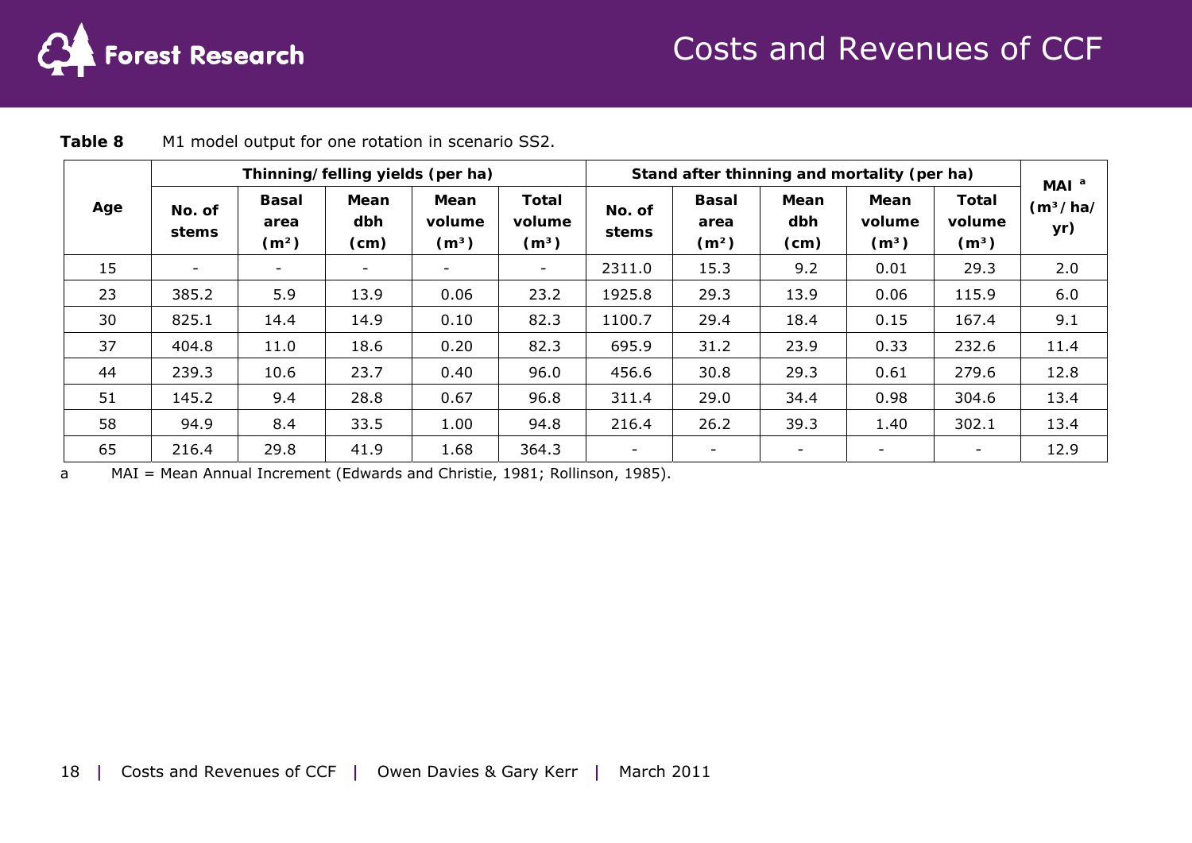**Table 8** M1 model output for one rotation in scenario SS2.

| Age | Thinning/felling yields (per ha) | | | | | Stand after thinning and mortality (per ha) | | | | | MAI [a] ($m^3$/ha/yr) |
|---|---|---|---|---|---|---|---|---|---|---|---|
| | No. of stems | Basal area ($m^2$) | Mean dbh (cm) | Mean volume ($m^3$) | Total volume ($m^3$) | No. of stems | Basal area ($m^2$) | Mean dbh (cm) | Mean volume ($m^3$) | Total volume ($m^3$) | |
| 15 | - | - | - | - | - | 2311.0 | 15.3 | 9.2 | 0.01 | 29.3 | 2.0 |
| 23 | 385.2 | 5.9 | 13.9 | 0.06 | 23.2 | 1925.8 | 29.3 | 13.9 | 0.06 | 115.9 | 6.0 |
| 30 | 825.1 | 14.4 | 14.9 | 0.10 | 82.3 | 1100.7 | 29.4 | 18.4 | 0.15 | 167.4 | 9.1 |
| 37 | 404.8 | 11.0 | 18.6 | 0.20 | 82.3 | 695.9 | 31.2 | 23.9 | 0.33 | 232.6 | 11.4 |
| 44 | 239.3 | 10.6 | 23.7 | 0.40 | 96.0 | 456.6 | 30.8 | 29.3 | 0.61 | 279.6 | 12.8 |
| 51 | 145.2 | 9.4 | 28.8 | 0.67 | 96.8 | 311.4 | 29.0 | 34.4 | 0.98 | 304.6 | 13.4 |
| 58 | 94.9 | 8.4 | 33.5 | 1.00 | 94.8 | 216.4 | 26.2 | 39.3 | 1.40 | 302.1 | 13.4 |
| 65 | 216.4 | 29.8 | 41.9 | 1.68 | 364.3 | - | - | - | - | - | 12.9 |

a MAI = Mean Annual Increment (Edwards and Christie, 1981; Rollinson, 1985).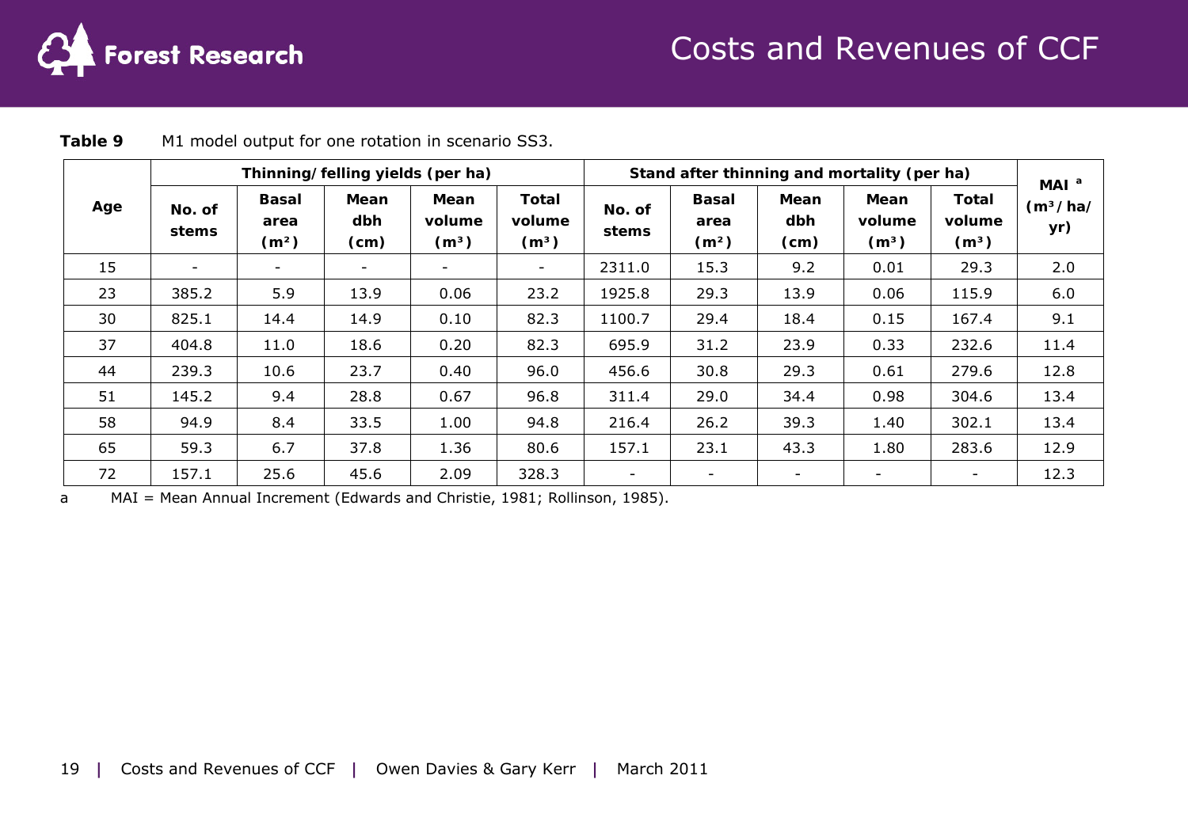**Table 9** M1 model output for one rotation in scenario SS3.

| Age | Thinning/felling yields (per ha) | | | | | Stand after thinning and mortality (per ha) | | | | | MAI [a] ($m^3$/ha/yr) |
|---|---|---|---|---|---|---|---|---|---|---|---|
| | No. of stems | Basal area ($m^2$) | Mean dbh (cm) | Mean volume ($m^3$) | Total volume ($m^3$) | No. of stems | Basal area ($m^2$) | Mean dbh (cm) | Mean volume ($m^3$) | Total volume ($m^3$) | |
| 15 | - | - | - | - | - | 2311.0 | 15.3 | 9.2 | 0.01 | 29.3 | 2.0 |
| 23 | 385.2 | 5.9 | 13.9 | 0.06 | 23.2 | 1925.8 | 29.3 | 13.9 | 0.06 | 115.9 | 6.0 |
| 30 | 825.1 | 14.4 | 14.9 | 0.10 | 82.3 | 1100.7 | 29.4 | 18.4 | 0.15 | 167.4 | 9.1 |
| 37 | 404.8 | 11.0 | 18.6 | 0.20 | 82.3 | 695.9 | 31.2 | 23.9 | 0.33 | 232.6 | 11.4 |
| 44 | 239.3 | 10.6 | 23.7 | 0.40 | 96.0 | 456.6 | 30.8 | 29.3 | 0.61 | 279.6 | 12.8 |
| 51 | 145.2 | 9.4 | 28.8 | 0.67 | 96.8 | 311.4 | 29.0 | 34.4 | 0.98 | 304.6 | 13.4 |
| 58 | 94.9 | 8.4 | 33.5 | 1.00 | 94.8 | 216.4 | 26.2 | 39.3 | 1.40 | 302.1 | 13.4 |
| 65 | 59.3 | 6.7 | 37.8 | 1.36 | 80.6 | 157.1 | 23.1 | 43.3 | 1.80 | 283.6 | 12.9 |
| 72 | 157.1 | 25.6 | 45.6 | 2.09 | 328.3 | - | - | - | - | - | 12.3 |

a MAI = Mean Annual Increment (Edwards and Christie, 1981; Rollinson, 1985).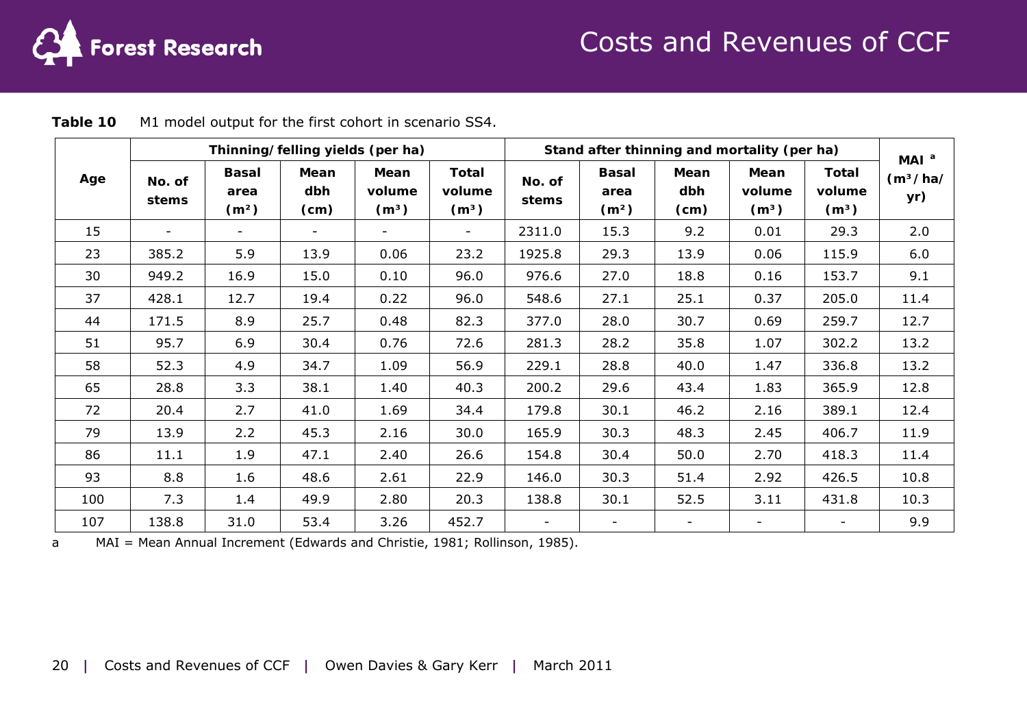**Table 10** M1 model output for the first cohort in scenario SS4.

| Age | Thinning/felling yields (per ha) | | | | | Stand after thinning and mortality (per ha) | | | | | MAI [a] ($m^3$/ha/yr) |
|---|---|---|---|---|---|---|---|---|---|---|---|
| | No. of stems | Basal area ($m^2$) | Mean dbh (cm) | Mean volume ($m^3$) | Total volume ($m^3$) | No. of stems | Basal area ($m^2$) | Mean dbh (cm) | Mean volume ($m^3$) | Total volume ($m^3$) | |
| 15 | - | - | - | - | - | 2311.0 | 15.3 | 9.2 | 0.01 | 29.3 | 2.0 |
| 23 | 385.2 | 5.9 | 13.9 | 0.06 | 23.2 | 1925.8 | 29.3 | 13.9 | 0.06 | 115.9 | 6.0 |
| 30 | 949.2 | 16.9 | 15.0 | 0.10 | 96.0 | 976.6 | 27.0 | 18.8 | 0.16 | 153.7 | 9.1 |
| 37 | 428.1 | 12.7 | 19.4 | 0.22 | 96.0 | 548.6 | 27.1 | 25.1 | 0.37 | 205.0 | 11.4 |
| 44 | 171.5 | 8.9 | 25.7 | 0.48 | 82.3 | 377.0 | 28.0 | 30.7 | 0.69 | 259.7 | 12.7 |
| 51 | 95.7 | 6.9 | 30.4 | 0.76 | 72.6 | 281.3 | 28.2 | 35.8 | 1.07 | 302.2 | 13.2 |
| 58 | 52.3 | 4.9 | 34.7 | 1.09 | 56.9 | 229.1 | 28.8 | 40.0 | 1.47 | 336.8 | 13.2 |
| 65 | 28.8 | 3.3 | 38.1 | 1.40 | 40.3 | 200.2 | 29.6 | 43.4 | 1.83 | 365.9 | 12.8 |
| 72 | 20.4 | 2.7 | 41.0 | 1.69 | 34.4 | 179.8 | 30.1 | 46.2 | 2.16 | 389.1 | 12.4 |
| 79 | 13.9 | 2.2 | 45.3 | 2.16 | 30.0 | 165.9 | 30.3 | 48.3 | 2.45 | 406.7 | 11.9 |
| 86 | 11.1 | 1.9 | 47.1 | 2.40 | 26.6 | 154.8 | 30.4 | 50.0 | 2.70 | 418.3 | 11.4 |
| 93 | 8.8 | 1.6 | 48.6 | 2.61 | 22.9 | 146.0 | 30.3 | 51.4 | 2.92 | 426.5 | 10.8 |
| 100 | 7.3 | 1.4 | 49.9 | 2.80 | 20.3 | 138.8 | 30.1 | 52.5 | 3.11 | 431.8 | 10.3 |
| 107 | 138.8 | 31.0 | 53.4 | 3.26 | 452.7 | - | - | - | - | - | 9.9 |

a MAI = Mean Annual Increment (Edwards and Christie, 1981; Rollinson, 1985).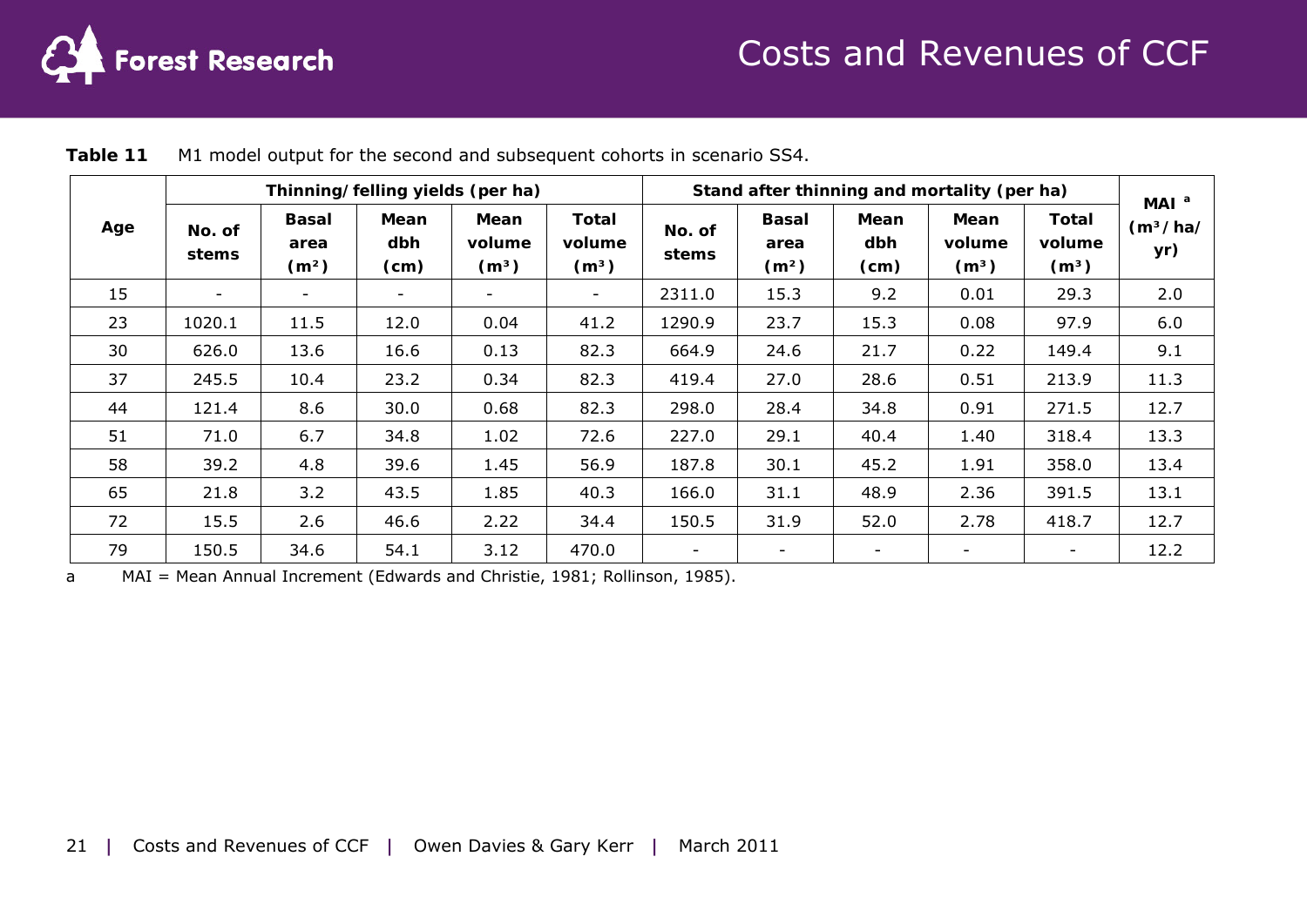**Table 11** M1 model output for the second and subsequent cohorts in scenario SS4.

| Age | Thinning/felling yields (per ha) | | | | | Stand after thinning and mortality (per ha) | | | | | MAI [a] ($m^3$/ha/yr) |
|---|---|---|---|---|---|---|---|---|---|---|---|
| | No. of stems | Basal area ($m^2$) | Mean dbh (cm) | Mean volume ($m^3$) | Total volume ($m^3$) | No. of stems | Basal area ($m^2$) | Mean dbh (cm) | Mean volume ($m^3$) | Total volume ($m^3$) | |
| 15 | - | - | - | - | - | 2311.0 | 15.3 | 9.2 | 0.01 | 29.3 | 2.0 |
| 23 | 1020.1 | 11.5 | 12.0 | 0.04 | 41.2 | 1290.9 | 23.7 | 15.3 | 0.08 | 97.9 | 6.0 |
| 30 | 626.0 | 13.6 | 16.6 | 0.13 | 82.3 | 664.9 | 24.6 | 21.7 | 0.22 | 149.4 | 9.1 |
| 37 | 245.5 | 10.4 | 23.2 | 0.34 | 82.3 | 419.4 | 27.0 | 28.6 | 0.51 | 213.9 | 11.3 |
| 44 | 121.4 | 8.6 | 30.0 | 0.68 | 82.3 | 298.0 | 28.4 | 34.8 | 0.91 | 271.5 | 12.7 |
| 51 | 71.0 | 6.7 | 34.8 | 1.02 | 72.6 | 227.0 | 29.1 | 40.4 | 1.40 | 318.4 | 13.3 |
| 58 | 39.2 | 4.8 | 39.6 | 1.45 | 56.9 | 187.8 | 30.1 | 45.2 | 1.91 | 358.0 | 13.4 |
| 65 | 21.8 | 3.2 | 43.5 | 1.85 | 40.3 | 166.0 | 31.1 | 48.9 | 2.36 | 391.5 | 13.1 |
| 72 | 15.5 | 2.6 | 46.6 | 2.22 | 34.4 | 150.5 | 31.9 | 52.0 | 2.78 | 418.7 | 12.7 |
| 79 | 150.5 | 34.6 | 54.1 | 3.12 | 470.0 | - | - | - | - | - | 12.2 |

a MAI = Mean Annual Increment (Edwards and Christie, 1981; Rollinson, 1985).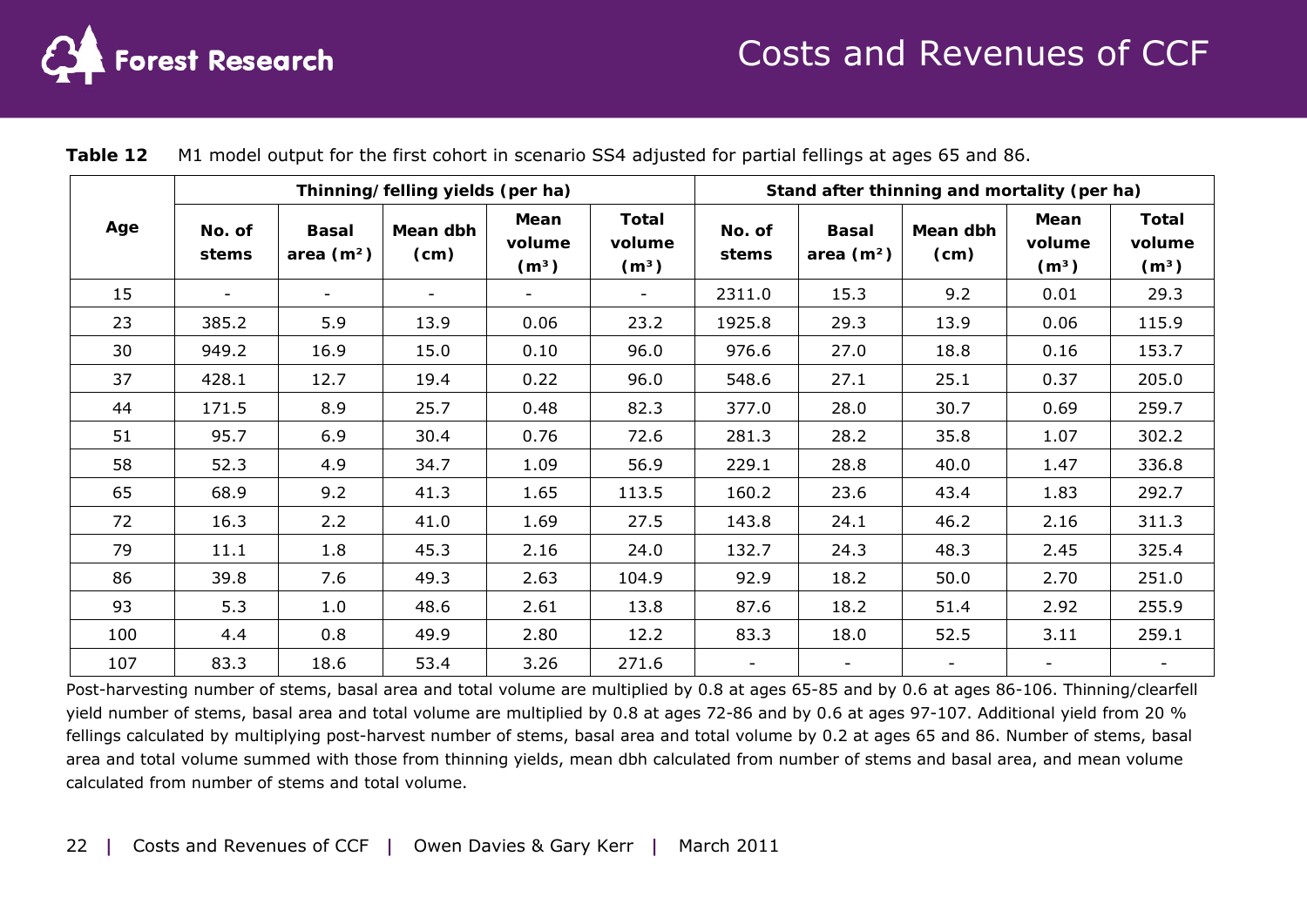**Table 12** M1 model output for the first cohort in scenario SS4 adjusted for partial fellings at ages 65 and 86.

| Age | Thinning/felling yields (per ha) | | | | | Stand after thinning and mortality (per ha) | | | | |
|---|---|---|---|---|---|---|---|---|---|---|
| | No. of stems | Basal area ($m^2$) | Mean dbh (cm) | Mean volume ($m^3$) | Total volume ($m^3$) | No. of stems | Basal area ($m^2$) | Mean dbh (cm) | Mean volume ($m^3$) | Total volume ($m^3$) |
| 15 | - | - | - | - | - | 2311.0 | 15.3 | 9.2 | 0.01 | 29.3 |
| 23 | 385.2 | 5.9 | 13.9 | 0.06 | 23.2 | 1925.8 | 29.3 | 13.9 | 0.06 | 115.9 |
| 30 | 949.2 | 16.9 | 15.0 | 0.10 | 96.0 | 976.6 | 27.0 | 18.8 | 0.16 | 153.7 |
| 37 | 428.1 | 12.7 | 19.4 | 0.22 | 96.0 | 548.6 | 27.1 | 25.1 | 0.37 | 205.0 |
| 44 | 171.5 | 8.9 | 25.7 | 0.48 | 82.3 | 377.0 | 28.0 | 30.7 | 0.69 | 259.7 |
| 51 | 95.7 | 6.9 | 30.4 | 0.76 | 72.6 | 281.3 | 28.2 | 35.8 | 1.07 | 302.2 |
| 58 | 52.3 | 4.9 | 34.7 | 1.09 | 56.9 | 229.1 | 28.8 | 40.0 | 1.47 | 336.8 |
| 65 | 68.9 | 9.2 | 41.3 | 1.65 | 113.5 | 160.2 | 23.6 | 43.4 | 1.83 | 292.7 |
| 72 | 16.3 | 2.2 | 41.0 | 1.69 | 27.5 | 143.8 | 24.1 | 46.2 | 2.16 | 311.3 |
| 79 | 11.1 | 1.8 | 45.3 | 2.16 | 24.0 | 132.7 | 24.3 | 48.3 | 2.45 | 325.4 |
| 86 | 39.8 | 7.6 | 49.3 | 2.63 | 104.9 | 92.9 | 18.2 | 50.0 | 2.70 | 251.0 |
| 93 | 5.3 | 1.0 | 48.6 | 2.61 | 13.8 | 87.6 | 18.2 | 51.4 | 2.92 | 255.9 |
| 100 | 4.4 | 0.8 | 49.9 | 2.80 | 12.2 | 83.3 | 18.0 | 52.5 | 3.11 | 259.1 |
| 107 | 83.3 | 18.6 | 53.4 | 3.26 | 271.6 | - | - | - | - | - |

Post-harvesting number of stems, basal area and total volume are multiplied by 0.8 at ages 65-85 and by 0.6 at ages 86-106. Thinning/clearfell yield number of stems, basal area and total volume are multiplied by 0.8 at ages 72-86 and by 0.6 at ages 97-107. Additional yield from 20 % fellings calculated by multiplying post-harvest number of stems, basal area and total volume by 0.2 at ages 65 and 86. Number of stems, basal area and total volume summed with those from thinning yields, mean dbh calculated from number of stems and basal area, and mean volume calculated from number of stems and total volume.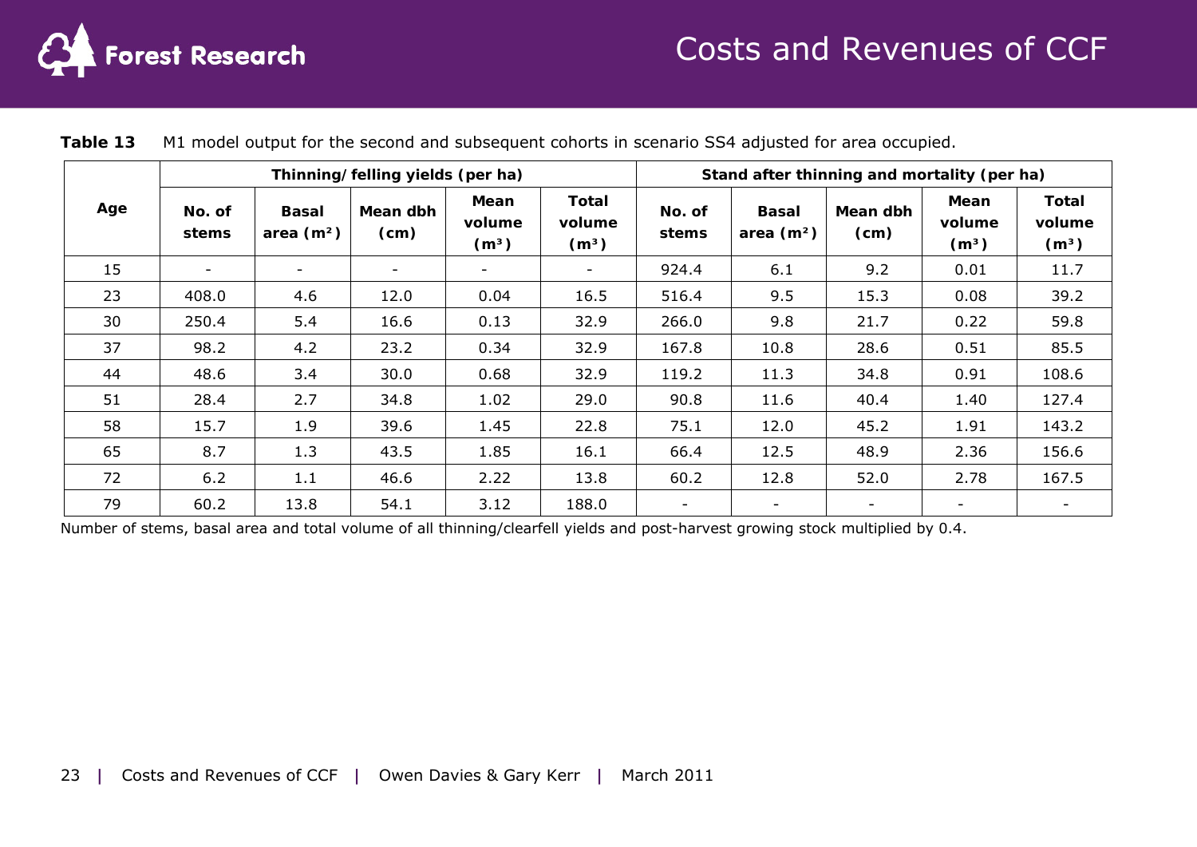**Table 13** M1 model output for the second and subsequent cohorts in scenario SS4 adjusted for area occupied.

| Age | Thinning/ felling yields (per ha) | | | | | Stand after thinning and mortality (per ha) | | | | |
|---|---|---|---|---|---|---|---|---|---|---|
| | No. of stems | Basal area ($m^2$) | Mean dbh (cm) | Mean volume ($m^3$) | Total volume ($m^3$) | No. of stems | Basal area ($m^2$) | Mean dbh (cm) | Mean volume ($m^3$) | Total volume ($m^3$) |
| 15 | - | - | - | - | - | 924.4 | 6.1 | 9.2 | 0.01 | 11.7 |
| 23 | 408.0 | 4.6 | 12.0 | 0.04 | 16.5 | 516.4 | 9.5 | 15.3 | 0.08 | 39.2 |
| 30 | 250.4 | 5.4 | 16.6 | 0.13 | 32.9 | 266.0 | 9.8 | 21.7 | 0.22 | 59.8 |
| 37 | 98.2 | 4.2 | 23.2 | 0.34 | 32.9 | 167.8 | 10.8 | 28.6 | 0.51 | 85.5 |
| 44 | 48.6 | 3.4 | 30.0 | 0.68 | 32.9 | 119.2 | 11.3 | 34.8 | 0.91 | 108.6 |
| 51 | 28.4 | 2.7 | 34.8 | 1.02 | 29.0 | 90.8 | 11.6 | 40.4 | 1.40 | 127.4 |
| 58 | 15.7 | 1.9 | 39.6 | 1.45 | 22.8 | 75.1 | 12.0 | 45.2 | 1.91 | 143.2 |
| 65 | 8.7 | 1.3 | 43.5 | 1.85 | 16.1 | 66.4 | 12.5 | 48.9 | 2.36 | 156.6 |
| 72 | 6.2 | 1.1 | 46.6 | 2.22 | 13.8 | 60.2 | 12.8 | 52.0 | 2.78 | 167.5 |
| 79 | 60.2 | 13.8 | 54.1 | 3.12 | 188.0 | - | - | - | - | - |

Number of stems, basal area and total volume of all thinning/clearfell yields and post-harvest growing stock multiplied by 0.4.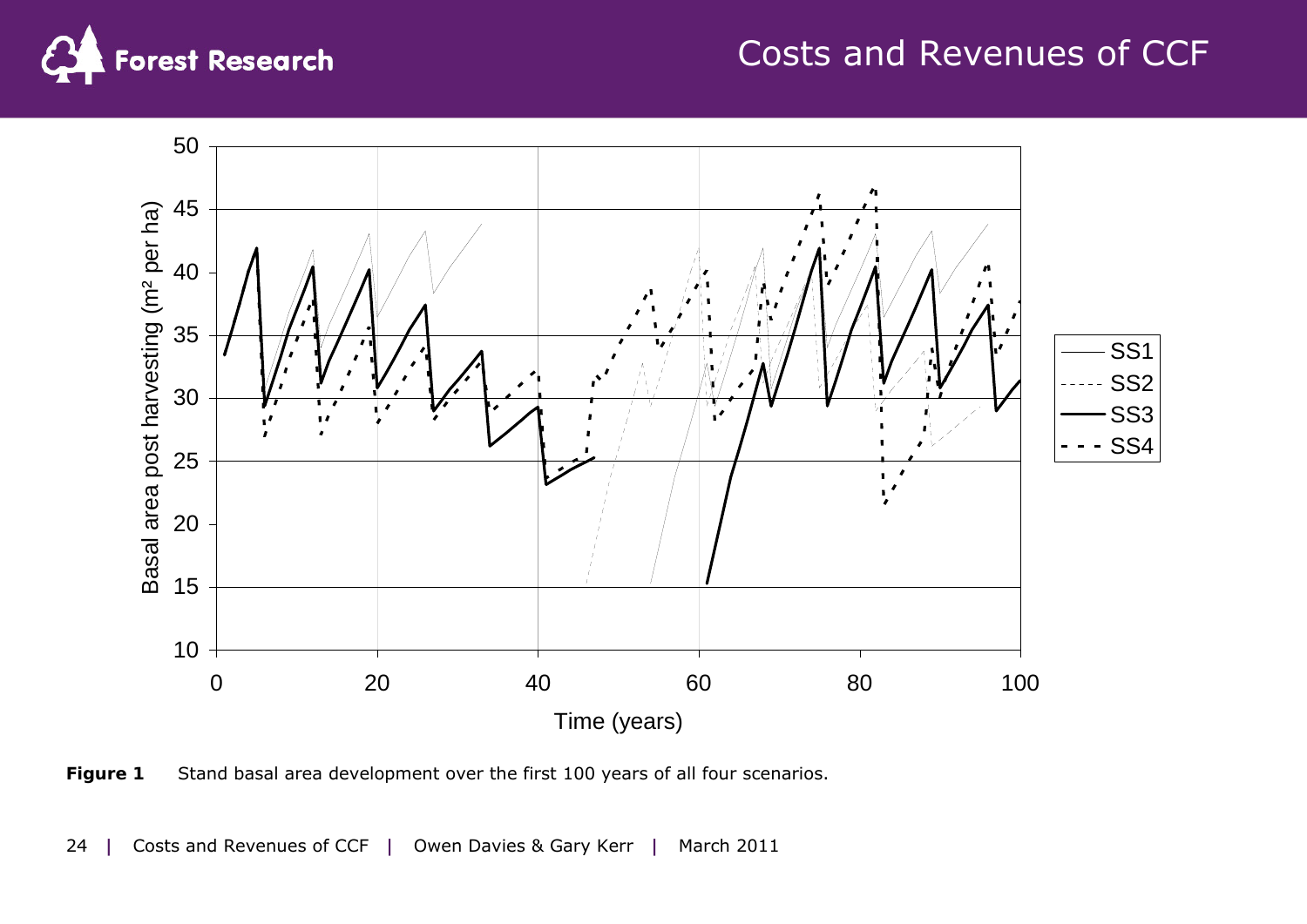**Figure 1** Stand basal area development over the first 100 years of all four scenarios.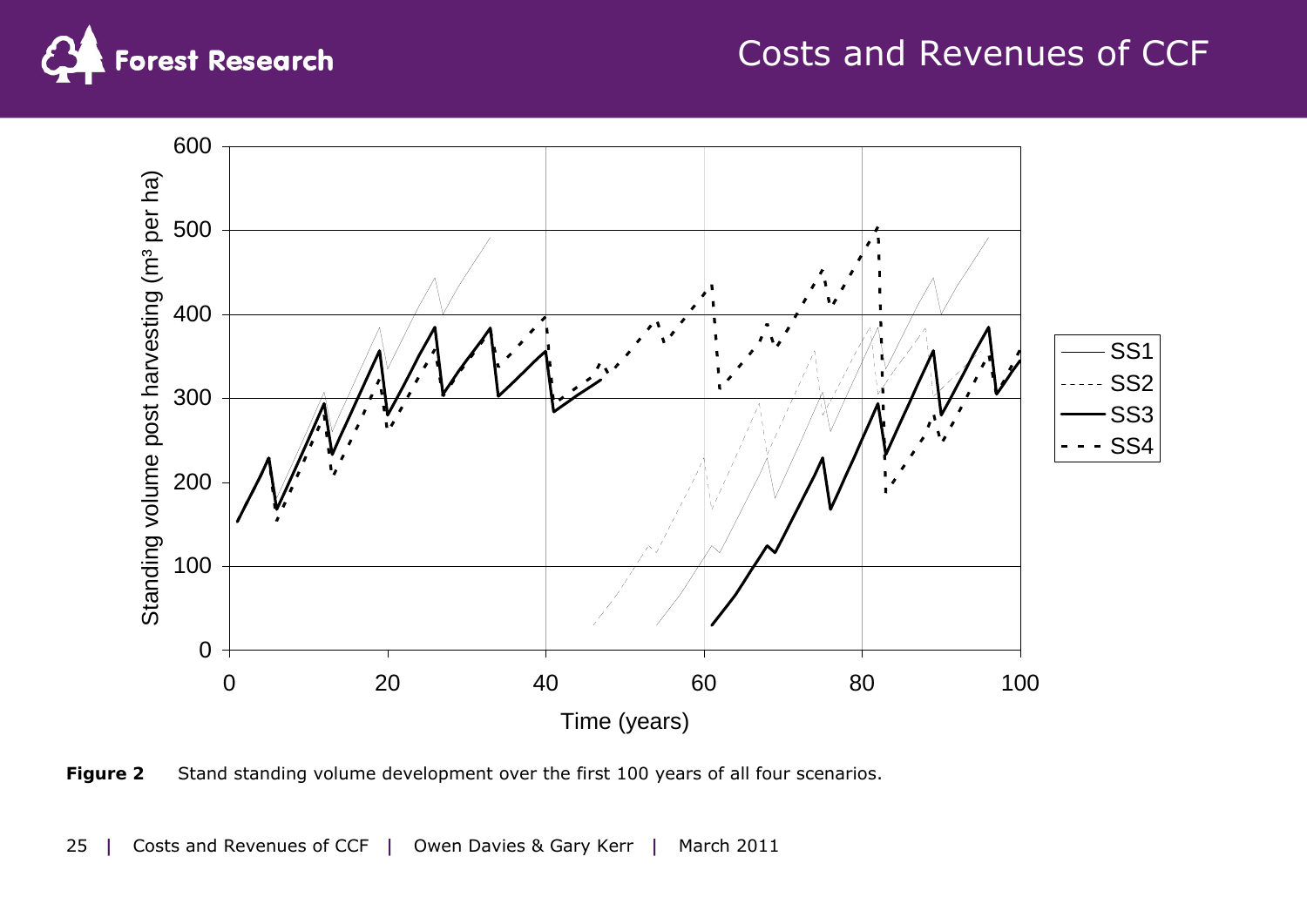**Figure 2** Stand standing volume development over the first 100 years of all four scenarios.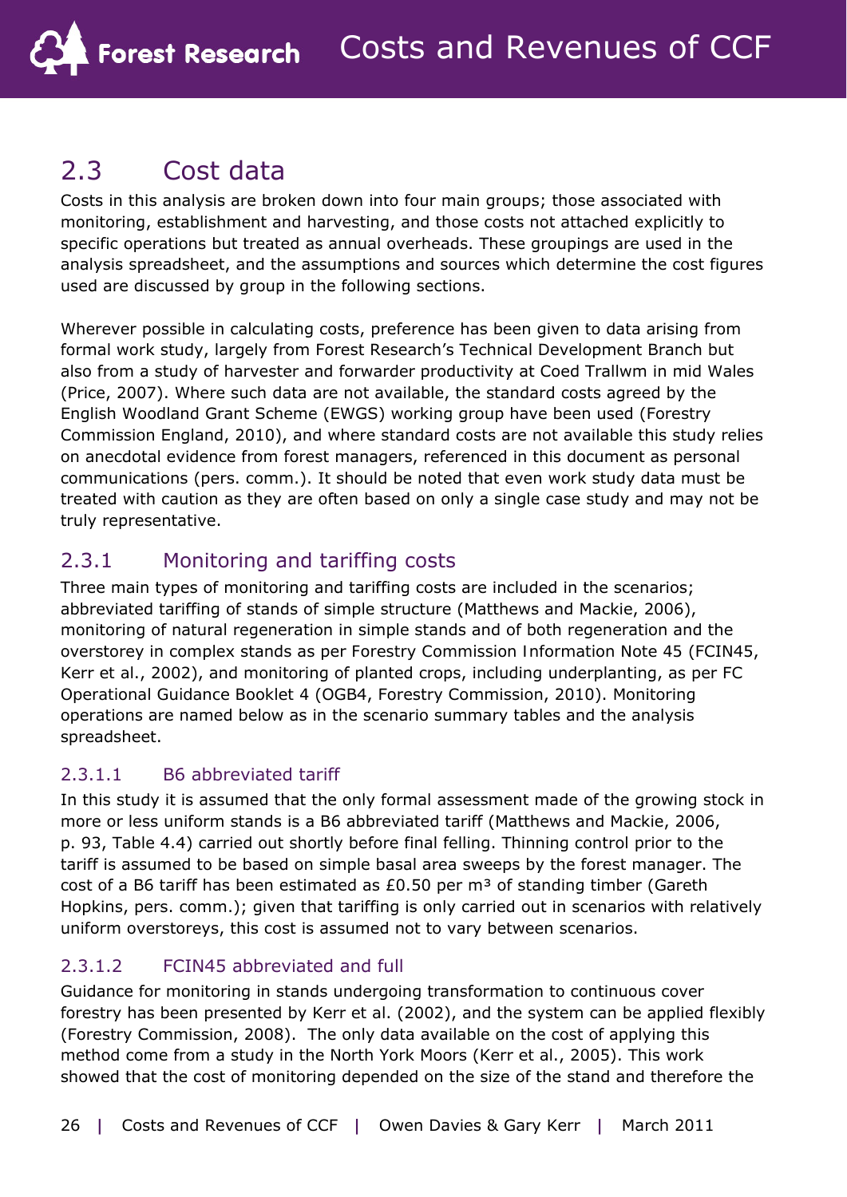## 2.3 Cost data

Costs in this analysis are broken down into four main groups; those associated with monitoring, establishment and harvesting, and those costs not attached explicitly to specific operations but treated as annual overheads. These groupings are used in the analysis spreadsheet, and the assumptions and sources which determine the cost figures used are discussed by group in the following sections.

Wherever possible in calculating costs, preference has been given to data arising from formal work study, largely from Forest Research's Technical Development Branch but also from a study of harvester and forwarder productivity at Coed Trallwm in mid Wales (Price, 2007). Where such data are not available, the standard costs agreed by the English Woodland Grant Scheme (EWGS) working group have been used (Forestry Commission England, 2010), and where standard costs are not available this study relies on anecdotal evidence from forest managers, referenced in this document as personal communications (pers. comm.). It should be noted that even work study data must be treated with caution as they are often based on only a single case study and may not be truly representative.

### 2.3.1 Monitoring and tariffing costs

Three main types of monitoring and tariffing costs are included in the scenarios; abbreviated tariffing of stands of simple structure (Matthews and Mackie, 2006), monitoring of natural regeneration in simple stands and of both regeneration and the overstorey in complex stands as per Forestry Commission Information Note 45 (FCIN45, Kerr et al., 2002), and monitoring of planted crops, including underplanting, as per FC Operational Guidance Booklet 4 (OGB4, Forestry Commission, 2010). Monitoring operations are named below as in the scenario summary tables and the analysis spreadsheet.

#### 2.3.1.1 B6 abbreviated tariff

In this study it is assumed that the only formal assessment made of the growing stock in more or less uniform stands is a B6 abbreviated tariff (Matthews and Mackie, 2006, p. 93, Table 4.4) carried out shortly before final felling. Thinning control prior to the tariff is assumed to be based on simple basal area sweeps by the forest manager. The cost of a B6 tariff has been estimated as £0.50 per $m^3$ of standing timber (Gareth Hopkins, pers. comm.); given that tariffing is only carried out in scenarios with relatively uniform overstoreys, this cost is assumed not to vary between scenarios.

#### 2.3.1.2 FCIN45 abbreviated and full

Guidance for monitoring in stands undergoing transformation to continuous cover forestry has been presented by Kerr et al. (2002), and the system can be applied flexibly (Forestry Commission, 2008). The only data available on the cost of applying this method come from a study in the North York Moors (Kerr et al., 2005). This work showed that the cost of monitoring depended on the size of the stand and therefore the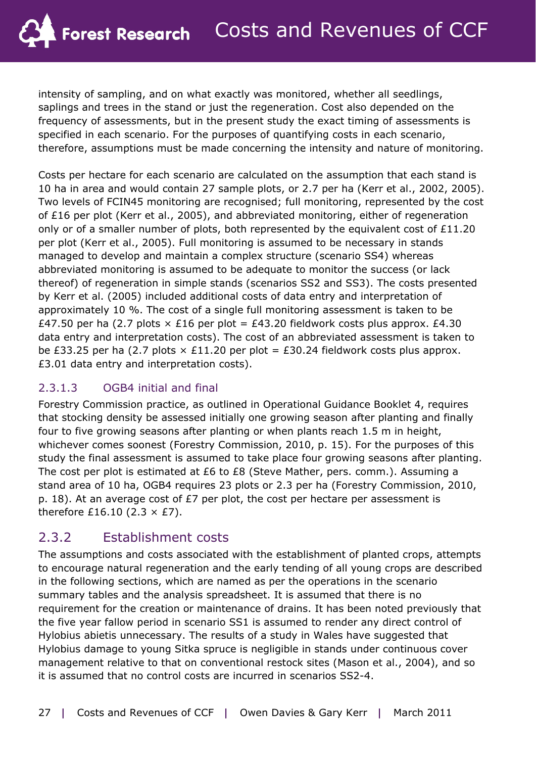intensity of sampling, and on what exactly was monitored, whether all seedlings, saplings and trees in the stand or just the regeneration. Cost also depended on the frequency of assessments, but in the present study the exact timing of assessments is specified in each scenario. For the purposes of quantifying costs in each scenario, therefore, assumptions must be made concerning the intensity and nature of monitoring.

Costs per hectare for each scenario are calculated on the assumption that each stand is 10 ha in area and would contain 27 sample plots, or 2.7 per ha (Kerr et al., 2002, 2005). Two levels of FCIN45 monitoring are recognised; full monitoring, represented by the cost of £16 per plot (Kerr et al., 2005), and abbreviated monitoring, either of regeneration only or of a smaller number of plots, both represented by the equivalent cost of £11.20 per plot (Kerr et al., 2005). Full monitoring is assumed to be necessary in stands managed to develop and maintain a complex structure (scenario SS4) whereas abbreviated monitoring is assumed to be adequate to monitor the success (or lack thereof) of regeneration in simple stands (scenarios SS2 and SS3). The costs presented by Kerr et al. (2005) included additional costs of data entry and interpretation of approximately 10 %. The cost of a single full monitoring assessment is taken to be £47.50 per ha (2.7 plots × £16 per plot = £43.20 fieldwork costs plus approx. £4.30 data entry and interpretation costs). The cost of an abbreviated assessment is taken to be £33.25 per ha (2.7 plots × £11.20 per plot = £30.24 fieldwork costs plus approx. £3.01 data entry and interpretation costs).

#### 2.3.1.3 OGB4 initial and final

Forestry Commission practice, as outlined in Operational Guidance Booklet 4, requires that stocking density be assessed initially one growing season after planting and finally four to five growing seasons after planting or when plants reach 1.5 m in height, whichever comes soonest (Forestry Commission, 2010, p. 15). For the purposes of this study the final assessment is assumed to take place four growing seasons after planting. The cost per plot is estimated at £6 to £8 (Steve Mather, pers. comm.). Assuming a stand area of 10 ha, OGB4 requires 23 plots or 2.3 per ha (Forestry Commission, 2010, p. 18). At an average cost of £7 per plot, the cost per hectare per assessment is therefore £16.10 (2.3 × £7).

### 2.3.2 Establishment costs

The assumptions and costs associated with the establishment of planted crops, attempts to encourage natural regeneration and the early tending of all young crops are described in the following sections, which are named as per the operations in the scenario summary tables and the analysis spreadsheet. It is assumed that there is no requirement for the creation or maintenance of drains. It has been noted previously that the five year fallow period in scenario SS1 is assumed to render any direct control of Hylobius abietis unnecessary. The results of a study in Wales have suggested that Hylobius damage to young Sitka spruce is negligible in stands under continuous cover management relative to that on conventional restock sites (Mason et al., 2004), and so it is assumed that no control costs are incurred in scenarios SS2-4.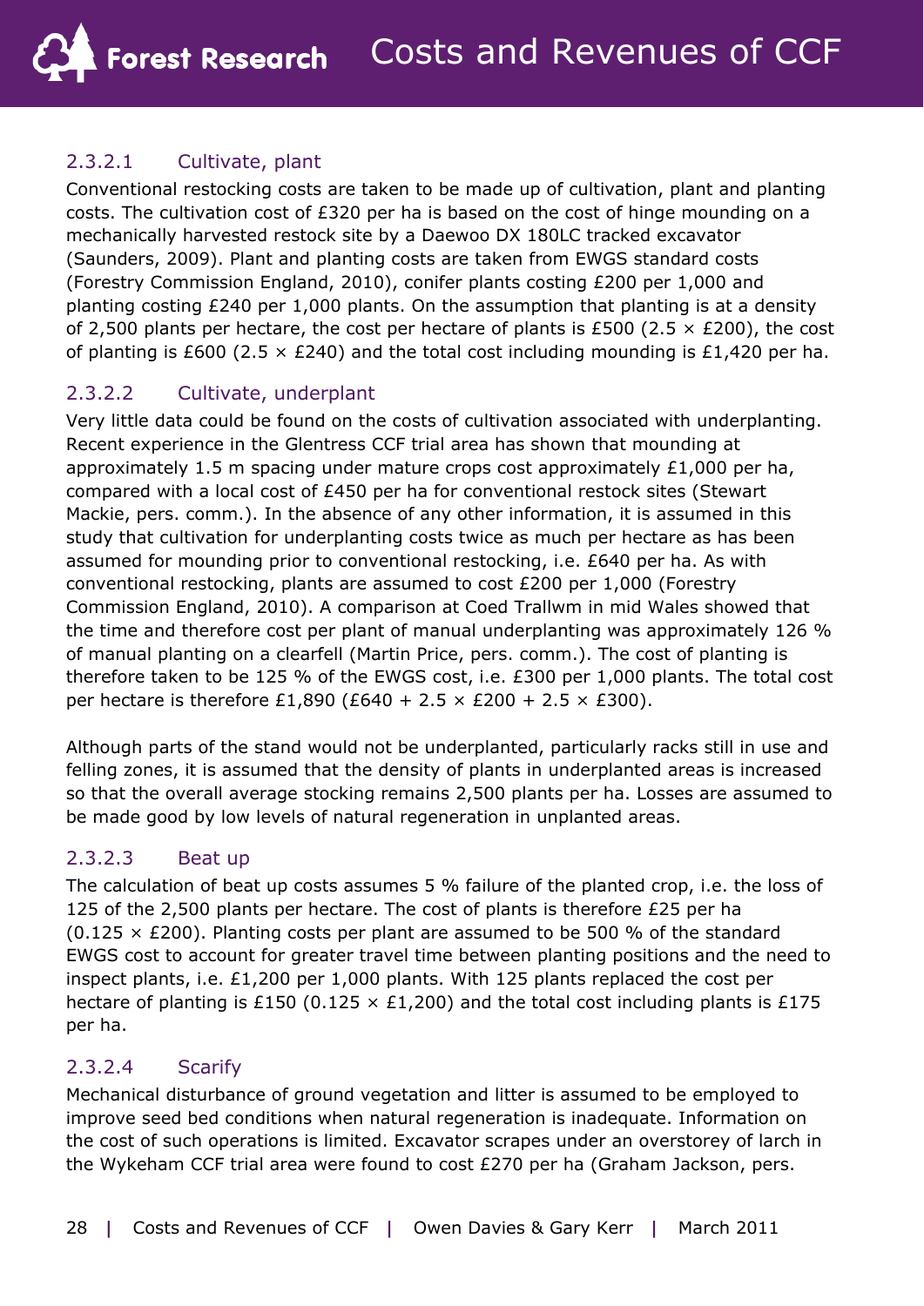#### 2.3.2.1 Cultivate, plant

Conventional restocking costs are taken to be made up of cultivation, plant and planting costs. The cultivation cost of £320 per ha is based on the cost of hinge mounding on a mechanically harvested restock site by a Daewoo DX 180LC tracked excavator (Saunders, 2009). Plant and planting costs are taken from EWGS standard costs (Forestry Commission England, 2010), conifer plants costing £200 per 1,000 and planting costing £240 per 1,000 plants. On the assumption that planting is at a density of 2,500 plants per hectare, the cost per hectare of plants is £500 (2.5 × £200), the cost of planting is £600 (2.5 × £240) and the total cost including mounding is £1,420 per ha.

#### 2.3.2.2 Cultivate, underplant

Very little data could be found on the costs of cultivation associated with underplanting. Recent experience in the Glentress CCF trial area has shown that mounding at approximately 1.5 m spacing under mature crops cost approximately £1,000 per ha, compared with a local cost of £450 per ha for conventional restock sites (Stewart Mackie, pers. comm.). In the absence of any other information, it is assumed in this study that cultivation for underplanting costs twice as much per hectare as has been assumed for mounding prior to conventional restocking, i.e. £640 per ha. As with conventional restocking, plants are assumed to cost £200 per 1,000 (Forestry Commission England, 2010). A comparison at Coed Trallwm in mid Wales showed that the time and therefore cost per plant of manual underplanting was approximately 126 % of manual planting on a clearfell (Martin Price, pers. comm.). The cost of planting is therefore taken to be 125 % of the EWGS cost, i.e. £300 per 1,000 plants. The total cost per hectare is therefore £1,890 (£640 + 2.5 × £200 + 2.5 × £300).

Although parts of the stand would not be underplanted, particularly racks still in use and felling zones, it is assumed that the density of plants in underplanted areas is increased so that the overall average stocking remains 2,500 plants per ha. Losses are assumed to be made good by low levels of natural regeneration in unplanted areas.

#### 2.3.2.3 Beat up

The calculation of beat up costs assumes 5 % failure of the planted crop, i.e. the loss of 125 of the 2,500 plants per hectare. The cost of plants is therefore £25 per ha (0.125 × £200). Planting costs per plant are assumed to be 500 % of the standard EWGS cost to account for greater travel time between planting positions and the need to inspect plants, i.e. £1,200 per 1,000 plants. With 125 plants replaced the cost per hectare of planting is £150 (0.125 × £1,200) and the total cost including plants is £175 per ha.

#### 2.3.2.4 Scarify

Mechanical disturbance of ground vegetation and litter is assumed to be employed to improve seed bed conditions when natural regeneration is inadequate. Information on the cost of such operations is limited. Excavator scrapes under an overstorey of larch in the Wykeham CCF trial area were found to cost £270 per ha (Graham Jackson, pers.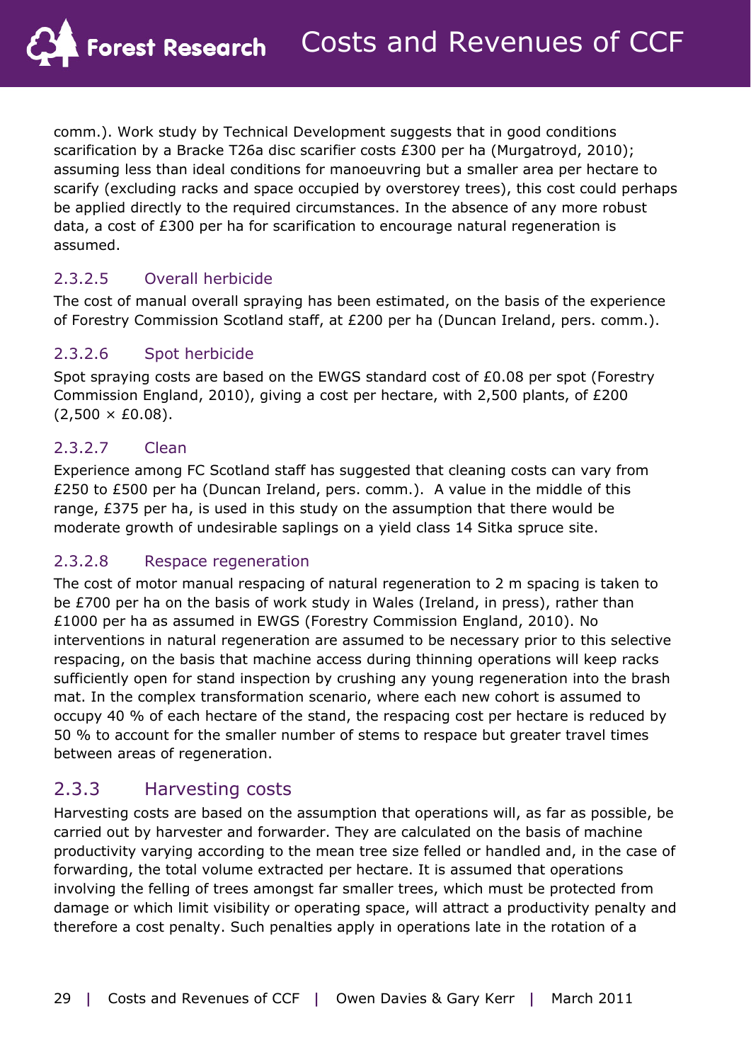comm.). Work study by Technical Development suggests that in good conditions scarification by a Bracke T26a disc scarifier costs £300 per ha (Murgatroyd, 2010); assuming less than ideal conditions for manoeuvring but a smaller area per hectare to scarify (excluding racks and space occupied by overstorey trees), this cost could perhaps be applied directly to the required circumstances. In the absence of any more robust data, a cost of £300 per ha for scarification to encourage natural regeneration is assumed.

#### 2.3.2.5 Overall herbicide

The cost of manual overall spraying has been estimated, on the basis of the experience of Forestry Commission Scotland staff, at £200 per ha (Duncan Ireland, pers. comm.).

#### 2.3.2.6 Spot herbicide

Spot spraying costs are based on the EWGS standard cost of £0.08 per spot (Forestry Commission England, 2010), giving a cost per hectare, with 2,500 plants, of £200 (2,500 × £0.08).

#### 2.3.2.7 Clean

Experience among FC Scotland staff has suggested that cleaning costs can vary from £250 to £500 per ha (Duncan Ireland, pers. comm.). A value in the middle of this range, £375 per ha, is used in this study on the assumption that there would be moderate growth of undesirable saplings on a yield class 14 Sitka spruce site.

#### 2.3.2.8 Respace regeneration

The cost of motor manual respacing of natural regeneration to 2 m spacing is taken to be £700 per ha on the basis of work study in Wales (Ireland, in press), rather than £1000 per ha as assumed in EWGS (Forestry Commission England, 2010). No interventions in natural regeneration are assumed to be necessary prior to this selective respacing, on the basis that machine access during thinning operations will keep racks sufficiently open for stand inspection by crushing any young regeneration into the brash mat. In the complex transformation scenario, where each new cohort is assumed to occupy 40 % of each hectare of the stand, the respacing cost per hectare is reduced by 50 % to account for the smaller number of stems to respace but greater travel times between areas of regeneration.

### 2.3.3 Harvesting costs

Harvesting costs are based on the assumption that operations will, as far as possible, be carried out by harvester and forwarder. They are calculated on the basis of machine productivity varying according to the mean tree size felled or handled and, in the case of forwarding, the total volume extracted per hectare. It is assumed that operations involving the felling of trees amongst far smaller trees, which must be protected from damage or which limit visibility or operating space, will attract a productivity penalty and therefore a cost penalty. Such penalties apply in operations late in the rotation of a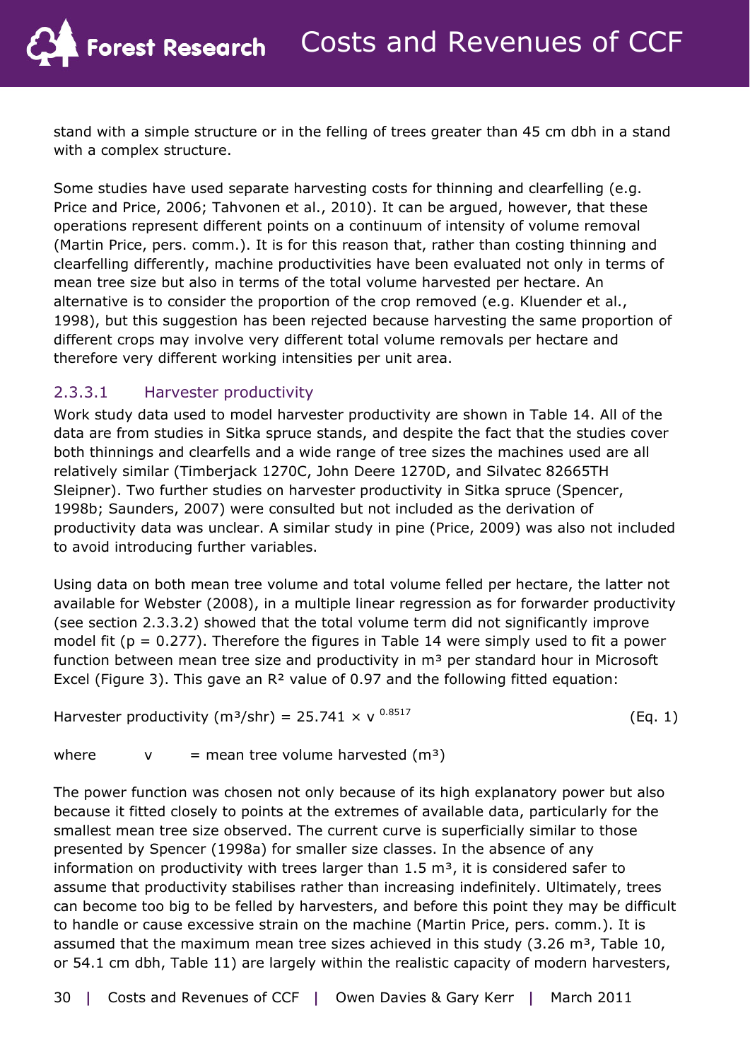stand with a simple structure or in the felling of trees greater than 45 cm dbh in a stand with a complex structure.

Some studies have used separate harvesting costs for thinning and clearfelling (e.g. Price and Price, 2006; Tahvonen et al., 2010). It can be argued, however, that these operations represent different points on a continuum of intensity of volume removal (Martin Price, pers. comm.). It is for this reason that, rather than costing thinning and clearfelling differently, machine productivities have been evaluated not only in terms of mean tree size but also in terms of the total volume harvested per hectare. An alternative is to consider the proportion of the crop removed (e.g. Kluender et al., 1998), but this suggestion has been rejected because harvesting the same proportion of different crops may involve very different total volume removals per hectare and therefore very different working intensities per unit area.

#### 2.3.3.1 Harvester productivity

Work study data used to model harvester productivity are shown in Table 14. All of the data are from studies in Sitka spruce stands, and despite the fact that the studies cover both thinnings and clearfells and a wide range of tree sizes the machines used are all relatively similar (Timberjack 1270C, John Deere 1270D, and Silvatec 82665TH Sleipner). Two further studies on harvester productivity in Sitka spruce (Spencer, 1998b; Saunders, 2007) were consulted but not included as the derivation of productivity data was unclear. A similar study in pine (Price, 2009) was also not included to avoid introducing further variables.

Using data on both mean tree volume and total volume felled per hectare, the latter not available for Webster (2008), in a multiple linear regression as for forwarder productivity (see section 2.3.3.2) showed that the total volume term did not significantly improve model fit ($p = 0.277$). Therefore the figures in Table 14 were simply used to fit a power function between mean tree size and productivity in m³ per standard hour in Microsoft Excel (Figure 3). This gave an $R^2$ value of 0.97 and the following fitted equation:

$$\text{Harvester productivity (m}^3\text{/shr)} = 25.741 \times v^{0.8517} \qquad \text{(Eq. 1)}$$

where $v$ = mean tree volume harvested (m³)

The power function was chosen not only because of its high explanatory power but also because it fitted closely to points at the extremes of available data, particularly for the smallest mean tree size observed. The current curve is superficially similar to those presented by Spencer (1998a) for smaller size classes. In the absence of any information on productivity with trees larger than 1.5 m³, it is considered safer to assume that productivity stabilises rather than increasing indefinitely. Ultimately, trees can become too big to be felled by harvesters, and before this point they may be difficult to handle or cause excessive strain on the machine (Martin Price, pers. comm.). It is assumed that the maximum mean tree sizes achieved in this study (3.26 m³, Table 10, or 54.1 cm dbh, Table 11) are largely within the realistic capacity of modern harvesters,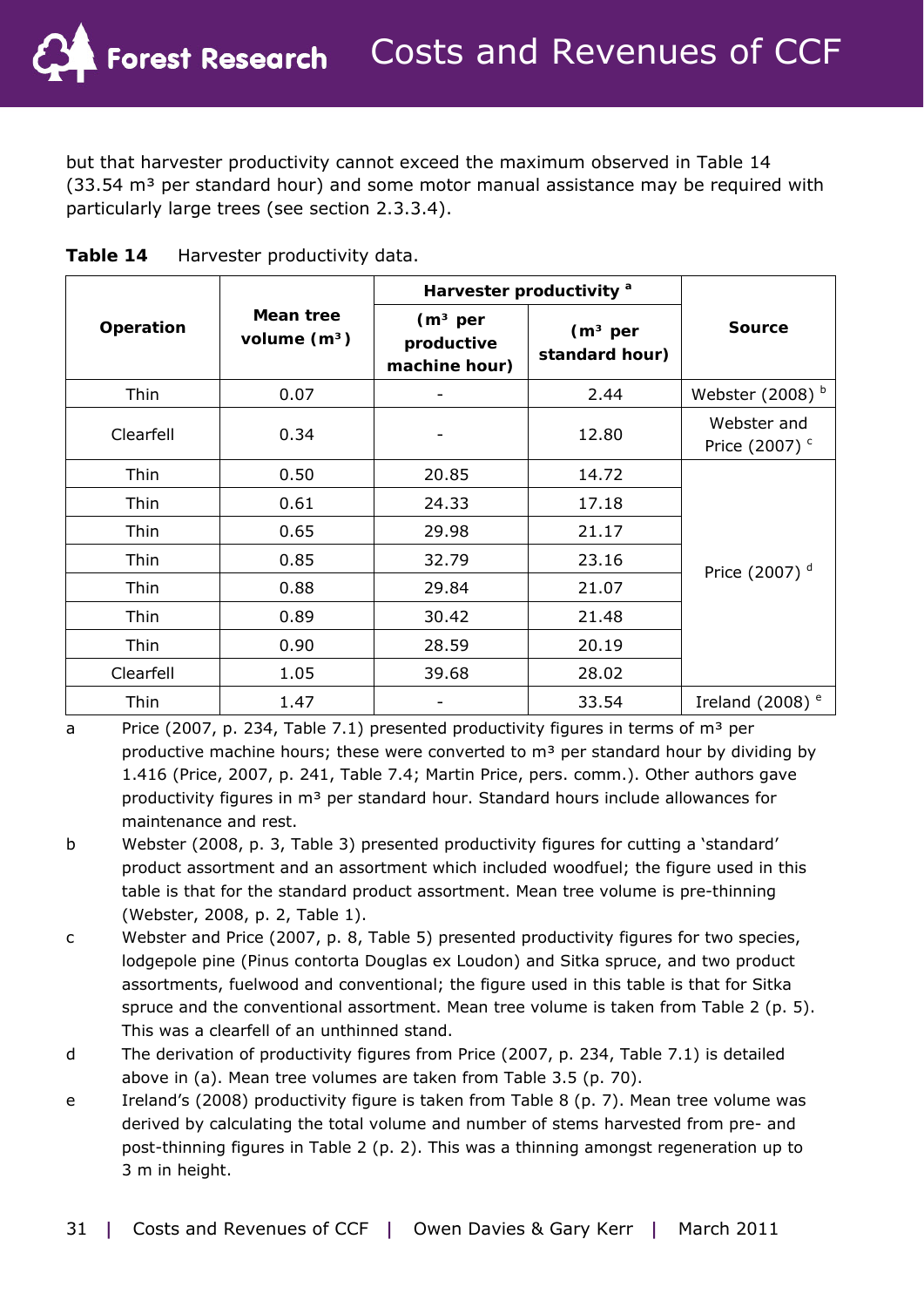but that harvester productivity cannot exceed the maximum observed in Table 14 (33.54 m³ per standard hour) and some motor manual assistance may be required with particularly large trees (see section 2.3.3.4).

**Table 14** Harvester productivity data.

| Operation | Mean tree volume (m³) | Harvester productivity [a] | | Source |
|---|---|---|---|---|
| | | (m³ per productive machine hour) | (m³ per standard hour) | |
| Thin | 0.07 | - | 2.44 | Webster (2008) [b] |
| Clearfell | 0.34 | - | 12.80 | Webster and Price (2007) [c] |
| Thin | 0.50 | 20.85 | 14.72 | Price (2007) [d] |
| Thin | 0.61 | 24.33 | 17.18 | Price (2007) [d] |
| Thin | 0.65 | 29.98 | 21.17 | Price (2007) [d] |
| Thin | 0.85 | 32.79 | 23.16 | Price (2007) [d] |
| Thin | 0.88 | 29.84 | 21.07 | Price (2007) [d] |
| Thin | 0.89 | 30.42 | 21.48 | Price (2007) [d] |
| Thin | 0.90 | 28.59 | 20.19 | Price (2007) [d] |
| Clearfell | 1.05 | 39.68 | 28.02 | Price (2007) [d] |
| Thin | 1.47 | - | 33.54 | Ireland (2008) [e] |

a Price (2007, p. 234, Table 7.1) presented productivity figures in terms of m³ per productive machine hours; these were converted to m³ per standard hour by dividing by 1.416 (Price, 2007, p. 241, Table 7.4; Martin Price, pers. comm.). Other authors gave productivity figures in m³ per standard hour. Standard hours include allowances for maintenance and rest.

b Webster (2008, p. 3, Table 3) presented productivity figures for cutting a 'standard' product assortment and an assortment which included woodfuel; the figure used in this table is that for the standard product assortment. Mean tree volume is pre-thinning (Webster, 2008, p. 2, Table 1).

c Webster and Price (2007, p. 8, Table 5) presented productivity figures for two species, lodgepole pine (Pinus contorta Douglas ex Loudon) and Sitka spruce, and two product assortments, fuelwood and conventional; the figure used in this table is that for Sitka spruce and the conventional assortment. Mean tree volume is taken from Table 2 (p. 5). This was a clearfell of an unthinned stand.

d The derivation of productivity figures from Price (2007, p. 234, Table 7.1) is detailed above in (a). Mean tree volumes are taken from Table 3.5 (p. 70).

e Ireland's (2008) productivity figure is taken from Table 8 (p. 7). Mean tree volume was derived by calculating the total volume and number of stems harvested from pre- and post-thinning figures in Table 2 (p. 2). This was a thinning amongst regeneration up to 3 m in height.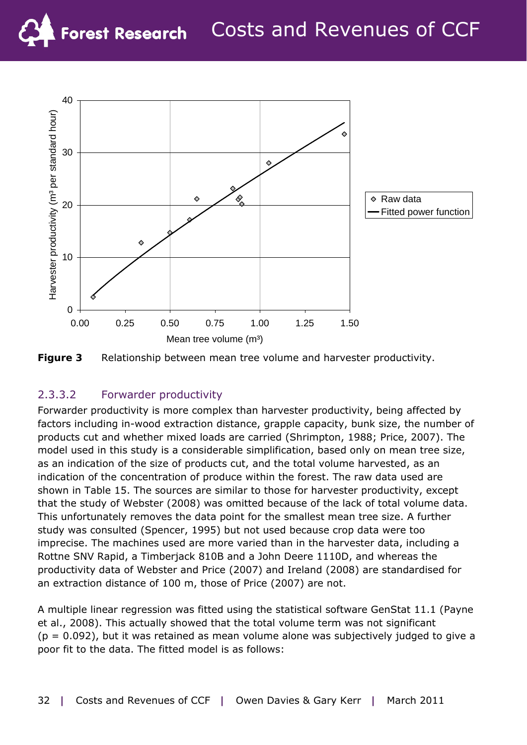**Figure 3** Relationship between mean tree volume and harvester productivity.

### 2.3.3.2 Forwarder productivity

Forwarder productivity is more complex than harvester productivity, being affected by factors including in-wood extraction distance, grapple capacity, bunk size, the number of products cut and whether mixed loads are carried (Shrimpton, 1988; Price, 2007). The model used in this study is a considerable simplification, based only on mean tree size, as an indication of the size of products cut, and the total volume harvested, as an indication of the concentration of produce within the forest. The raw data used are shown in Table 15. The sources are similar to those for harvester productivity, except that the study of Webster (2008) was omitted because of the lack of total volume data. This unfortunately removes the data point for the smallest mean tree size. A further study was consulted (Spencer, 1995) but not used because crop data were too imprecise. The machines used are more varied than in the harvester data, including a Rottne SNV Rapid, a Timberjack 810B and a John Deere 1110D, and whereas the productivity data of Webster and Price (2007) and Ireland (2008) are standardised for an extraction distance of 100 m, those of Price (2007) are not.

A multiple linear regression was fitted using the statistical software GenStat 11.1 (Payne et al., 2008). This actually showed that the total volume term was not significant ($p = 0.092$), but it was retained as mean volume alone was subjectively judged to give a poor fit to the data. The fitted model is as follows: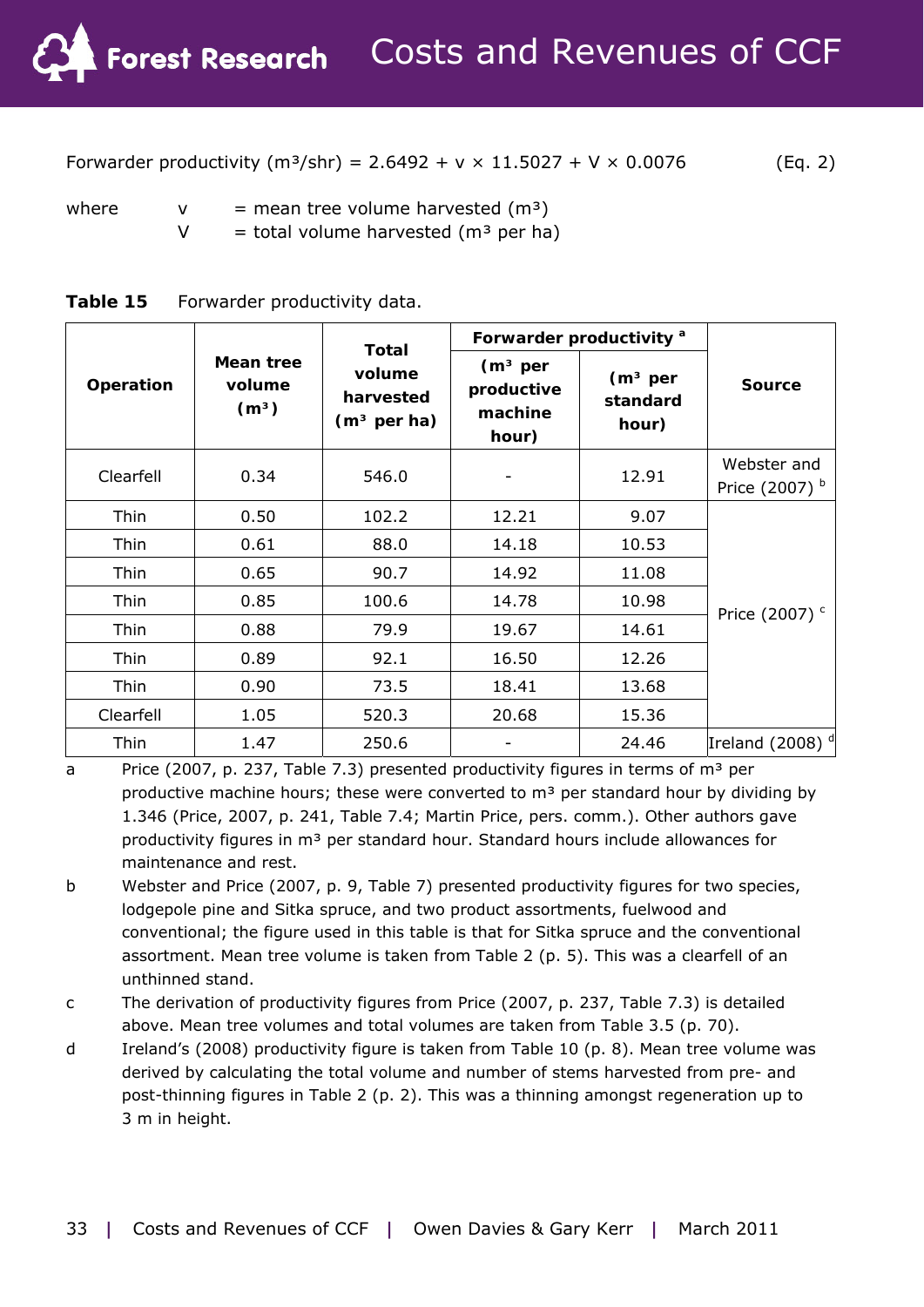$$\text{Forwarder productivity (m}^3\text{/shr)} = 2.6492 + v \times 11.5027 + V \times 0.0076 \qquad \text{(Eq. 2)}$$

where $v$ = mean tree volume harvested ($m^3$)
$V$ = total volume harvested ($m^3$ per ha)

**Table 15** Forwarder productivity data.

| Operation | Mean tree volume ($m^3$) | Total volume harvested ($m^3$ per ha) | Forwarder productivity [a] | | Source |
|---|---|---|---|---|---|
| | | | ($m^3$ per productive machine hour) | ($m^3$ per standard hour) | |
| Clearfell | 0.34 | 546.0 | - | 12.91 | Webster and Price (2007) [b] |
| Thin | 0.50 | 102.2 | 12.21 | 9.07 | Price (2007) [c] |
| Thin | 0.61 | 88.0 | 14.18 | 10.53 | |
| Thin | 0.65 | 90.7 | 14.92 | 11.08 | |
| Thin | 0.85 | 100.6 | 14.78 | 10.98 | |
| Thin | 0.88 | 79.9 | 19.67 | 14.61 | |
| Thin | 0.89 | 92.1 | 16.50 | 12.26 | |
| Thin | 0.90 | 73.5 | 18.41 | 13.68 | |
| Clearfell | 1.05 | 520.3 | 20.68 | 15.36 | |
| Thin | 1.47 | 250.6 | - | 24.46 | Ireland (2008) [d] |

a Price (2007, p. 237, Table 7.3) presented productivity figures in terms of $m^3$ per productive machine hours; these were converted to $m^3$ per standard hour by dividing by 1.346 (Price, 2007, p. 241, Table 7.4; Martin Price, pers. comm.). Other authors gave productivity figures in $m^3$ per standard hour. Standard hours include allowances for maintenance and rest.

b Webster and Price (2007, p. 9, Table 7) presented productivity figures for two species, lodgepole pine and Sitka spruce, and two product assortments, fuelwood and conventional; the figure used in this table is that for Sitka spruce and the conventional assortment. Mean tree volume is taken from Table 2 (p. 5). This was a clearfell of an unthinned stand.

c The derivation of productivity figures from Price (2007, p. 237, Table 7.3) is detailed above. Mean tree volumes and total volumes are taken from Table 3.5 (p. 70).

d Ireland's (2008) productivity figure is taken from Table 10 (p. 8). Mean tree volume was derived by calculating the total volume and number of stems harvested from pre- and post-thinning figures in Table 2 (p. 2). This was a thinning amongst regeneration up to 3 m in height.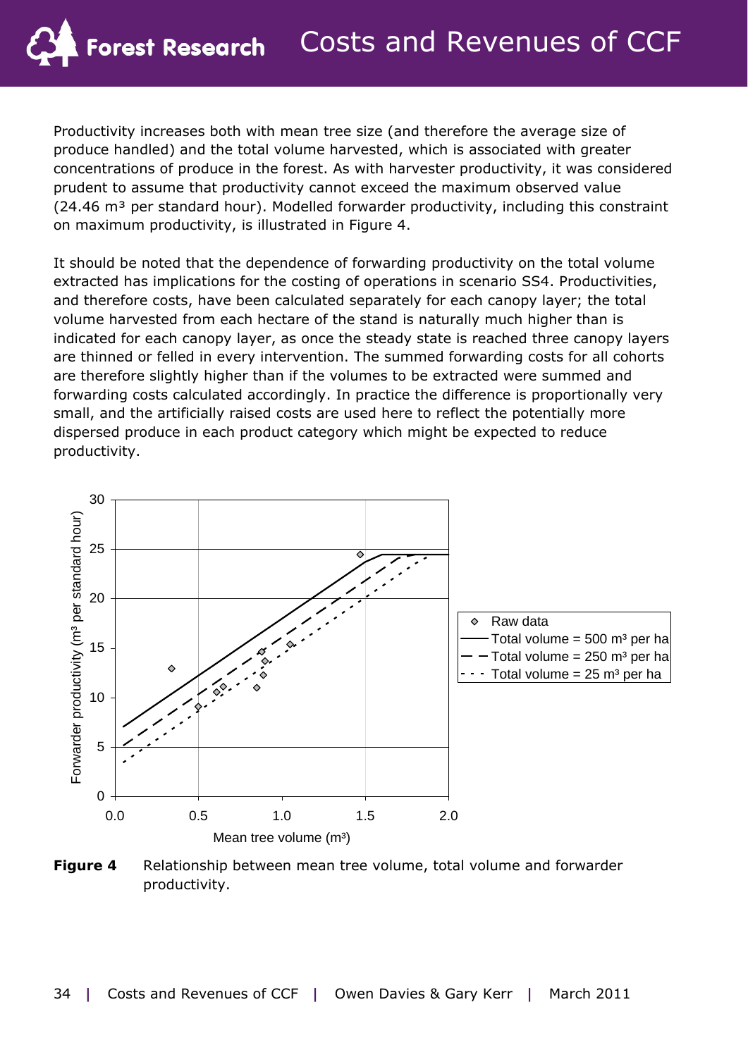Productivity increases both with mean tree size (and therefore the average size of produce handled) and the total volume harvested, which is associated with greater concentrations of produce in the forest. As with harvester productivity, it was considered prudent to assume that productivity cannot exceed the maximum observed value (24.46 m³ per standard hour). Modelled forwarder productivity, including this constraint on maximum productivity, is illustrated in Figure 4.

It should be noted that the dependence of forwarding productivity on the total volume extracted has implications for the costing of operations in scenario SS4. Productivities, and therefore costs, have been calculated separately for each canopy layer; the total volume harvested from each hectare of the stand is naturally much higher than is indicated for each canopy layer, as once the steady state is reached three canopy layers are thinned or felled in every intervention. The summed forwarding costs for all cohorts are therefore slightly higher than if the volumes to be extracted were summed and forwarding costs calculated accordingly. In practice the difference is proportionally very small, and the artificially raised costs are used here to reflect the potentially more dispersed produce in each product category which might be expected to reduce productivity.

**Figure 4** Relationship between mean tree volume, total volume and forwarder productivity.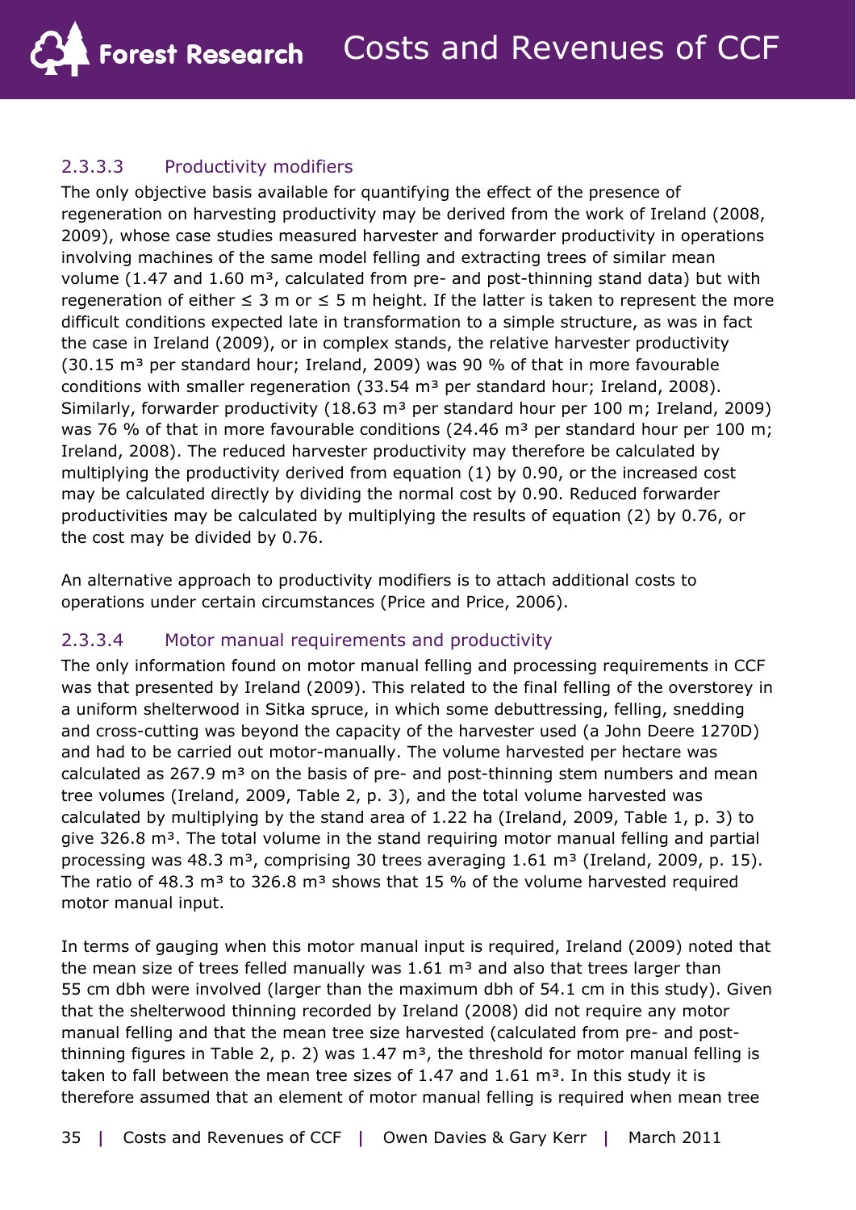#### 2.3.3.3 Productivity modifiers

The only objective basis available for quantifying the effect of the presence of regeneration on harvesting productivity may be derived from the work of Ireland (2008, 2009), whose case studies measured harvester and forwarder productivity in operations involving machines of the same model felling and extracting trees of similar mean volume (1.47 and 1.60 $m^3$, calculated from pre- and post-thinning stand data) but with regeneration of either ≤ 3 m or ≤ 5 m height. If the latter is taken to represent the more difficult conditions expected late in transformation to a simple structure, as was in fact the case in Ireland (2009), or in complex stands, the relative harvester productivity (30.15 $m^3$ per standard hour; Ireland, 2009) was 90 % of that in more favourable conditions with smaller regeneration (33.54 $m^3$ per standard hour; Ireland, 2008). Similarly, forwarder productivity (18.63 $m^3$ per standard hour per 100 m; Ireland, 2009) was 76 % of that in more favourable conditions (24.46 $m^3$ per standard hour per 100 m; Ireland, 2008). The reduced harvester productivity may therefore be calculated by multiplying the productivity derived from equation (1) by 0.90, or the increased cost may be calculated directly by dividing the normal cost by 0.90. Reduced forwarder productivities may be calculated by multiplying the results of equation (2) by 0.76, or the cost may be divided by 0.76.

An alternative approach to productivity modifiers is to attach additional costs to operations under certain circumstances (Price and Price, 2006).

#### 2.3.3.4 Motor manual requirements and productivity

The only information found on motor manual felling and processing requirements in CCF was that presented by Ireland (2009). This related to the final felling of the overstorey in a uniform shelterwood in Sitka spruce, in which some debuttressing, felling, snedding and cross-cutting was beyond the capacity of the harvester used (a John Deere 1270D) and had to be carried out motor-manually. The volume harvested per hectare was calculated as 267.9 $m^3$ on the basis of pre- and post-thinning stem numbers and mean tree volumes (Ireland, 2009, Table 2, p. 3), and the total volume harvested was calculated by multiplying by the stand area of 1.22 ha (Ireland, 2009, Table 1, p. 3) to give 326.8 $m^3$. The total volume in the stand requiring motor manual felling and partial processing was 48.3 $m^3$, comprising 30 trees averaging 1.61 $m^3$ (Ireland, 2009, p. 15). The ratio of 48.3 $m^3$ to 326.8 $m^3$ shows that 15 % of the volume harvested required motor manual input.

In terms of gauging when this motor manual input is required, Ireland (2009) noted that the mean size of trees felled manually was 1.61 $m^3$ and also that trees larger than 55 cm dbh were involved (larger than the maximum dbh of 54.1 cm in this study). Given that the shelterwood thinning recorded by Ireland (2008) did not require any motor manual felling and that the mean tree size harvested (calculated from pre- and post-thinning figures in Table 2, p. 2) was 1.47 $m^3$, the threshold for motor manual felling is taken to fall between the mean tree sizes of 1.47 and 1.61 $m^3$. In this study it is therefore assumed that an element of motor manual felling is required when mean tree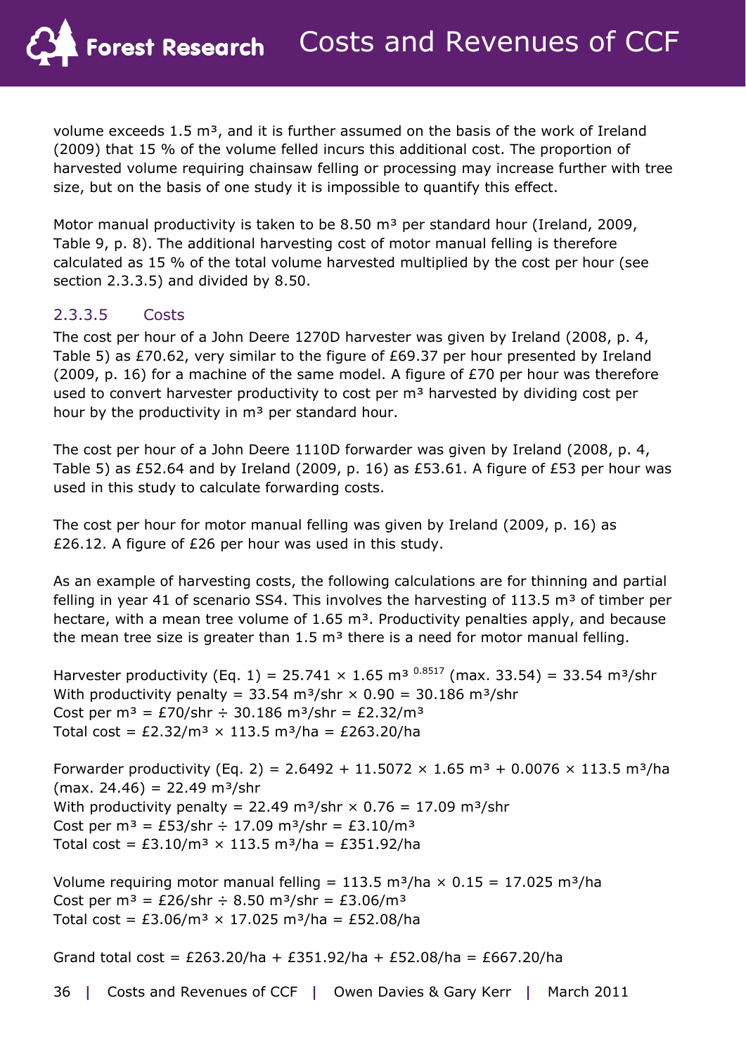volume exceeds 1.5 m³, and it is further assumed on the basis of the work of Ireland (2009) that 15 % of the volume felled incurs this additional cost. The proportion of harvested volume requiring chainsaw felling or processing may increase further with tree size, but on the basis of one study it is impossible to quantify this effect.

Motor manual productivity is taken to be 8.50 m³ per standard hour (Ireland, 2009, Table 9, p. 8). The additional harvesting cost of motor manual felling is therefore calculated as 15 % of the total volume harvested multiplied by the cost per hour (see section 2.3.3.5) and divided by 8.50.

### 2.3.3.5 Costs

The cost per hour of a John Deere 1270D harvester was given by Ireland (2008, p. 4, Table 5) as £70.62, very similar to the figure of £69.37 per hour presented by Ireland (2009, p. 16) for a machine of the same model. A figure of £70 per hour was therefore used to convert harvester productivity to cost per m³ harvested by dividing cost per hour by the productivity in m³ per standard hour.

The cost per hour of a John Deere 1110D forwarder was given by Ireland (2008, p. 4, Table 5) as £52.64 and by Ireland (2009, p. 16) as £53.61. A figure of £53 per hour was used in this study to calculate forwarding costs.

The cost per hour for motor manual felling was given by Ireland (2009, p. 16) as £26.12. A figure of £26 per hour was used in this study.

As an example of harvesting costs, the following calculations are for thinning and partial felling in year 41 of scenario SS4. This involves the harvesting of 113.5 m³ of timber per hectare, with a mean tree volume of 1.65 m³. Productivity penalties apply, and because the mean tree size is greater than 1.5 m³ there is a need for motor manual felling.

Harvester productivity (Eq. 1) = $25.741 \times 1.65 \text{ m}^{3\ 0.8517}$ (max. 33.54) = 33.54 m³/shr
With productivity penalty = 33.54 m³/shr × 0.90 = 30.186 m³/shr
Cost per m³ = £70/shr ÷ 30.186 m³/shr = £2.32/m³
Total cost = £2.32/m³ × 113.5 m³/ha = £263.20/ha

Forwarder productivity (Eq. 2) = 2.6492 + 11.5072 × 1.65 m³ + 0.0076 × 113.5 m³/ha (max. 24.46) = 22.49 m³/shr
With productivity penalty = 22.49 m³/shr × 0.76 = 17.09 m³/shr
Cost per m³ = £53/shr ÷ 17.09 m³/shr = £3.10/m³
Total cost = £3.10/m³ × 113.5 m³/ha = £351.92/ha

Volume requiring motor manual felling = 113.5 m³/ha × 0.15 = 17.025 m³/ha
Cost per m³ = £26/shr ÷ 8.50 m³/shr = £3.06/m³
Total cost = £3.06/m³ × 17.025 m³/ha = £52.08/ha

Grand total cost = £263.20/ha + £351.92/ha + £52.08/ha = £667.20/ha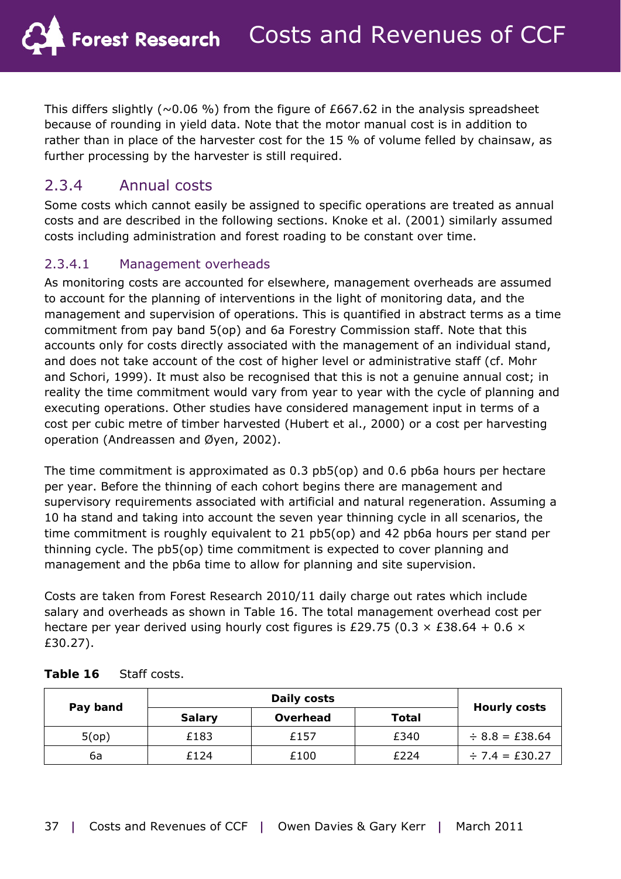This differs slightly (~0.06 %) from the figure of £667.62 in the analysis spreadsheet because of rounding in yield data. Note that the motor manual cost is in addition to rather than in place of the harvester cost for the 15 % of volume felled by chainsaw, as further processing by the harvester is still required.

## 2.3.4 Annual costs

Some costs which cannot easily be assigned to specific operations are treated as annual costs and are described in the following sections. Knoke et al. (2001) similarly assumed costs including administration and forest roading to be constant over time.

### 2.3.4.1 Management overheads

As monitoring costs are accounted for elsewhere, management overheads are assumed to account for the planning of interventions in the light of monitoring data, and the management and supervision of operations. This is quantified in abstract terms as a time commitment from pay band 5(op) and 6a Forestry Commission staff. Note that this accounts only for costs directly associated with the management of an individual stand, and does not take account of the cost of higher level or administrative staff (cf. Mohr and Schori, 1999). It must also be recognised that this is not a genuine annual cost; in reality the time commitment would vary from year to year with the cycle of planning and executing operations. Other studies have considered management input in terms of a cost per cubic metre of timber harvested (Hubert et al., 2000) or a cost per harvesting operation (Andreassen and Øyen, 2002).

The time commitment is approximated as 0.3 pb5(op) and 0.6 pb6a hours per hectare per year. Before the thinning of each cohort begins there are management and supervisory requirements associated with artificial and natural regeneration. Assuming a 10 ha stand and taking into account the seven year thinning cycle in all scenarios, the time commitment is roughly equivalent to 21 pb5(op) and 42 pb6a hours per stand per thinning cycle. The pb5(op) time commitment is expected to cover planning and management and the pb6a time to allow for planning and site supervision.

Costs are taken from Forest Research 2010/11 daily charge out rates which include salary and overheads as shown in Table 16. The total management overhead cost per hectare per year derived using hourly cost figures is £29.75 (0.3 × £38.64 + 0.6 × £30.27).

**Table 16** Staff costs.

| Pay band | Daily costs | | | Hourly costs |
|---|---|---|---|---|
| | Salary | Overhead | Total | |
| 5(op) | £183 | £157 | £340 | ÷ 8.8 = £38.64 |
| 6a | £124 | £100 | £224 | ÷ 7.4 = £30.27 |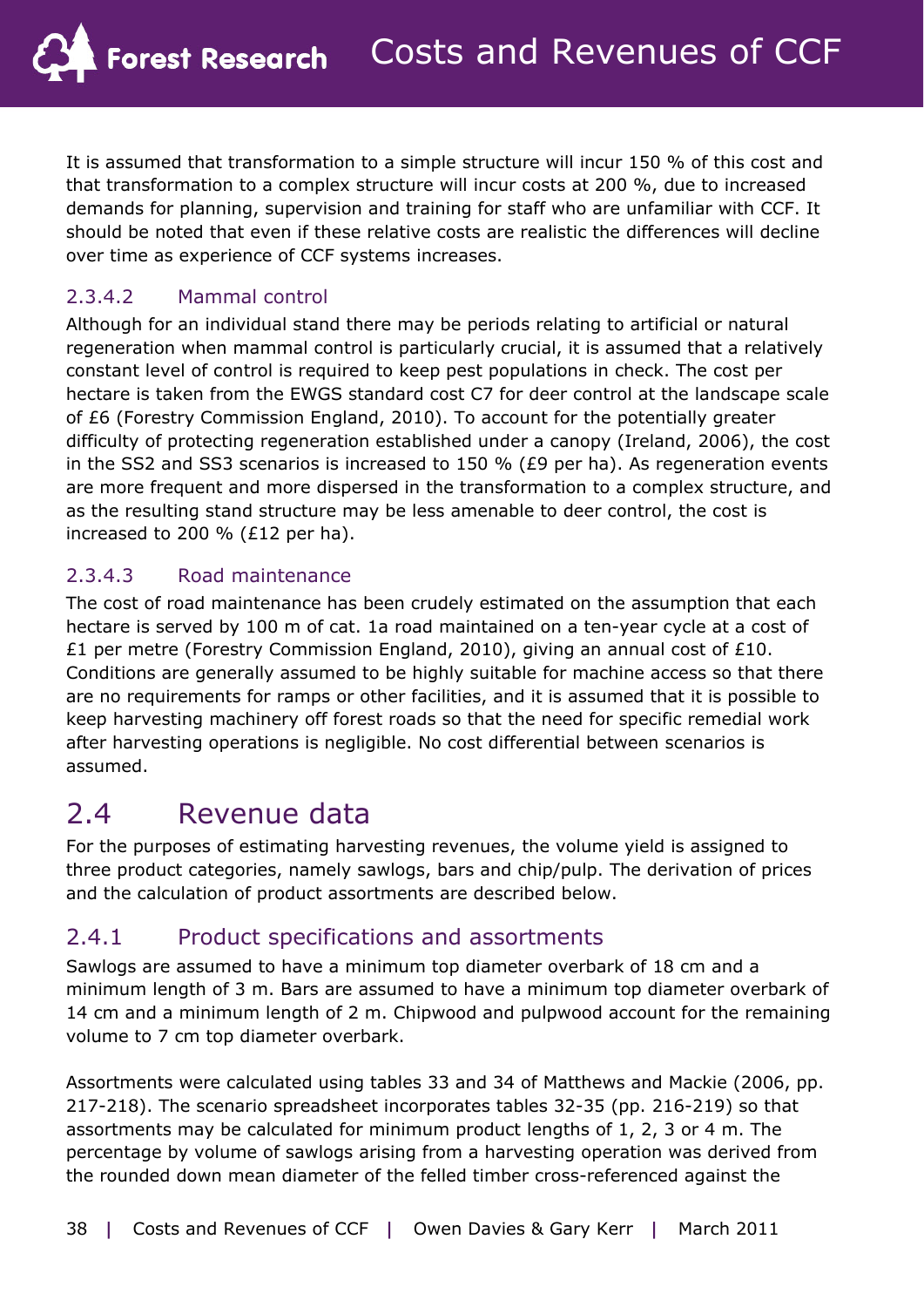It is assumed that transformation to a simple structure will incur 150 % of this cost and that transformation to a complex structure will incur costs at 200 %, due to increased demands for planning, supervision and training for staff who are unfamiliar with CCF. It should be noted that even if these relative costs are realistic the differences will decline over time as experience of CCF systems increases.

### 2.3.4.2 Mammal control

Although for an individual stand there may be periods relating to artificial or natural regeneration when mammal control is particularly crucial, it is assumed that a relatively constant level of control is required to keep pest populations in check. The cost per hectare is taken from the EWGS standard cost C7 for deer control at the landscape scale of £6 (Forestry Commission England, 2010). To account for the potentially greater difficulty of protecting regeneration established under a canopy (Ireland, 2006), the cost in the SS2 and SS3 scenarios is increased to 150 % (£9 per ha). As regeneration events are more frequent and more dispersed in the transformation to a complex structure, and as the resulting stand structure may be less amenable to deer control, the cost is increased to 200 % (£12 per ha).

### 2.3.4.3 Road maintenance

The cost of road maintenance has been crudely estimated on the assumption that each hectare is served by 100 m of cat. 1a road maintained on a ten-year cycle at a cost of £1 per metre (Forestry Commission England, 2010), giving an annual cost of £10. Conditions are generally assumed to be highly suitable for machine access so that there are no requirements for ramps or other facilities, and it is assumed that it is possible to keep harvesting machinery off forest roads so that the need for specific remedial work after harvesting operations is negligible. No cost differential between scenarios is assumed.

# 2.4 Revenue data

For the purposes of estimating harvesting revenues, the volume yield is assigned to three product categories, namely sawlogs, bars and chip/pulp. The derivation of prices and the calculation of product assortments are described below.

## 2.4.1 Product specifications and assortments

Sawlogs are assumed to have a minimum top diameter overbark of 18 cm and a minimum length of 3 m. Bars are assumed to have a minimum top diameter overbark of 14 cm and a minimum length of 2 m. Chipwood and pulpwood account for the remaining volume to 7 cm top diameter overbark.

Assortments were calculated using tables 33 and 34 of Matthews and Mackie (2006, pp. 217-218). The scenario spreadsheet incorporates tables 32-35 (pp. 216-219) so that assortments may be calculated for minimum product lengths of 1, 2, 3 or 4 m. The percentage by volume of sawlogs arising from a harvesting operation was derived from the rounded down mean diameter of the felled timber cross-referenced against the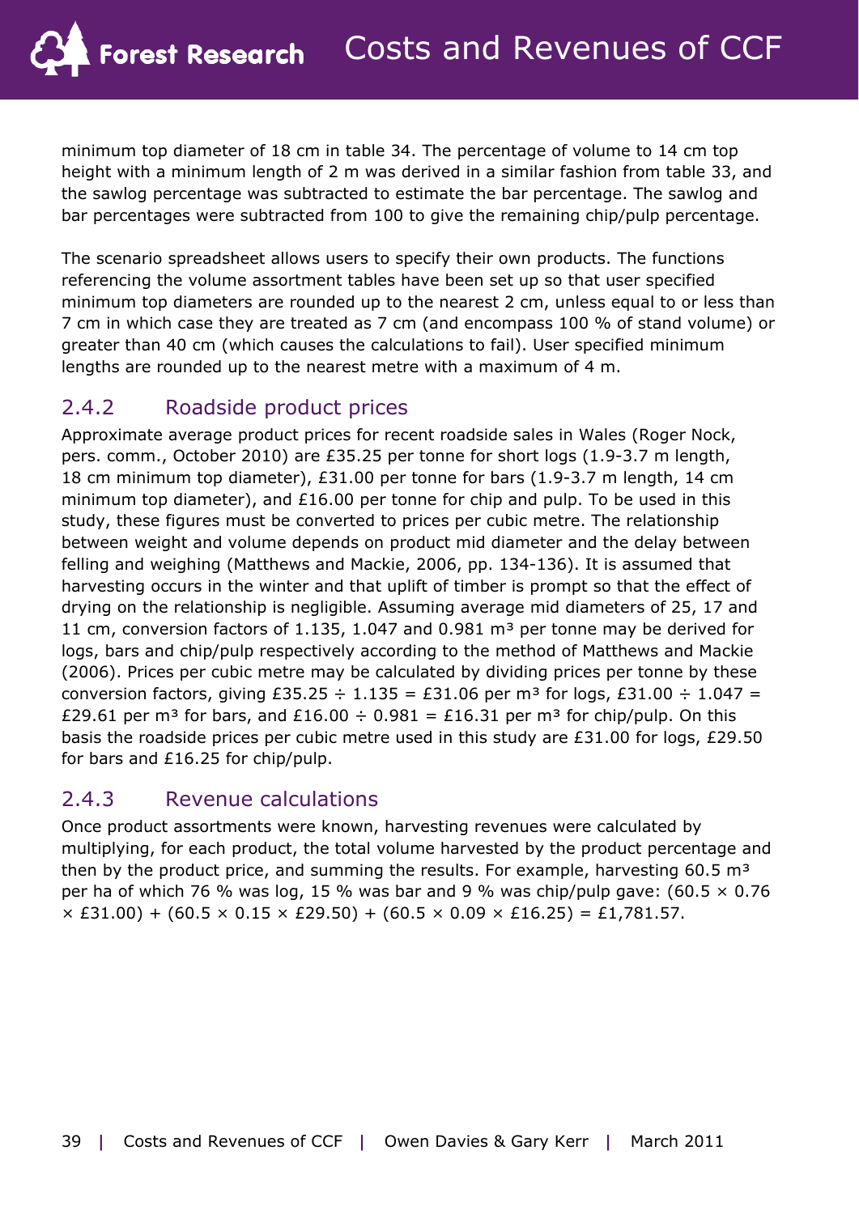minimum top diameter of 18 cm in table 34. The percentage of volume to 14 cm top height with a minimum length of 2 m was derived in a similar fashion from table 33, and the sawlog percentage was subtracted to estimate the bar percentage. The sawlog and bar percentages were subtracted from 100 to give the remaining chip/pulp percentage.

The scenario spreadsheet allows users to specify their own products. The functions referencing the volume assortment tables have been set up so that user specified minimum top diameters are rounded up to the nearest 2 cm, unless equal to or less than 7 cm in which case they are treated as 7 cm (and encompass 100 % of stand volume) or greater than 40 cm (which causes the calculations to fail). User specified minimum lengths are rounded up to the nearest metre with a maximum of 4 m.

## 2.4.2 Roadside product prices

Approximate average product prices for recent roadside sales in Wales (Roger Nock, pers. comm., October 2010) are £35.25 per tonne for short logs (1.9-3.7 m length, 18 cm minimum top diameter), £31.00 per tonne for bars (1.9-3.7 m length, 14 cm minimum top diameter), and £16.00 per tonne for chip and pulp. To be used in this study, these figures must be converted to prices per cubic metre. The relationship between weight and volume depends on product mid diameter and the delay between felling and weighing (Matthews and Mackie, 2006, pp. 134-136). It is assumed that harvesting occurs in the winter and that uplift of timber is prompt so that the effect of drying on the relationship is negligible. Assuming average mid diameters of 25, 17 and 11 cm, conversion factors of 1.135, 1.047 and 0.981 $m^3$ per tonne may be derived for logs, bars and chip/pulp respectively according to the method of Matthews and Mackie (2006). Prices per cubic metre may be calculated by dividing prices per tonne by these conversion factors, giving £35.25 ÷ 1.135 = £31.06 per $m^3$ for logs, £31.00 ÷ 1.047 = £29.61 per $m^3$ for bars, and £16.00 ÷ 0.981 = £16.31 per $m^3$ for chip/pulp. On this basis the roadside prices per cubic metre used in this study are £31.00 for logs, £29.50 for bars and £16.25 for chip/pulp.

## 2.4.3 Revenue calculations

Once product assortments were known, harvesting revenues were calculated by multiplying, for each product, the total volume harvested by the product percentage and then by the product price, and summing the results. For example, harvesting 60.5 $m^3$ per ha of which 76 % was log, 15 % was bar and 9 % was chip/pulp gave: (60.5 × 0.76 × £31.00) + (60.5 × 0.15 × £29.50) + (60.5 × 0.09 × £16.25) = £1,781.57.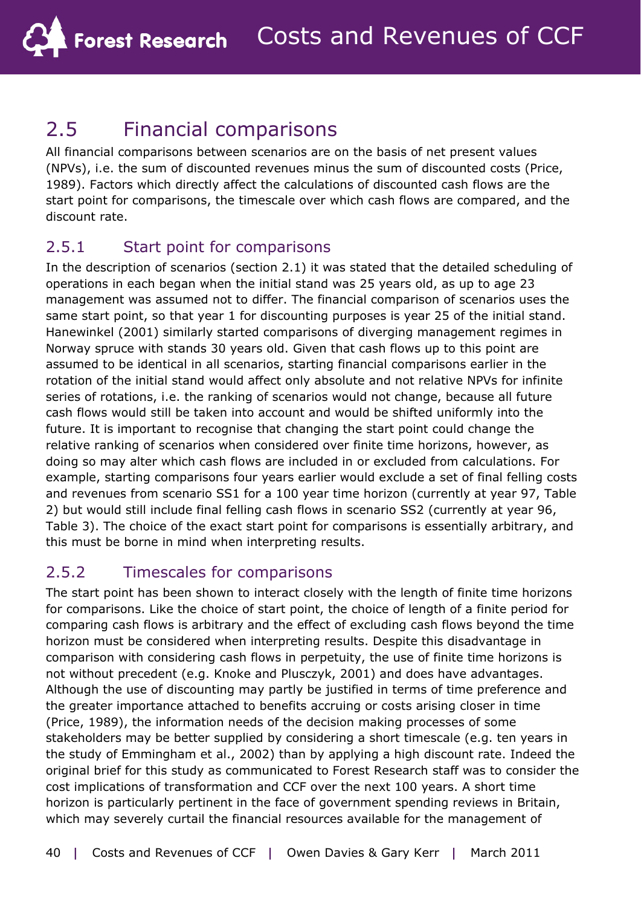## 2.5 Financial comparisons

All financial comparisons between scenarios are on the basis of net present values (NPVs), i.e. the sum of discounted revenues minus the sum of discounted costs (Price, 1989). Factors which directly affect the calculations of discounted cash flows are the start point for comparisons, the timescale over which cash flows are compared, and the discount rate.

### 2.5.1 Start point for comparisons

In the description of scenarios (section 2.1) it was stated that the detailed scheduling of operations in each began when the initial stand was 25 years old, as up to age 23 management was assumed not to differ. The financial comparison of scenarios uses the same start point, so that year 1 for discounting purposes is year 25 of the initial stand. Hanewinkel (2001) similarly started comparisons of diverging management regimes in Norway spruce with stands 30 years old. Given that cash flows up to this point are assumed to be identical in all scenarios, starting financial comparisons earlier in the rotation of the initial stand would affect only absolute and not relative NPVs for infinite series of rotations, i.e. the ranking of scenarios would not change, because all future cash flows would still be taken into account and would be shifted uniformly into the future. It is important to recognise that changing the start point could change the relative ranking of scenarios when considered over finite time horizons, however, as doing so may alter which cash flows are included in or excluded from calculations. For example, starting comparisons four years earlier would exclude a set of final felling costs and revenues from scenario SS1 for a 100 year time horizon (currently at year 97, Table 2) but would still include final felling cash flows in scenario SS2 (currently at year 96, Table 3). The choice of the exact start point for comparisons is essentially arbitrary, and this must be borne in mind when interpreting results.

### 2.5.2 Timescales for comparisons

The start point has been shown to interact closely with the length of finite time horizons for comparisons. Like the choice of start point, the choice of length of a finite period for comparing cash flows is arbitrary and the effect of excluding cash flows beyond the time horizon must be considered when interpreting results. Despite this disadvantage in comparison with considering cash flows in perpetuity, the use of finite time horizons is not without precedent (e.g. Knoke and Plusczyk, 2001) and does have advantages. Although the use of discounting may partly be justified in terms of time preference and the greater importance attached to benefits accruing or costs arising closer in time (Price, 1989), the information needs of the decision making processes of some stakeholders may be better supplied by considering a short timescale (e.g. ten years in the study of Emmingham et al., 2002) than by applying a high discount rate. Indeed the original brief for this study as communicated to Forest Research staff was to consider the cost implications of transformation and CCF over the next 100 years. A short time horizon is particularly pertinent in the face of government spending reviews in Britain, which may severely curtail the financial resources available for the management of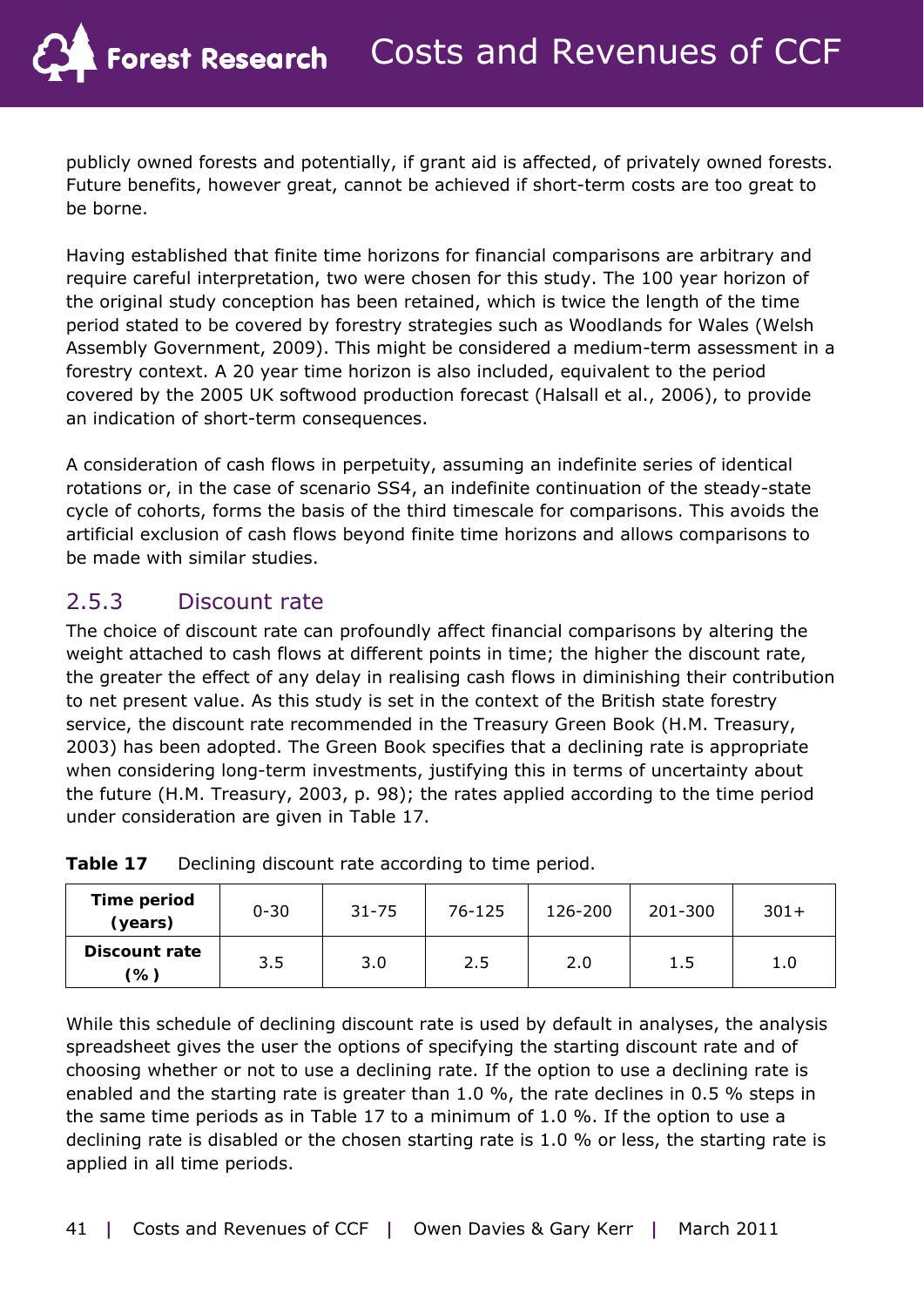publicly owned forests and potentially, if grant aid is affected, of privately owned forests. Future benefits, however great, cannot be achieved if short-term costs are too great to be borne.

Having established that finite time horizons for financial comparisons are arbitrary and require careful interpretation, two were chosen for this study. The 100 year horizon of the original study conception has been retained, which is twice the length of the time period stated to be covered by forestry strategies such as Woodlands for Wales (Welsh Assembly Government, 2009). This might be considered a medium-term assessment in a forestry context. A 20 year time horizon is also included, equivalent to the period covered by the 2005 UK softwood production forecast (Halsall et al., 2006), to provide an indication of short-term consequences.

A consideration of cash flows in perpetuity, assuming an indefinite series of identical rotations or, in the case of scenario SS4, an indefinite continuation of the steady-state cycle of cohorts, forms the basis of the third timescale for comparisons. This avoids the artificial exclusion of cash flows beyond finite time horizons and allows comparisons to be made with similar studies.

### 2.5.3 Discount rate

The choice of discount rate can profoundly affect financial comparisons by altering the weight attached to cash flows at different points in time; the higher the discount rate, the greater the effect of any delay in realising cash flows in diminishing their contribution to net present value. As this study is set in the context of the British state forestry service, the discount rate recommended in the Treasury Green Book (H.M. Treasury, 2003) has been adopted. The Green Book specifies that a declining rate is appropriate when considering long-term investments, justifying this in terms of uncertainty about the future (H.M. Treasury, 2003, p. 98); the rates applied according to the time period under consideration are given in Table 17.

**Table 17** Declining discount rate according to time period.

| **Time period (years)** | 0-30 | 31-75 | 76-125 | 126-200 | 201-300 | 301+ |
|---|---|---|---|---|---|---|
| **Discount rate (%)** | 3.5 | 3.0 | 2.5 | 2.0 | 1.5 | 1.0 |

While this schedule of declining discount rate is used by default in analyses, the analysis spreadsheet gives the user the options of specifying the starting discount rate and of choosing whether or not to use a declining rate. If the option to use a declining rate is enabled and the starting rate is greater than 1.0 %, the rate declines in 0.5 % steps in the same time periods as in Table 17 to a minimum of 1.0 %. If the option to use a declining rate is disabled or the chosen starting rate is 1.0 % or less, the starting rate is applied in all time periods.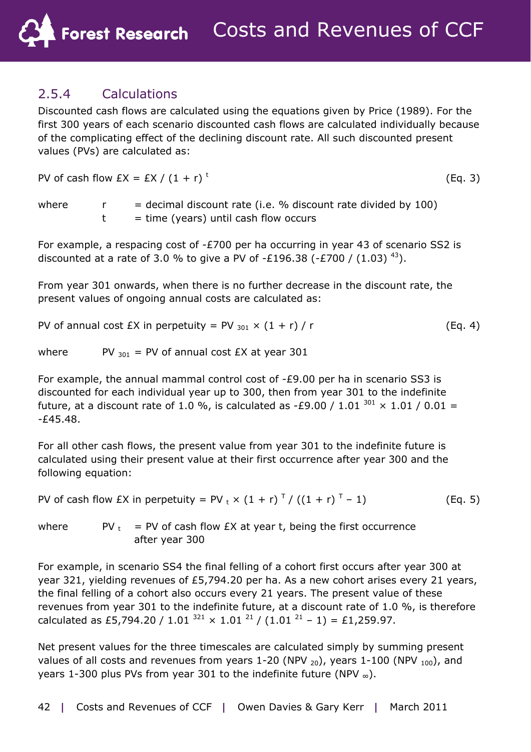### 2.5.4 Calculations

Discounted cash flows are calculated using the equations given by Price (1989). For the first 300 years of each scenario discounted cash flows are calculated individually because of the complicating effect of the declining discount rate. All such discounted present values (PVs) are calculated as:

$$\text{PV of cash flow £X} = \text{£X} / (1 + r)^{t} \qquad \text{(Eq. 3)}$$

where $r$ = decimal discount rate (i.e. % discount rate divided by 100)
$t$ = time (years) until cash flow occurs

For example, a respacing cost of -£700 per ha occurring in year 43 of scenario SS2 is discounted at a rate of 3.0 % to give a PV of -£196.38 ($-£700 / (1.03)^{43}$).

From year 301 onwards, when there is no further decrease in the discount rate, the present values of ongoing annual costs are calculated as:

$$\text{PV of annual cost £X in perpetuity} = PV_{301} \times (1 + r) / r \qquad \text{(Eq. 4)}$$

where $PV_{301}$ = PV of annual cost £X at year 301

For example, the annual mammal control cost of -£9.00 per ha in scenario SS3 is discounted for each individual year up to 300, then from year 301 to the indefinite future, at a discount rate of 1.0 %, is calculated as $-£9.00 / 1.01^{301} \times 1.01 / 0.01 =$ -£45.48.

For all other cash flows, the present value from year 301 to the indefinite future is calculated using their present value at their first occurrence after year 300 and the following equation:

$$\text{PV of cash flow £X in perpetuity} = PV_{t} \times (1 + r)^{T} / ((1 + r)^{T} - 1) \qquad \text{(Eq. 5)}$$

where $PV_{t}$ = PV of cash flow £X at year t, being the first occurrence after year 300

For example, in scenario SS4 the final felling of a cohort first occurs after year 300 at year 321, yielding revenues of £5,794.20 per ha. As a new cohort arises every 21 years, the final felling of a cohort also occurs every 21 years. The present value of these revenues from year 301 to the indefinite future, at a discount rate of 1.0 %, is therefore calculated as $£5{,}794.20 / 1.01^{321} \times 1.01^{21} / (1.01^{21} - 1) =$ £1,259.97.

Net present values for the three timescales are calculated simply by summing present values of all costs and revenues from years 1-20 ($NPV_{20}$), years 1-100 ($NPV_{100}$), and years 1-300 plus PVs from year 301 to the indefinite future ($NPV_{\infty}$).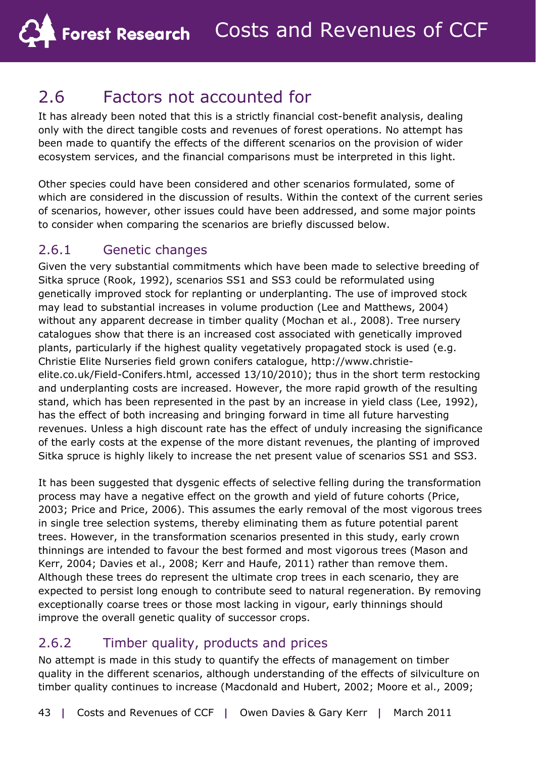## 2.6 Factors not accounted for

It has already been noted that this is a strictly financial cost-benefit analysis, dealing only with the direct tangible costs and revenues of forest operations. No attempt has been made to quantify the effects of the different scenarios on the provision of wider ecosystem services, and the financial comparisons must be interpreted in this light.

Other species could have been considered and other scenarios formulated, some of which are considered in the discussion of results. Within the context of the current series of scenarios, however, other issues could have been addressed, and some major points to consider when comparing the scenarios are briefly discussed below.

### 2.6.1 Genetic changes

Given the very substantial commitments which have been made to selective breeding of Sitka spruce (Rook, 1992), scenarios SS1 and SS3 could be reformulated using genetically improved stock for replanting or underplanting. The use of improved stock may lead to substantial increases in volume production (Lee and Matthews, 2004) without any apparent decrease in timber quality (Mochan et al., 2008). Tree nursery catalogues show that there is an increased cost associated with genetically improved plants, particularly if the highest quality vegetatively propagated stock is used (e.g. Christie Elite Nurseries field grown conifers catalogue, http://www.christie-elite.co.uk/Field-Conifers.html, accessed 13/10/2010); thus in the short term restocking and underplanting costs are increased. However, the more rapid growth of the resulting stand, which has been represented in the past by an increase in yield class (Lee, 1992), has the effect of both increasing and bringing forward in time all future harvesting revenues. Unless a high discount rate has the effect of unduly increasing the significance of the early costs at the expense of the more distant revenues, the planting of improved Sitka spruce is highly likely to increase the net present value of scenarios SS1 and SS3.

It has been suggested that dysgenic effects of selective felling during the transformation process may have a negative effect on the growth and yield of future cohorts (Price, 2003; Price and Price, 2006). This assumes the early removal of the most vigorous trees in single tree selection systems, thereby eliminating them as future potential parent trees. However, in the transformation scenarios presented in this study, early crown thinnings are intended to favour the best formed and most vigorous trees (Mason and Kerr, 2004; Davies et al., 2008; Kerr and Haufe, 2011) rather than remove them. Although these trees do represent the ultimate crop trees in each scenario, they are expected to persist long enough to contribute seed to natural regeneration. By removing exceptionally coarse trees or those most lacking in vigour, early thinnings should improve the overall genetic quality of successor crops.

### 2.6.2 Timber quality, products and prices

No attempt is made in this study to quantify the effects of management on timber quality in the different scenarios, although understanding of the effects of silviculture on timber quality continues to increase (Macdonald and Hubert, 2002; Moore et al., 2009;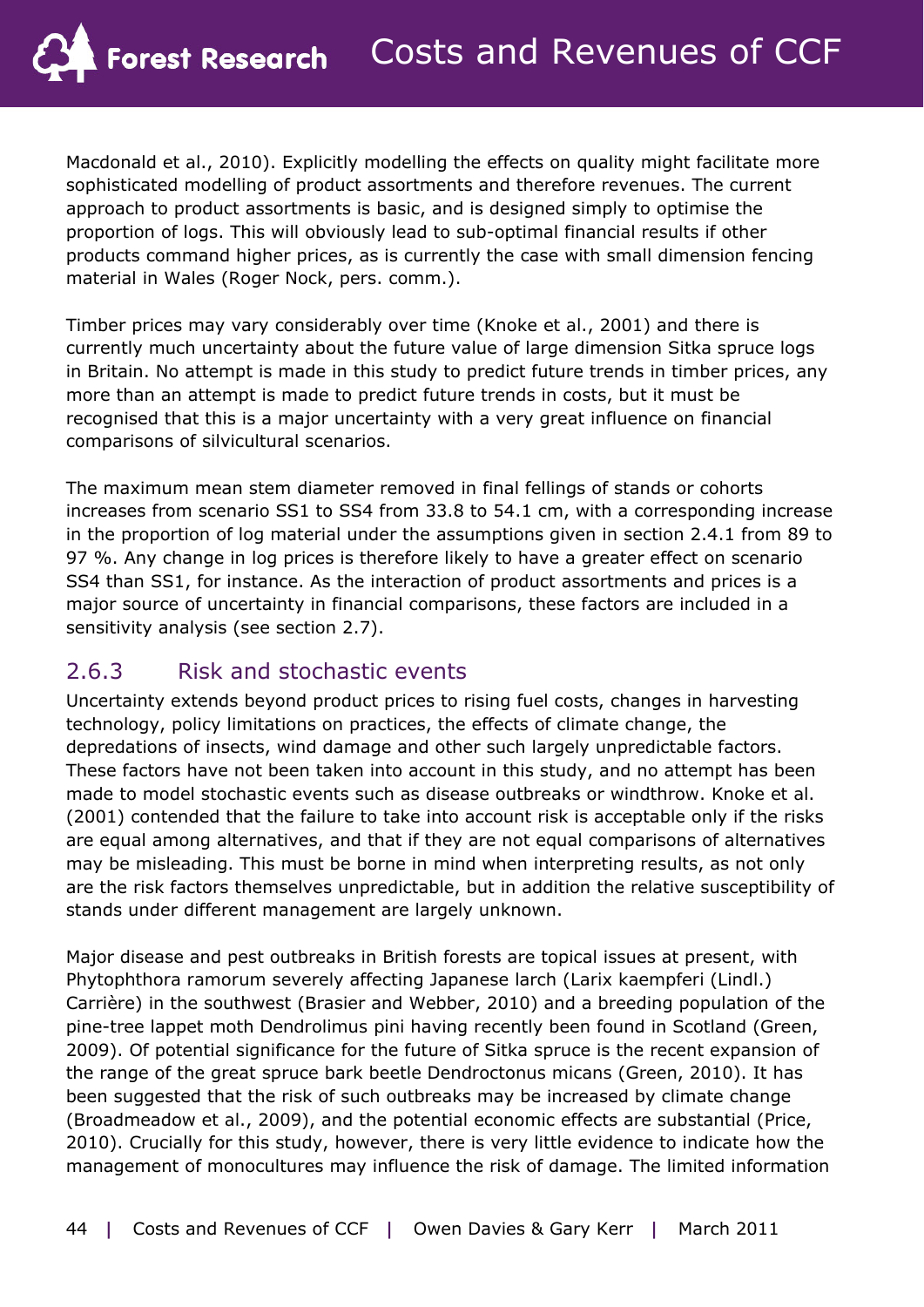Macdonald et al., 2010). Explicitly modelling the effects on quality might facilitate more sophisticated modelling of product assortments and therefore revenues. The current approach to product assortments is basic, and is designed simply to optimise the proportion of logs. This will obviously lead to sub-optimal financial results if other products command higher prices, as is currently the case with small dimension fencing material in Wales (Roger Nock, pers. comm.).

Timber prices may vary considerably over time (Knoke et al., 2001) and there is currently much uncertainty about the future value of large dimension Sitka spruce logs in Britain. No attempt is made in this study to predict future trends in timber prices, any more than an attempt is made to predict future trends in costs, but it must be recognised that this is a major uncertainty with a very great influence on financial comparisons of silvicultural scenarios.

The maximum mean stem diameter removed in final fellings of stands or cohorts increases from scenario SS1 to SS4 from 33.8 to 54.1 cm, with a corresponding increase in the proportion of log material under the assumptions given in section 2.4.1 from 89 to 97 %. Any change in log prices is therefore likely to have a greater effect on scenario SS4 than SS1, for instance. As the interaction of product assortments and prices is a major source of uncertainty in financial comparisons, these factors are included in a sensitivity analysis (see section 2.7).

### 2.6.3 Risk and stochastic events

Uncertainty extends beyond product prices to rising fuel costs, changes in harvesting technology, policy limitations on practices, the effects of climate change, the depredations of insects, wind damage and other such largely unpredictable factors. These factors have not been taken into account in this study, and no attempt has been made to model stochastic events such as disease outbreaks or windthrow. Knoke et al. (2001) contended that the failure to take into account risk is acceptable only if the risks are equal among alternatives, and that if they are not equal comparisons of alternatives may be misleading. This must be borne in mind when interpreting results, as not only are the risk factors themselves unpredictable, but in addition the relative susceptibility of stands under different management are largely unknown.

Major disease and pest outbreaks in British forests are topical issues at present, with Phytophthora ramorum severely affecting Japanese larch (Larix kaempferi (Lindl.) Carrière) in the southwest (Brasier and Webber, 2010) and a breeding population of the pine-tree lappet moth Dendrolimus pini having recently been found in Scotland (Green, 2009). Of potential significance for the future of Sitka spruce is the recent expansion of the range of the great spruce bark beetle Dendroctonus micans (Green, 2010). It has been suggested that the risk of such outbreaks may be increased by climate change (Broadmeadow et al., 2009), and the potential economic effects are substantial (Price, 2010). Crucially for this study, however, there is very little evidence to indicate how the management of monocultures may influence the risk of damage. The limited information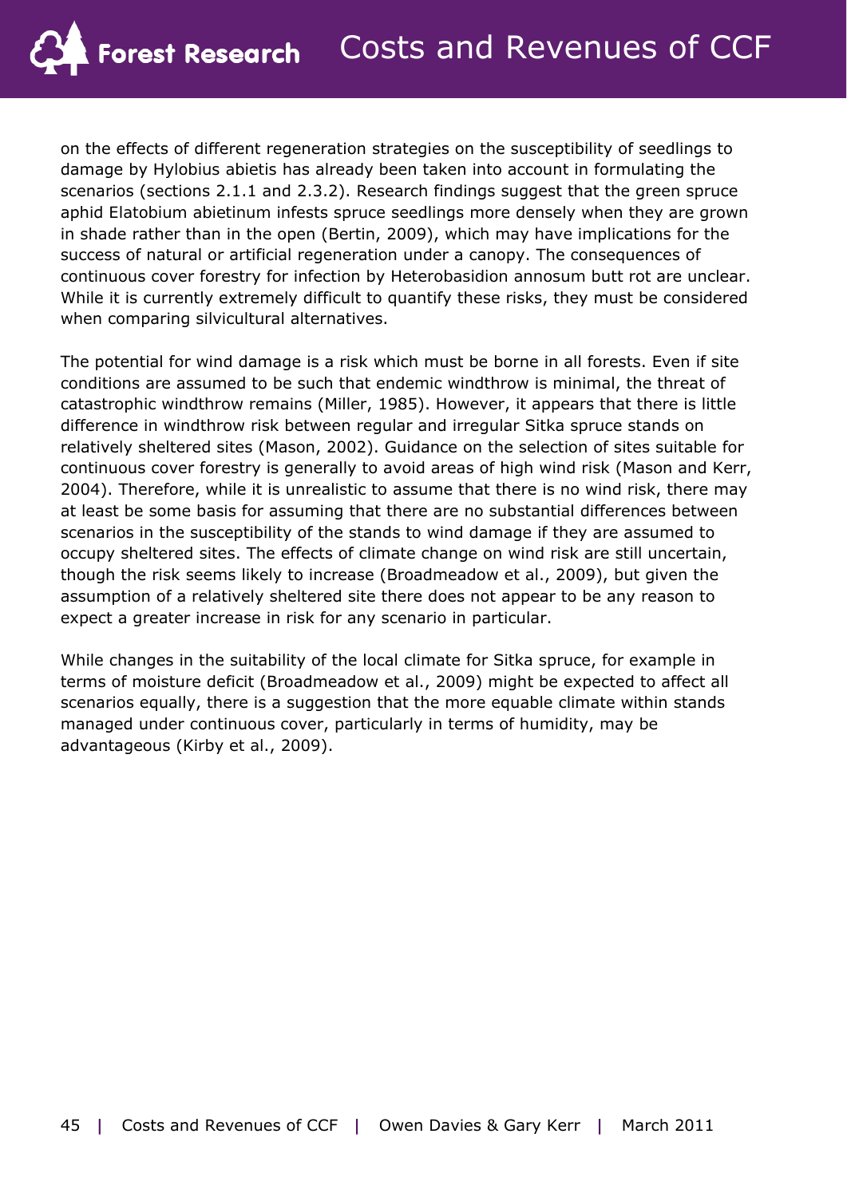on the effects of different regeneration strategies on the susceptibility of seedlings to damage by Hylobius abietis has already been taken into account in formulating the scenarios (sections 2.1.1 and 2.3.2). Research findings suggest that the green spruce aphid Elatobium abietinum infests spruce seedlings more densely when they are grown in shade rather than in the open (Bertin, 2009), which may have implications for the success of natural or artificial regeneration under a canopy. The consequences of continuous cover forestry for infection by Heterobasidion annosum butt rot are unclear. While it is currently extremely difficult to quantify these risks, they must be considered when comparing silvicultural alternatives.

The potential for wind damage is a risk which must be borne in all forests. Even if site conditions are assumed to be such that endemic windthrow is minimal, the threat of catastrophic windthrow remains (Miller, 1985). However, it appears that there is little difference in windthrow risk between regular and irregular Sitka spruce stands on relatively sheltered sites (Mason, 2002). Guidance on the selection of sites suitable for continuous cover forestry is generally to avoid areas of high wind risk (Mason and Kerr, 2004). Therefore, while it is unrealistic to assume that there is no wind risk, there may at least be some basis for assuming that there are no substantial differences between scenarios in the susceptibility of the stands to wind damage if they are assumed to occupy sheltered sites. The effects of climate change on wind risk are still uncertain, though the risk seems likely to increase (Broadmeadow et al., 2009), but given the assumption of a relatively sheltered site there does not appear to be any reason to expect a greater increase in risk for any scenario in particular.

While changes in the suitability of the local climate for Sitka spruce, for example in terms of moisture deficit (Broadmeadow et al., 2009) might be expected to affect all scenarios equally, there is a suggestion that the more equable climate within stands managed under continuous cover, particularly in terms of humidity, may be advantageous (Kirby et al., 2009).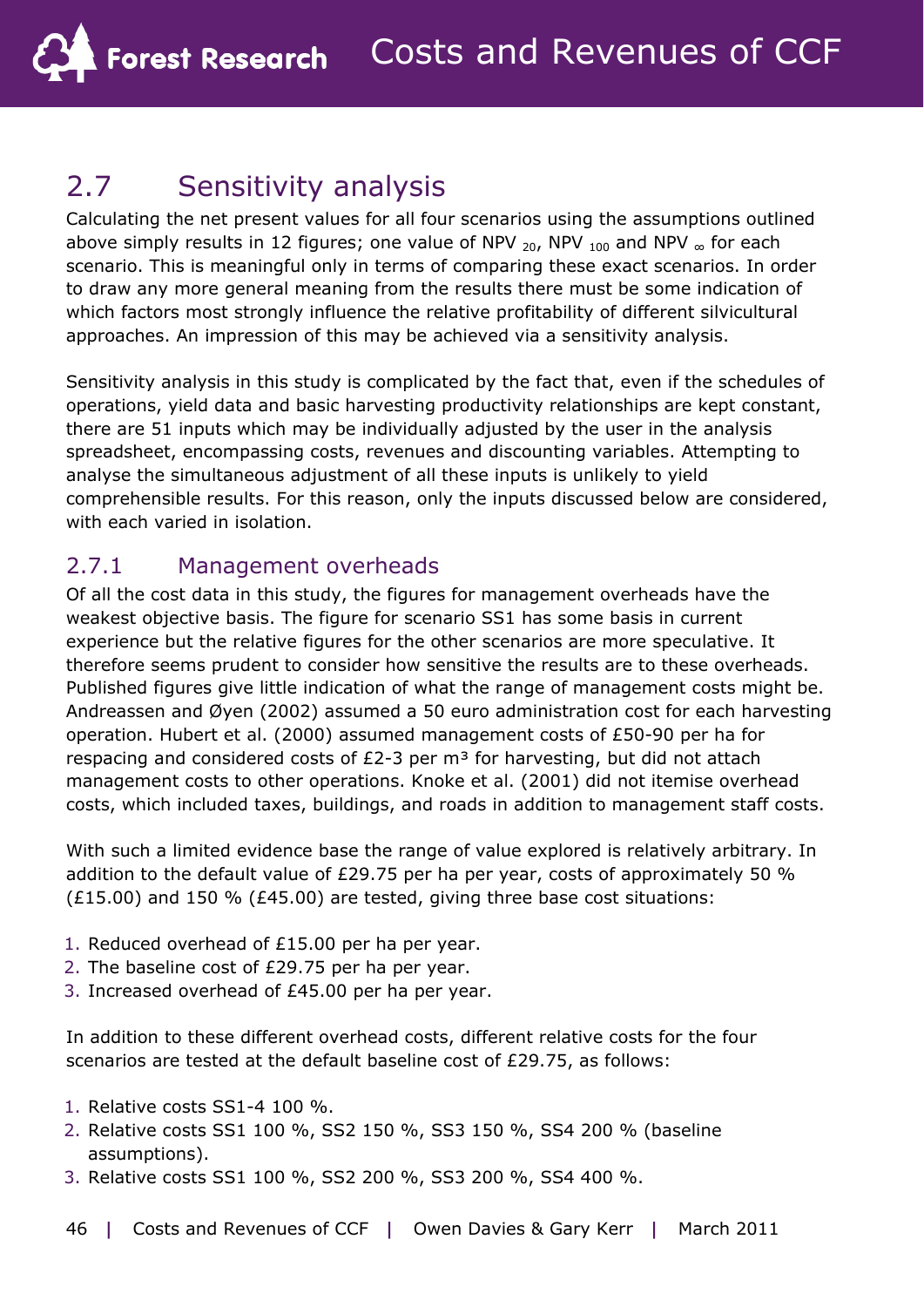## 2.7 Sensitivity analysis

Calculating the net present values for all four scenarios using the assumptions outlined above simply results in 12 figures; one value of NPV $_{20}$, NPV $_{100}$ and NPV $_{\infty}$ for each scenario. This is meaningful only in terms of comparing these exact scenarios. In order to draw any more general meaning from the results there must be some indication of which factors most strongly influence the relative profitability of different silvicultural approaches. An impression of this may be achieved via a sensitivity analysis.

Sensitivity analysis in this study is complicated by the fact that, even if the schedules of operations, yield data and basic harvesting productivity relationships are kept constant, there are 51 inputs which may be individually adjusted by the user in the analysis spreadsheet, encompassing costs, revenues and discounting variables. Attempting to analyse the simultaneous adjustment of all these inputs is unlikely to yield comprehensible results. For this reason, only the inputs discussed below are considered, with each varied in isolation.

### 2.7.1 Management overheads

Of all the cost data in this study, the figures for management overheads have the weakest objective basis. The figure for scenario SS1 has some basis in current experience but the relative figures for the other scenarios are more speculative. It therefore seems prudent to consider how sensitive the results are to these overheads. Published figures give little indication of what the range of management costs might be. Andreassen and Øyen (2002) assumed a 50 euro administration cost for each harvesting operation. Hubert et al. (2000) assumed management costs of £50-90 per ha for respacing and considered costs of £2-3 per m³ for harvesting, but did not attach management costs to other operations. Knoke et al. (2001) did not itemise overhead costs, which included taxes, buildings, and roads in addition to management staff costs.

With such a limited evidence base the range of value explored is relatively arbitrary. In addition to the default value of £29.75 per ha per year, costs of approximately 50 % (£15.00) and 150 % (£45.00) are tested, giving three base cost situations:

1. Reduced overhead of £15.00 per ha per year.
2. The baseline cost of £29.75 per ha per year.
3. Increased overhead of £45.00 per ha per year.

In addition to these different overhead costs, different relative costs for the four scenarios are tested at the default baseline cost of £29.75, as follows:

1. Relative costs SS1-4 100 %.
2. Relative costs SS1 100 %, SS2 150 %, SS3 150 %, SS4 200 % (baseline assumptions).
3. Relative costs SS1 100 %, SS2 200 %, SS3 200 %, SS4 400 %.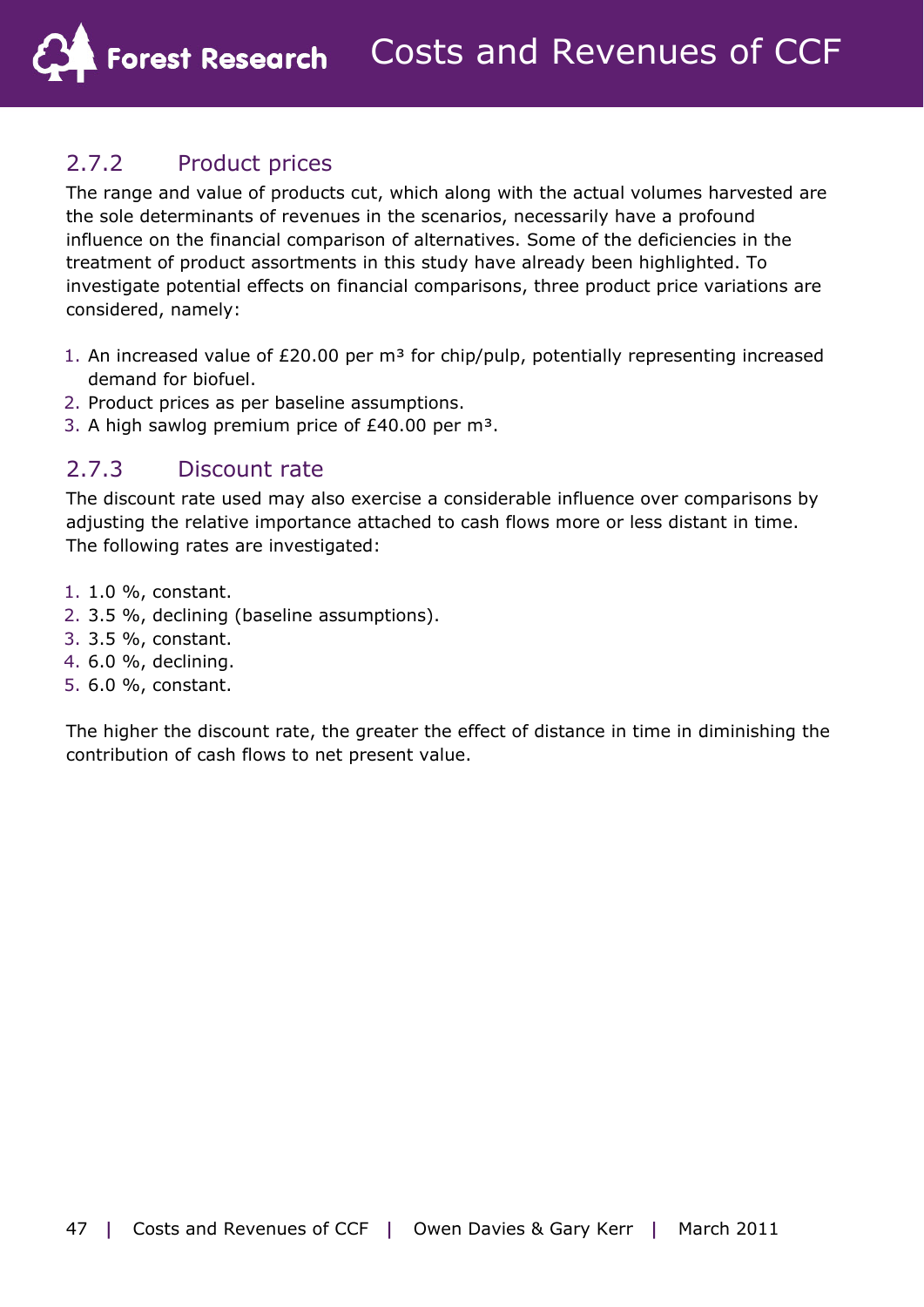### 2.7.2 Product prices

The range and value of products cut, which along with the actual volumes harvested are the sole determinants of revenues in the scenarios, necessarily have a profound influence on the financial comparison of alternatives. Some of the deficiencies in the treatment of product assortments in this study have already been highlighted. To investigate potential effects on financial comparisons, three product price variations are considered, namely:

1. An increased value of £20.00 per m³ for chip/pulp, potentially representing increased demand for biofuel.
2. Product prices as per baseline assumptions.
3. A high sawlog premium price of £40.00 per m³.

### 2.7.3 Discount rate

The discount rate used may also exercise a considerable influence over comparisons by adjusting the relative importance attached to cash flows more or less distant in time. The following rates are investigated:

1. 1.0 %, constant.
2. 3.5 %, declining (baseline assumptions).
3. 3.5 %, constant.
4. 6.0 %, declining.
5. 6.0 %, constant.

The higher the discount rate, the greater the effect of distance in time in diminishing the contribution of cash flows to net present value.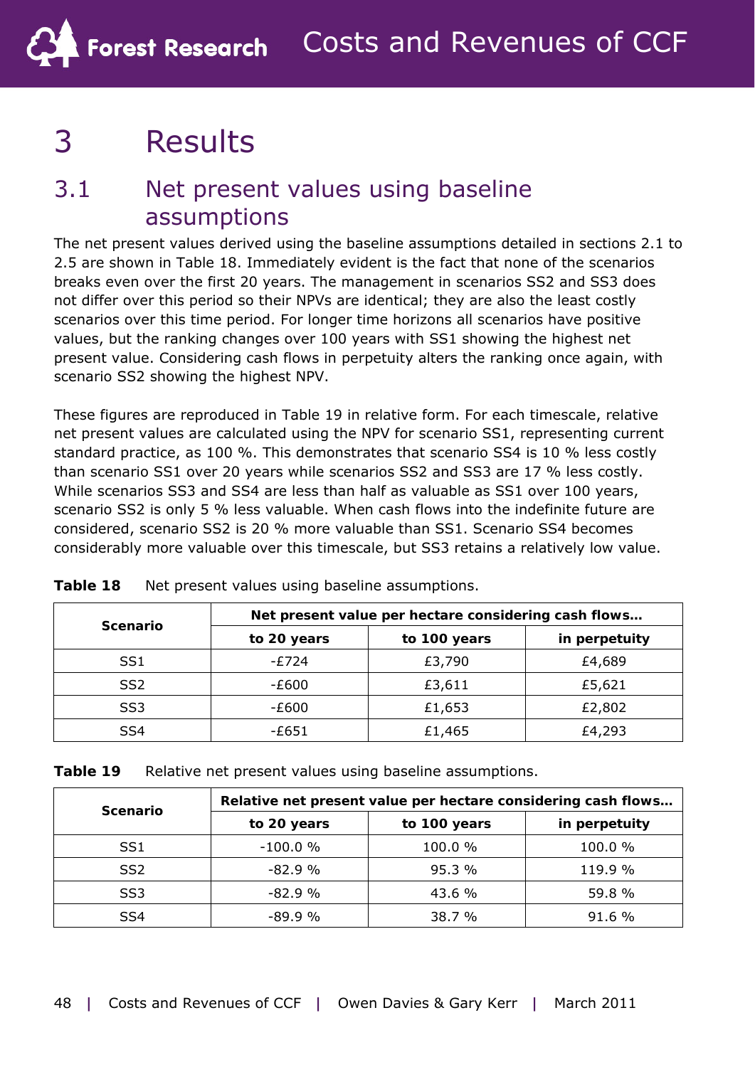# 3 Results

## 3.1 Net present values using baseline assumptions

The net present values derived using the baseline assumptions detailed in sections 2.1 to 2.5 are shown in Table 18. Immediately evident is the fact that none of the scenarios breaks even over the first 20 years. The management in scenarios SS2 and SS3 does not differ over this period so their NPVs are identical; they are also the least costly scenarios over this time period. For longer time horizons all scenarios have positive values, but the ranking changes over 100 years with SS1 showing the highest net present value. Considering cash flows in perpetuity alters the ranking once again, with scenario SS2 showing the highest NPV.

These figures are reproduced in Table 19 in relative form. For each timescale, relative net present values are calculated using the NPV for scenario SS1, representing current standard practice, as 100 %. This demonstrates that scenario SS4 is 10 % less costly than scenario SS1 over 20 years while scenarios SS2 and SS3 are 17 % less costly. While scenarios SS3 and SS4 are less than half as valuable as SS1 over 100 years, scenario SS2 is only 5 % less valuable. When cash flows into the indefinite future are considered, scenario SS2 is 20 % more valuable than SS1. Scenario SS4 becomes considerably more valuable over this timescale, but SS3 retains a relatively low value.

**Table 18** Net present values using baseline assumptions.

| Scenario | Net present value per hectare considering cash flows… | | |
|---|---|---|---|
| | to 20 years | to 100 years | in perpetuity |
| SS1 | -£724 | £3,790 | £4,689 |
| SS2 | -£600 | £3,611 | £5,621 |
| SS3 | -£600 | £1,653 | £2,802 |
| SS4 | -£651 | £1,465 | £4,293 |

**Table 19** Relative net present values using baseline assumptions.

| Scenario | Relative net present value per hectare considering cash flows… | | |
|---|---|---|---|
| | to 20 years | to 100 years | in perpetuity |
| SS1 | -100.0 % | 100.0 % | 100.0 % |
| SS2 | -82.9 % | 95.3 % | 119.9 % |
| SS3 | -82.9 % | 43.6 % | 59.8 % |
| SS4 | -89.9 % | 38.7 % | 91.6 % |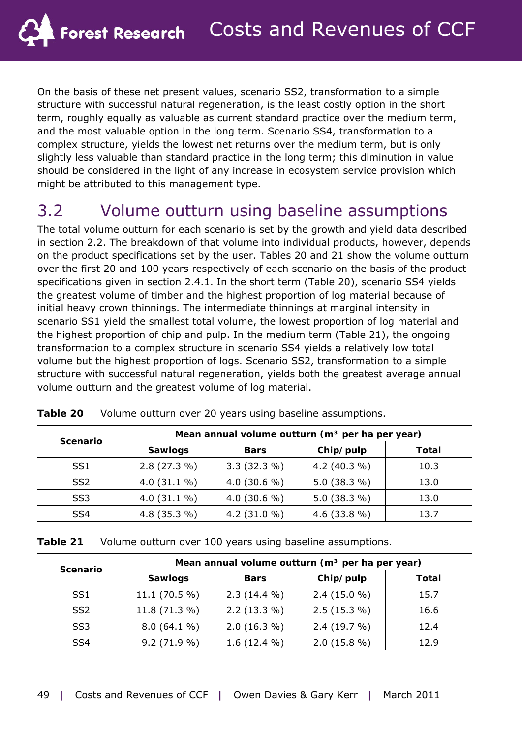On the basis of these net present values, scenario SS2, transformation to a simple structure with successful natural regeneration, is the least costly option in the short term, roughly equally as valuable as current standard practice over the medium term, and the most valuable option in the long term. Scenario SS4, transformation to a complex structure, yields the lowest net returns over the medium term, but is only slightly less valuable than standard practice in the long term; this diminution in value should be considered in the light of any increase in ecosystem service provision which might be attributed to this management type.

## 3.2 Volume outturn using baseline assumptions

The total volume outturn for each scenario is set by the growth and yield data described in section 2.2. The breakdown of that volume into individual products, however, depends on the product specifications set by the user. Tables 20 and 21 show the volume outturn over the first 20 and 100 years respectively of each scenario on the basis of the product specifications given in section 2.4.1. In the short term (Table 20), scenario SS4 yields the greatest volume of timber and the highest proportion of log material because of initial heavy crown thinnings. The intermediate thinnings at marginal intensity in scenario SS1 yield the smallest total volume, the lowest proportion of log material and the highest proportion of chip and pulp. In the medium term (Table 21), the ongoing transformation to a complex structure in scenario SS4 yields a relatively low total volume but the highest proportion of logs. Scenario SS2, transformation to a simple structure with successful natural regeneration, yields both the greatest average annual volume outturn and the greatest volume of log material.

**Table 20** Volume outturn over 20 years using baseline assumptions.

| Scenario | Mean annual volume outturn ($m^3$ per ha per year) | | | |
|---|---|---|---|---|
| | Sawlogs | Bars | Chip/pulp | Total |
| SS1 | 2.8 (27.3 %) | 3.3 (32.3 %) | 4.2 (40.3 %) | 10.3 |
| SS2 | 4.0 (31.1 %) | 4.0 (30.6 %) | 5.0 (38.3 %) | 13.0 |
| SS3 | 4.0 (31.1 %) | 4.0 (30.6 %) | 5.0 (38.3 %) | 13.0 |
| SS4 | 4.8 (35.3 %) | 4.2 (31.0 %) | 4.6 (33.8 %) | 13.7 |

**Table 21** Volume outturn over 100 years using baseline assumptions.

| Scenario | Mean annual volume outturn ($m^3$ per ha per year) | | | |
|---|---|---|---|---|
| | Sawlogs | Bars | Chip/pulp | Total |
| SS1 | 11.1 (70.5 %) | 2.3 (14.4 %) | 2.4 (15.0 %) | 15.7 |
| SS2 | 11.8 (71.3 %) | 2.2 (13.3 %) | 2.5 (15.3 %) | 16.6 |
| SS3 | 8.0 (64.1 %) | 2.0 (16.3 %) | 2.4 (19.7 %) | 12.4 |
| SS4 | 9.2 (71.9 %) | 1.6 (12.4 %) | 2.0 (15.8 %) | 12.9 |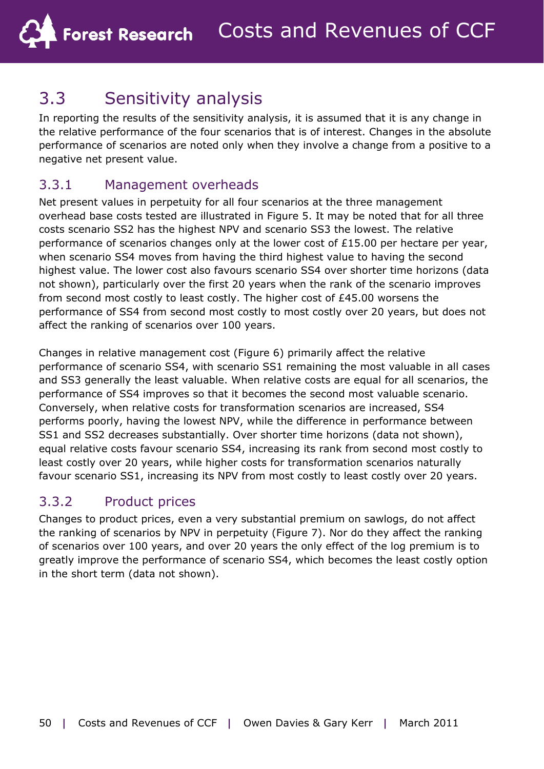## 3.3 Sensitivity analysis

In reporting the results of the sensitivity analysis, it is assumed that it is any change in the relative performance of the four scenarios that is of interest. Changes in the absolute performance of scenarios are noted only when they involve a change from a positive to a negative net present value.

### 3.3.1 Management overheads

Net present values in perpetuity for all four scenarios at the three management overhead base costs tested are illustrated in Figure 5. It may be noted that for all three costs scenario SS2 has the highest NPV and scenario SS3 the lowest. The relative performance of scenarios changes only at the lower cost of £15.00 per hectare per year, when scenario SS4 moves from having the third highest value to having the second highest value. The lower cost also favours scenario SS4 over shorter time horizons (data not shown), particularly over the first 20 years when the rank of the scenario improves from second most costly to least costly. The higher cost of £45.00 worsens the performance of SS4 from second most costly to most costly over 20 years, but does not affect the ranking of scenarios over 100 years.

Changes in relative management cost (Figure 6) primarily affect the relative performance of scenario SS4, with scenario SS1 remaining the most valuable in all cases and SS3 generally the least valuable. When relative costs are equal for all scenarios, the performance of SS4 improves so that it becomes the second most valuable scenario. Conversely, when relative costs for transformation scenarios are increased, SS4 performs poorly, having the lowest NPV, while the difference in performance between SS1 and SS2 decreases substantially. Over shorter time horizons (data not shown), equal relative costs favour scenario SS4, increasing its rank from second most costly to least costly over 20 years, while higher costs for transformation scenarios naturally favour scenario SS1, increasing its NPV from most costly to least costly over 20 years.

### 3.3.2 Product prices

Changes to product prices, even a very substantial premium on sawlogs, do not affect the ranking of scenarios by NPV in perpetuity (Figure 7). Nor do they affect the ranking of scenarios over 100 years, and over 20 years the only effect of the log premium is to greatly improve the performance of scenario SS4, which becomes the least costly option in the short term (data not shown).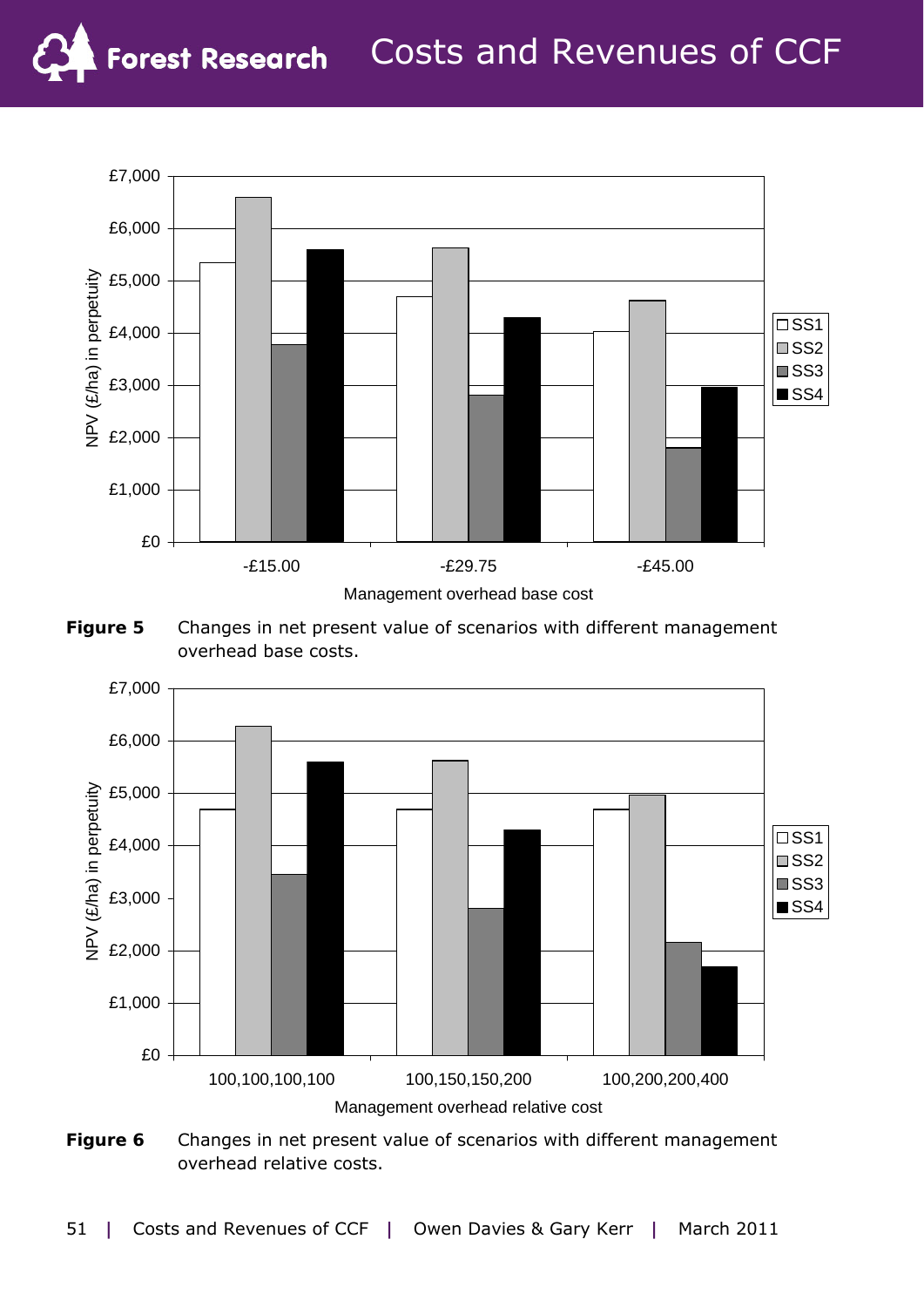**Figure 5** Changes in net present value of scenarios with different management overhead base costs.

**Figure 6** Changes in net present value of scenarios with different management overhead relative costs.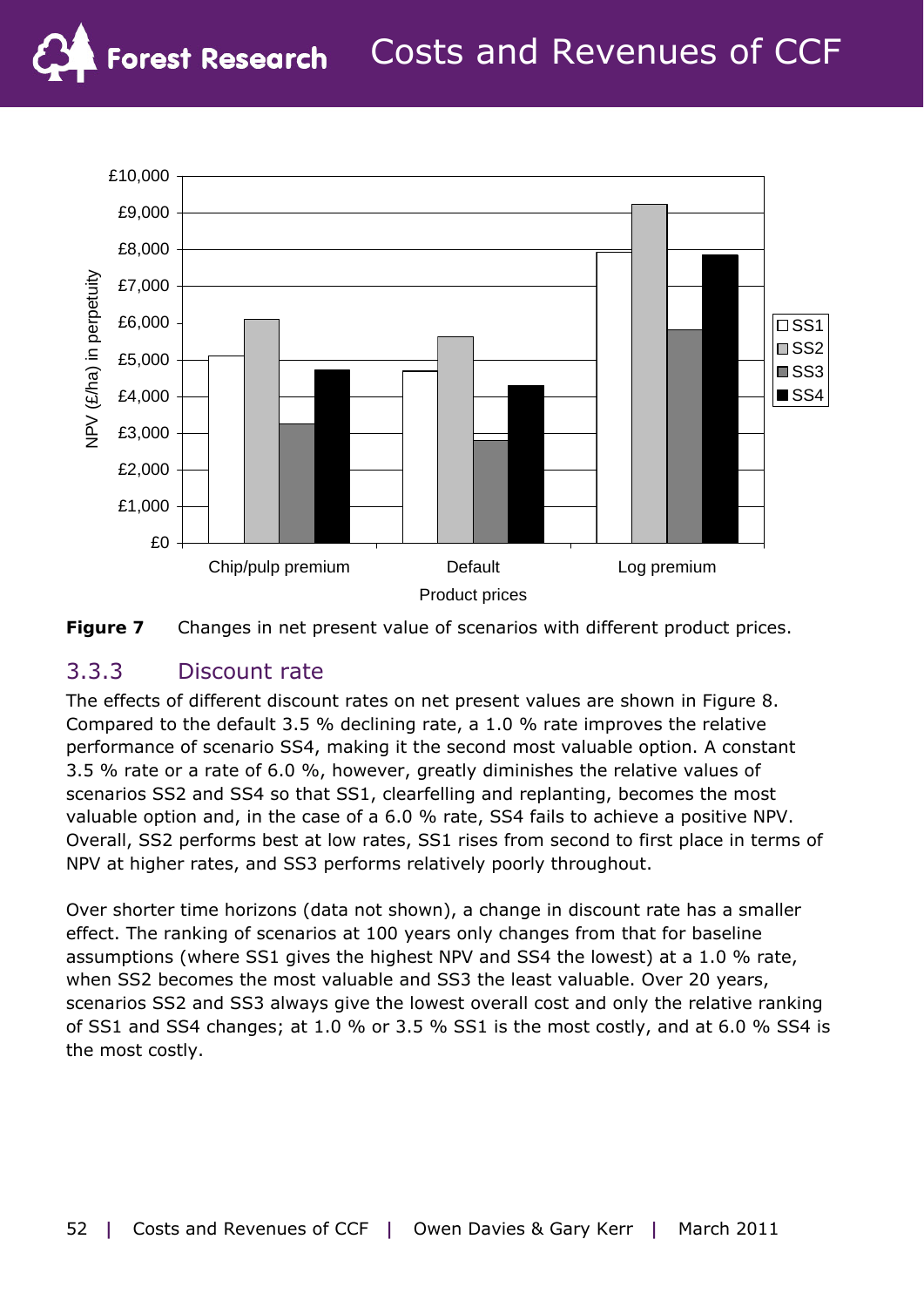**Figure 7** Changes in net present value of scenarios with different product prices.

### 3.3.3 Discount rate

The effects of different discount rates on net present values are shown in Figure 8. Compared to the default 3.5 % declining rate, a 1.0 % rate improves the relative performance of scenario SS4, making it the second most valuable option. A constant 3.5 % rate or a rate of 6.0 %, however, greatly diminishes the relative values of scenarios SS2 and SS4 so that SS1, clearfelling and replanting, becomes the most valuable option and, in the case of a 6.0 % rate, SS4 fails to achieve a positive NPV. Overall, SS2 performs best at low rates, SS1 rises from second to first place in terms of NPV at higher rates, and SS3 performs relatively poorly throughout.

Over shorter time horizons (data not shown), a change in discount rate has a smaller effect. The ranking of scenarios at 100 years only changes from that for baseline assumptions (where SS1 gives the highest NPV and SS4 the lowest) at a 1.0 % rate, when SS2 becomes the most valuable and SS3 the least valuable. Over 20 years, scenarios SS2 and SS3 always give the lowest overall cost and only the relative ranking of SS1 and SS4 changes; at 1.0 % or 3.5 % SS1 is the most costly, and at 6.0 % SS4 is the most costly.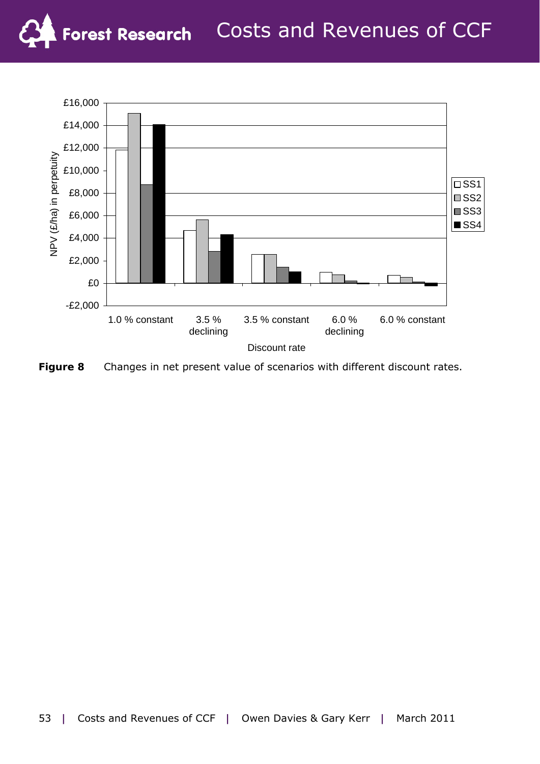**Figure 8** Changes in net present value of scenarios with different discount rates.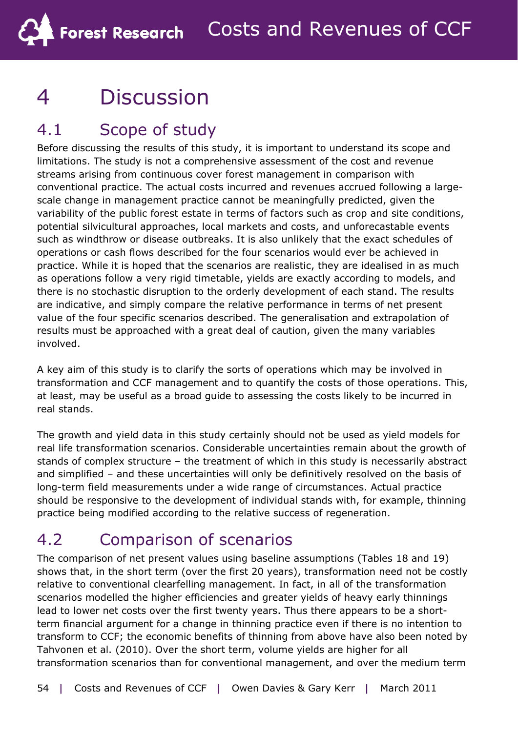# 4 Discussion

## 4.1 Scope of study

Before discussing the results of this study, it is important to understand its scope and limitations. The study is not a comprehensive assessment of the cost and revenue streams arising from continuous cover forest management in comparison with conventional practice. The actual costs incurred and revenues accrued following a large-scale change in management practice cannot be meaningfully predicted, given the variability of the public forest estate in terms of factors such as crop and site conditions, potential silvicultural approaches, local markets and costs, and unforecastable events such as windthrow or disease outbreaks. It is also unlikely that the exact schedules of operations or cash flows described for the four scenarios would ever be achieved in practice. While it is hoped that the scenarios are realistic, they are idealised in as much as operations follow a very rigid timetable, yields are exactly according to models, and there is no stochastic disruption to the orderly development of each stand. The results are indicative, and simply compare the relative performance in terms of net present value of the four specific scenarios described. The generalisation and extrapolation of results must be approached with a great deal of caution, given the many variables involved.

A key aim of this study is to clarify the sorts of operations which may be involved in transformation and CCF management and to quantify the costs of those operations. This, at least, may be useful as a broad guide to assessing the costs likely to be incurred in real stands.

The growth and yield data in this study certainly should not be used as yield models for real life transformation scenarios. Considerable uncertainties remain about the growth of stands of complex structure – the treatment of which in this study is necessarily abstract and simplified – and these uncertainties will only be definitively resolved on the basis of long-term field measurements under a wide range of circumstances. Actual practice should be responsive to the development of individual stands with, for example, thinning practice being modified according to the relative success of regeneration.

## 4.2 Comparison of scenarios

The comparison of net present values using baseline assumptions (Tables 18 and 19) shows that, in the short term (over the first 20 years), transformation need not be costly relative to conventional clearfelling management. In fact, in all of the transformation scenarios modelled the higher efficiencies and greater yields of heavy early thinnings lead to lower net costs over the first twenty years. Thus there appears to be a short-term financial argument for a change in thinning practice even if there is no intention to transform to CCF; the economic benefits of thinning from above have also been noted by Tahvonen et al. (2010). Over the short term, volume yields are higher for all transformation scenarios than for conventional management, and over the medium term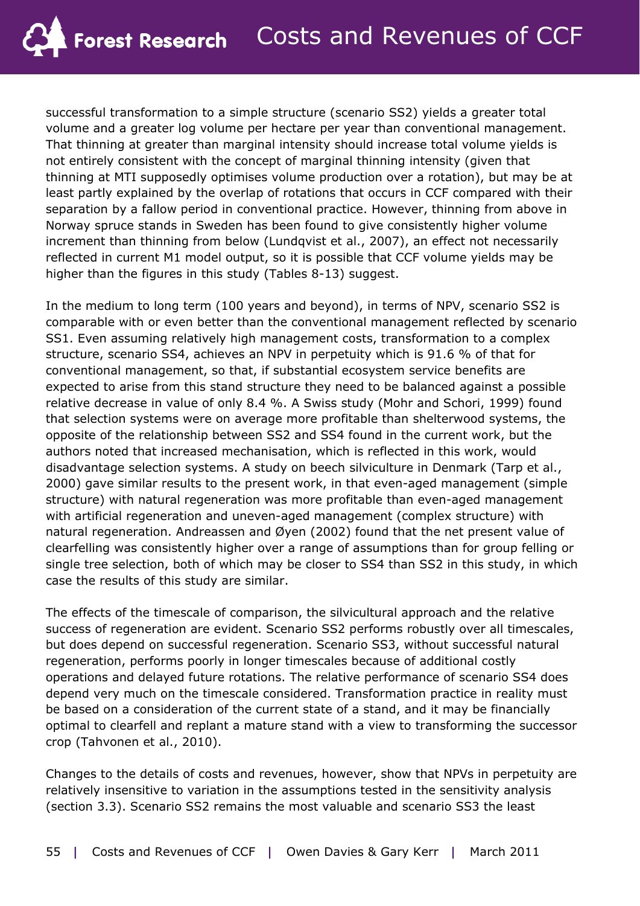successful transformation to a simple structure (scenario SS2) yields a greater total volume and a greater log volume per hectare per year than conventional management. That thinning at greater than marginal intensity should increase total volume yields is not entirely consistent with the concept of marginal thinning intensity (given that thinning at MTI supposedly optimises volume production over a rotation), but may be at least partly explained by the overlap of rotations that occurs in CCF compared with their separation by a fallow period in conventional practice. However, thinning from above in Norway spruce stands in Sweden has been found to give consistently higher volume increment than thinning from below (Lundqvist et al., 2007), an effect not necessarily reflected in current M1 model output, so it is possible that CCF volume yields may be higher than the figures in this study (Tables 8-13) suggest.

In the medium to long term (100 years and beyond), in terms of NPV, scenario SS2 is comparable with or even better than the conventional management reflected by scenario SS1. Even assuming relatively high management costs, transformation to a complex structure, scenario SS4, achieves an NPV in perpetuity which is 91.6 % of that for conventional management, so that, if substantial ecosystem service benefits are expected to arise from this stand structure they need to be balanced against a possible relative decrease in value of only 8.4 %. A Swiss study (Mohr and Schori, 1999) found that selection systems were on average more profitable than shelterwood systems, the opposite of the relationship between SS2 and SS4 found in the current work, but the authors noted that increased mechanisation, which is reflected in this work, would disadvantage selection systems. A study on beech silviculture in Denmark (Tarp et al., 2000) gave similar results to the present work, in that even-aged management (simple structure) with natural regeneration was more profitable than even-aged management with artificial regeneration and uneven-aged management (complex structure) with natural regeneration. Andreassen and Øyen (2002) found that the net present value of clearfelling was consistently higher over a range of assumptions than for group felling or single tree selection, both of which may be closer to SS4 than SS2 in this study, in which case the results of this study are similar.

The effects of the timescale of comparison, the silvicultural approach and the relative success of regeneration are evident. Scenario SS2 performs robustly over all timescales, but does depend on successful regeneration. Scenario SS3, without successful natural regeneration, performs poorly in longer timescales because of additional costly operations and delayed future rotations. The relative performance of scenario SS4 does depend very much on the timescale considered. Transformation practice in reality must be based on a consideration of the current state of a stand, and it may be financially optimal to clearfell and replant a mature stand with a view to transforming the successor crop (Tahvonen et al., 2010).

Changes to the details of costs and revenues, however, show that NPVs in perpetuity are relatively insensitive to variation in the assumptions tested in the sensitivity analysis (section 3.3). Scenario SS2 remains the most valuable and scenario SS3 the least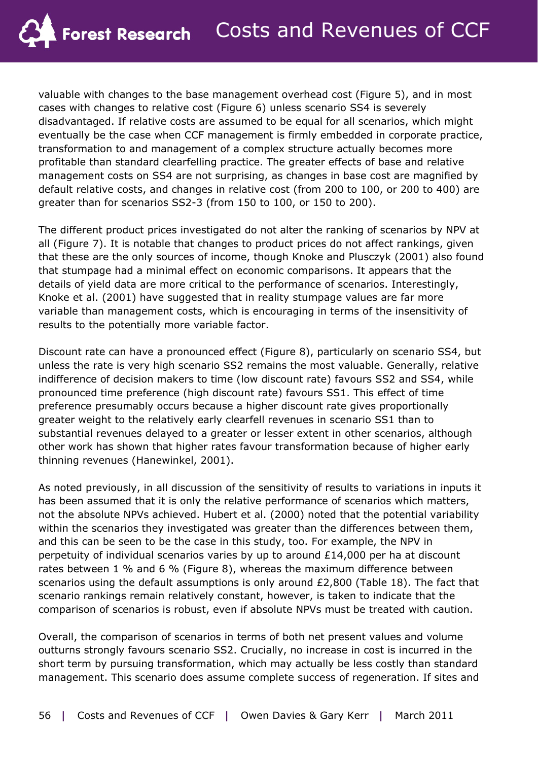valuable with changes to the base management overhead cost (Figure 5), and in most cases with changes to relative cost (Figure 6) unless scenario SS4 is severely disadvantaged. If relative costs are assumed to be equal for all scenarios, which might eventually be the case when CCF management is firmly embedded in corporate practice, transformation to and management of a complex structure actually becomes more profitable than standard clearfelling practice. The greater effects of base and relative management costs on SS4 are not surprising, as changes in base cost are magnified by default relative costs, and changes in relative cost (from 200 to 100, or 200 to 400) are greater than for scenarios SS2-3 (from 150 to 100, or 150 to 200).

The different product prices investigated do not alter the ranking of scenarios by NPV at all (Figure 7). It is notable that changes to product prices do not affect rankings, given that these are the only sources of income, though Knoke and Plusczyk (2001) also found that stumpage had a minimal effect on economic comparisons. It appears that the details of yield data are more critical to the performance of scenarios. Interestingly, Knoke et al. (2001) have suggested that in reality stumpage values are far more variable than management costs, which is encouraging in terms of the insensitivity of results to the potentially more variable factor.

Discount rate can have a pronounced effect (Figure 8), particularly on scenario SS4, but unless the rate is very high scenario SS2 remains the most valuable. Generally, relative indifference of decision makers to time (low discount rate) favours SS2 and SS4, while pronounced time preference (high discount rate) favours SS1. This effect of time preference presumably occurs because a higher discount rate gives proportionally greater weight to the relatively early clearfell revenues in scenario SS1 than to substantial revenues delayed to a greater or lesser extent in other scenarios, although other work has shown that higher rates favour transformation because of higher early thinning revenues (Hanewinkel, 2001).

As noted previously, in all discussion of the sensitivity of results to variations in inputs it has been assumed that it is only the relative performance of scenarios which matters, not the absolute NPVs achieved. Hubert et al. (2000) noted that the potential variability within the scenarios they investigated was greater than the differences between them, and this can be seen to be the case in this study, too. For example, the NPV in perpetuity of individual scenarios varies by up to around £14,000 per ha at discount rates between 1 % and 6 % (Figure 8), whereas the maximum difference between scenarios using the default assumptions is only around £2,800 (Table 18). The fact that scenario rankings remain relatively constant, however, is taken to indicate that the comparison of scenarios is robust, even if absolute NPVs must be treated with caution.

Overall, the comparison of scenarios in terms of both net present values and volume outturns strongly favours scenario SS2. Crucially, no increase in cost is incurred in the short term by pursuing transformation, which may actually be less costly than standard management. This scenario does assume complete success of regeneration. If sites and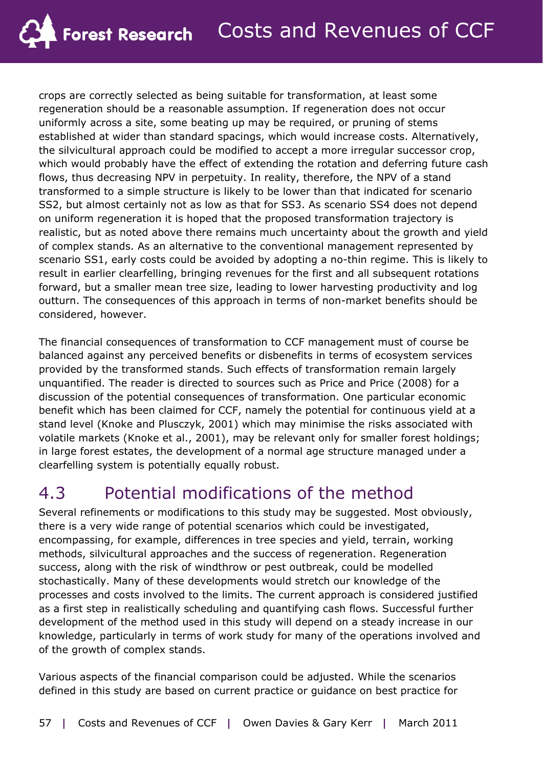crops are correctly selected as being suitable for transformation, at least some regeneration should be a reasonable assumption. If regeneration does not occur uniformly across a site, some beating up may be required, or pruning of stems established at wider than standard spacings, which would increase costs. Alternatively, the silvicultural approach could be modified to accept a more irregular successor crop, which would probably have the effect of extending the rotation and deferring future cash flows, thus decreasing NPV in perpetuity. In reality, therefore, the NPV of a stand transformed to a simple structure is likely to be lower than that indicated for scenario SS2, but almost certainly not as low as that for SS3. As scenario SS4 does not depend on uniform regeneration it is hoped that the proposed transformation trajectory is realistic, but as noted above there remains much uncertainty about the growth and yield of complex stands. As an alternative to the conventional management represented by scenario SS1, early costs could be avoided by adopting a no-thin regime. This is likely to result in earlier clearfelling, bringing revenues for the first and all subsequent rotations forward, but a smaller mean tree size, leading to lower harvesting productivity and log outturn. The consequences of this approach in terms of non-market benefits should be considered, however.

The financial consequences of transformation to CCF management must of course be balanced against any perceived benefits or disbenefits in terms of ecosystem services provided by the transformed stands. Such effects of transformation remain largely unquantified. The reader is directed to sources such as Price and Price (2008) for a discussion of the potential consequences of transformation. One particular economic benefit which has been claimed for CCF, namely the potential for continuous yield at a stand level (Knoke and Plusczyk, 2001) which may minimise the risks associated with volatile markets (Knoke et al., 2001), may be relevant only for smaller forest holdings; in large forest estates, the development of a normal age structure managed under a clearfelling system is potentially equally robust.

## 4.3 Potential modifications of the method

Several refinements or modifications to this study may be suggested. Most obviously, there is a very wide range of potential scenarios which could be investigated, encompassing, for example, differences in tree species and yield, terrain, working methods, silvicultural approaches and the success of regeneration. Regeneration success, along with the risk of windthrow or pest outbreak, could be modelled stochastically. Many of these developments would stretch our knowledge of the processes and costs involved to the limits. The current approach is considered justified as a first step in realistically scheduling and quantifying cash flows. Successful further development of the method used in this study will depend on a steady increase in our knowledge, particularly in terms of work study for many of the operations involved and of the growth of complex stands.

Various aspects of the financial comparison could be adjusted. While the scenarios defined in this study are based on current practice or guidance on best practice for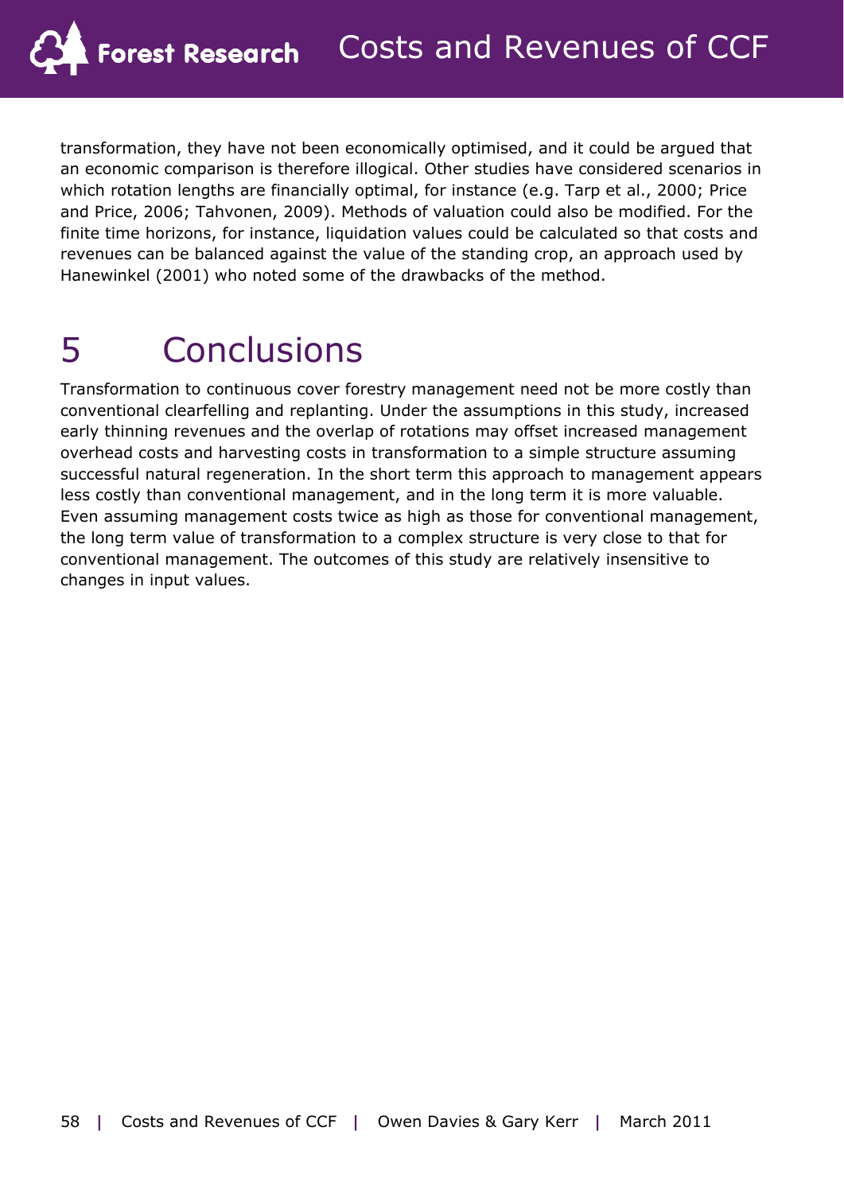transformation, they have not been economically optimised, and it could be argued that an economic comparison is therefore illogical. Other studies have considered scenarios in which rotation lengths are financially optimal, for instance (e.g. Tarp et al., 2000; Price and Price, 2006; Tahvonen, 2009). Methods of valuation could also be modified. For the finite time horizons, for instance, liquidation values could be calculated so that costs and revenues can be balanced against the value of the standing crop, an approach used by Hanewinkel (2001) who noted some of the drawbacks of the method.

# 5 Conclusions

Transformation to continuous cover forestry management need not be more costly than conventional clearfelling and replanting. Under the assumptions in this study, increased early thinning revenues and the overlap of rotations may offset increased management overhead costs and harvesting costs in transformation to a simple structure assuming successful natural regeneration. In the short term this approach to management appears less costly than conventional management, and in the long term it is more valuable. Even assuming management costs twice as high as those for conventional management, the long term value of transformation to a complex structure is very close to that for conventional management. The outcomes of this study are relatively insensitive to changes in input values.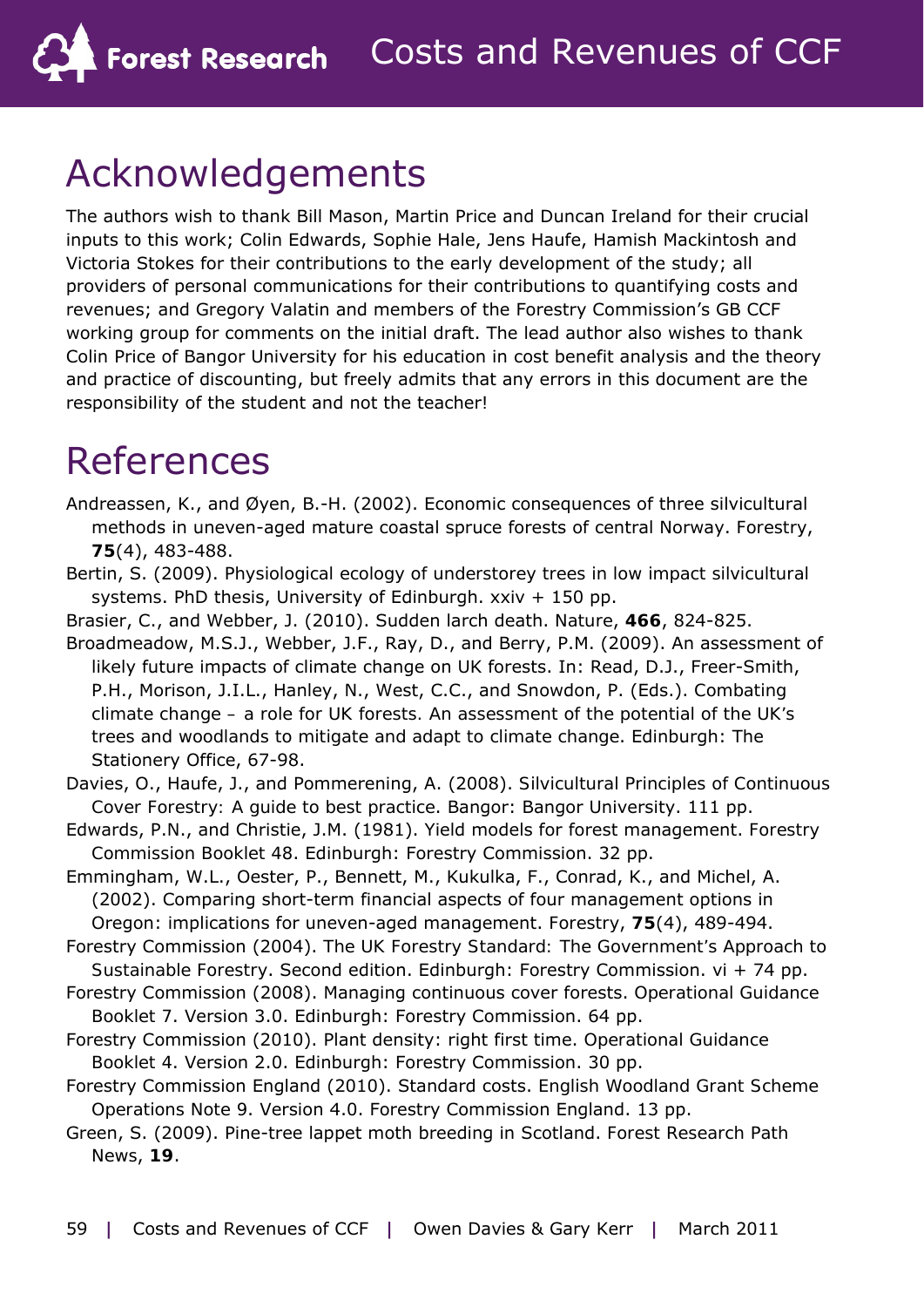# Acknowledgements

The authors wish to thank Bill Mason, Martin Price and Duncan Ireland for their crucial inputs to this work; Colin Edwards, Sophie Hale, Jens Haufe, Hamish Mackintosh and Victoria Stokes for their contributions to the early development of the study; all providers of personal communications for their contributions to quantifying costs and revenues; and Gregory Valatin and members of the Forestry Commission's GB CCF working group for comments on the initial draft. The lead author also wishes to thank Colin Price of Bangor University for his education in cost benefit analysis and the theory and practice of discounting, but freely admits that any errors in this document are the responsibility of the student and not the teacher!

# References

Andreassen, K., and Øyen, B.-H. (2002). Economic consequences of three silvicultural methods in uneven-aged mature coastal spruce forests of central Norway. Forestry, **75**(4), 483-488.

Bertin, S. (2009). Physiological ecology of understorey trees in low impact silvicultural systems. PhD thesis, University of Edinburgh. xxiv + 150 pp.

Brasier, C., and Webber, J. (2010). Sudden larch death. Nature, **466**, 824-825.

Broadmeadow, M.S.J., Webber, J.F., Ray, D., and Berry, P.M. (2009). An assessment of likely future impacts of climate change on UK forests. In: Read, D.J., Freer-Smith, P.H., Morison, J.I.L., Hanley, N., West, C.C., and Snowdon, P. (Eds.). Combating climate change – a role for UK forests. An assessment of the potential of the UK's trees and woodlands to mitigate and adapt to climate change. Edinburgh: The Stationery Office, 67-98.

Davies, O., Haufe, J., and Pommerening, A. (2008). Silvicultural Principles of Continuous Cover Forestry: A guide to best practice. Bangor: Bangor University. 111 pp.

Edwards, P.N., and Christie, J.M. (1981). Yield models for forest management. Forestry Commission Booklet 48. Edinburgh: Forestry Commission. 32 pp.

Emmingham, W.L., Oester, P., Bennett, M., Kukulka, F., Conrad, K., and Michel, A. (2002). Comparing short-term financial aspects of four management options in Oregon: implications for uneven-aged management. Forestry, **75**(4), 489-494.

Forestry Commission (2004). The UK Forestry Standard: The Government's Approach to Sustainable Forestry. Second edition. Edinburgh: Forestry Commission. vi + 74 pp.

Forestry Commission (2008). Managing continuous cover forests. Operational Guidance Booklet 7. Version 3.0. Edinburgh: Forestry Commission. 64 pp.

Forestry Commission (2010). Plant density: right first time. Operational Guidance Booklet 4. Version 2.0. Edinburgh: Forestry Commission. 30 pp.

Forestry Commission England (2010). Standard costs. English Woodland Grant Scheme Operations Note 9. Version 4.0. Forestry Commission England. 13 pp.

Green, S. (2009). Pine-tree lappet moth breeding in Scotland. Forest Research Path News, **19**.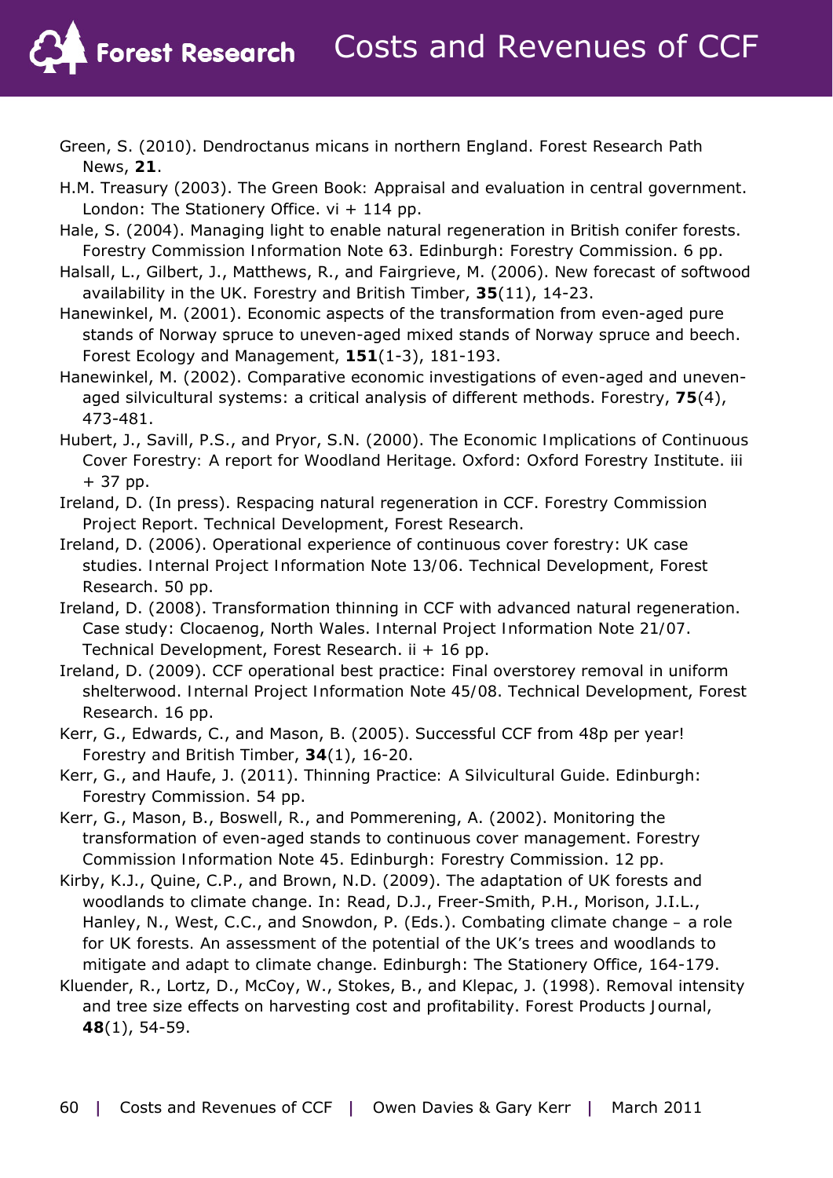Green, S. (2010). Dendroctanus micans in northern England. Forest Research Path News, **21**.

H.M. Treasury (2003). The Green Book: Appraisal and evaluation in central government. London: The Stationery Office. vi + 114 pp.

Hale, S. (2004). Managing light to enable natural regeneration in British conifer forests. Forestry Commission Information Note 63. Edinburgh: Forestry Commission. 6 pp.

Halsall, L., Gilbert, J., Matthews, R., and Fairgrieve, M. (2006). New forecast of softwood availability in the UK. Forestry and British Timber, **35**(11), 14-23.

Hanewinkel, M. (2001). Economic aspects of the transformation from even-aged pure stands of Norway spruce to uneven-aged mixed stands of Norway spruce and beech. Forest Ecology and Management, **151**(1-3), 181-193.

Hanewinkel, M. (2002). Comparative economic investigations of even-aged and uneven-aged silvicultural systems: a critical analysis of different methods. Forestry, **75**(4), 473-481.

Hubert, J., Savill, P.S., and Pryor, S.N. (2000). The Economic Implications of Continuous Cover Forestry: A report for Woodland Heritage. Oxford: Oxford Forestry Institute. iii + 37 pp.

Ireland, D. (In press). Respacing natural regeneration in CCF. Forestry Commission Project Report. Technical Development, Forest Research.

Ireland, D. (2006). Operational experience of continuous cover forestry: UK case studies. Internal Project Information Note 13/06. Technical Development, Forest Research. 50 pp.

Ireland, D. (2008). Transformation thinning in CCF with advanced natural regeneration. Case study: Clocaenog, North Wales. Internal Project Information Note 21/07. Technical Development, Forest Research. ii + 16 pp.

Ireland, D. (2009). CCF operational best practice: Final overstorey removal in uniform shelterwood. Internal Project Information Note 45/08. Technical Development, Forest Research. 16 pp.

Kerr, G., Edwards, C., and Mason, B. (2005). Successful CCF from 48p per year! Forestry and British Timber, **34**(1), 16-20.

Kerr, G., and Haufe, J. (2011). Thinning Practice: A Silvicultural Guide. Edinburgh: Forestry Commission. 54 pp.

Kerr, G., Mason, B., Boswell, R., and Pommerening, A. (2002). Monitoring the transformation of even-aged stands to continuous cover management. Forestry Commission Information Note 45. Edinburgh: Forestry Commission. 12 pp.

Kirby, K.J., Quine, C.P., and Brown, N.D. (2009). The adaptation of UK forests and woodlands to climate change. In: Read, D.J., Freer-Smith, P.H., Morison, J.I.L., Hanley, N., West, C.C., and Snowdon, P. (Eds.). Combating climate change – a role for UK forests. An assessment of the potential of the UK's trees and woodlands to mitigate and adapt to climate change. Edinburgh: The Stationery Office, 164-179.

Kluender, R., Lortz, D., McCoy, W., Stokes, B., and Klepac, J. (1998). Removal intensity and tree size effects on harvesting cost and profitability. Forest Products Journal, **48**(1), 54-59.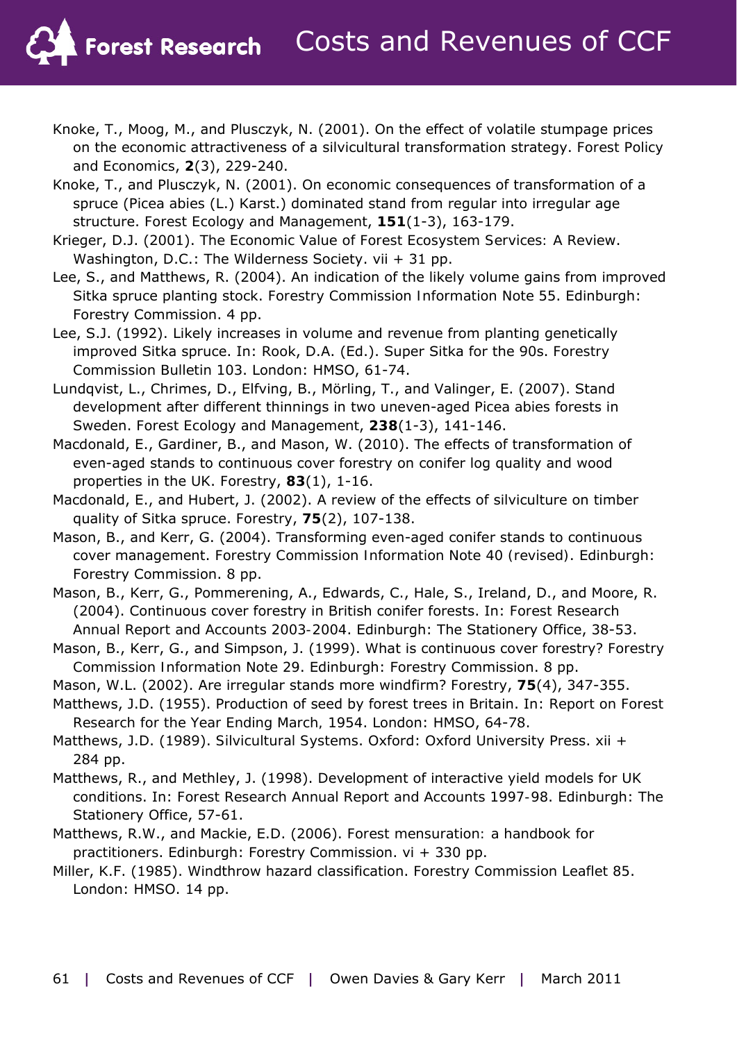Knoke, T., Moog, M., and Plusczyk, N. (2001). On the effect of volatile stumpage prices on the economic attractiveness of a silvicultural transformation strategy. *Forest Policy and Economics*, **2**(3), 229-240.

Knoke, T., and Plusczyk, N. (2001). On economic consequences of transformation of a spruce (*Picea abies* (L.) Karst.) dominated stand from regular into irregular age structure. *Forest Ecology and Management*, **151**(1-3), 163-179.

Krieger, D.J. (2001). *The Economic Value of Forest Ecosystem Services: A Review*. Washington, D.C.: The Wilderness Society. vii + 31 pp.

Lee, S., and Matthews, R. (2004). An indication of the likely volume gains from improved Sitka spruce planting stock. Forestry Commission Information Note 55. Edinburgh: Forestry Commission. 4 pp.

Lee, S.J. (1992). Likely increases in volume and revenue from planting genetically improved Sitka spruce. In: Rook, D.A. (Ed.). Super Sitka for the 90s. Forestry Commission Bulletin 103. London: HMSO, 61-74.

Lundqvist, L., Chrimes, D., Elfving, B., Mörling, T., and Valinger, E. (2007). Stand development after different thinnings in two uneven-aged *Picea abies* forests in Sweden. *Forest Ecology and Management*, **238**(1-3), 141-146.

Macdonald, E., Gardiner, B., and Mason, W. (2010). The effects of transformation of even-aged stands to continuous cover forestry on conifer log quality and wood properties in the UK. *Forestry*, **83**(1), 1-16.

Macdonald, E., and Hubert, J. (2002). A review of the effects of silviculture on timber quality of Sitka spruce. *Forestry*, **75**(2), 107-138.

Mason, B., and Kerr, G. (2004). Transforming even-aged conifer stands to continuous cover management. Forestry Commission Information Note 40 (revised). Edinburgh: Forestry Commission. 8 pp.

Mason, B., Kerr, G., Pommerening, A., Edwards, C., Hale, S., Ireland, D., and Moore, R. (2004). Continuous cover forestry in British conifer forests. In: Forest Research Annual Report and Accounts 2003-2004. Edinburgh: The Stationery Office, 38-53.

Mason, B., Kerr, G., and Simpson, J. (1999). What is continuous cover forestry? Forestry Commission Information Note 29. Edinburgh: Forestry Commission. 8 pp.

Mason, W.L. (2002). Are irregular stands more windfirm? *Forestry*, **75**(4), 347-355.

Matthews, J.D. (1955). Production of seed by forest trees in Britain. In: Report on Forest Research for the Year Ending March, 1954. London: HMSO, 64-78.

Matthews, J.D. (1989). *Silvicultural Systems*. Oxford: Oxford University Press. xii + 284 pp.

Matthews, R., and Methley, J. (1998). Development of interactive yield models for UK conditions. In: Forest Research Annual Report and Accounts 1997-98. Edinburgh: The Stationery Office, 57-61.

Matthews, R.W., and Mackie, E.D. (2006). *Forest mensuration: a handbook for practitioners*. Edinburgh: Forestry Commission. vi + 330 pp.

Miller, K.F. (1985). Windthrow hazard classification. Forestry Commission Leaflet 85. London: HMSO. 14 pp.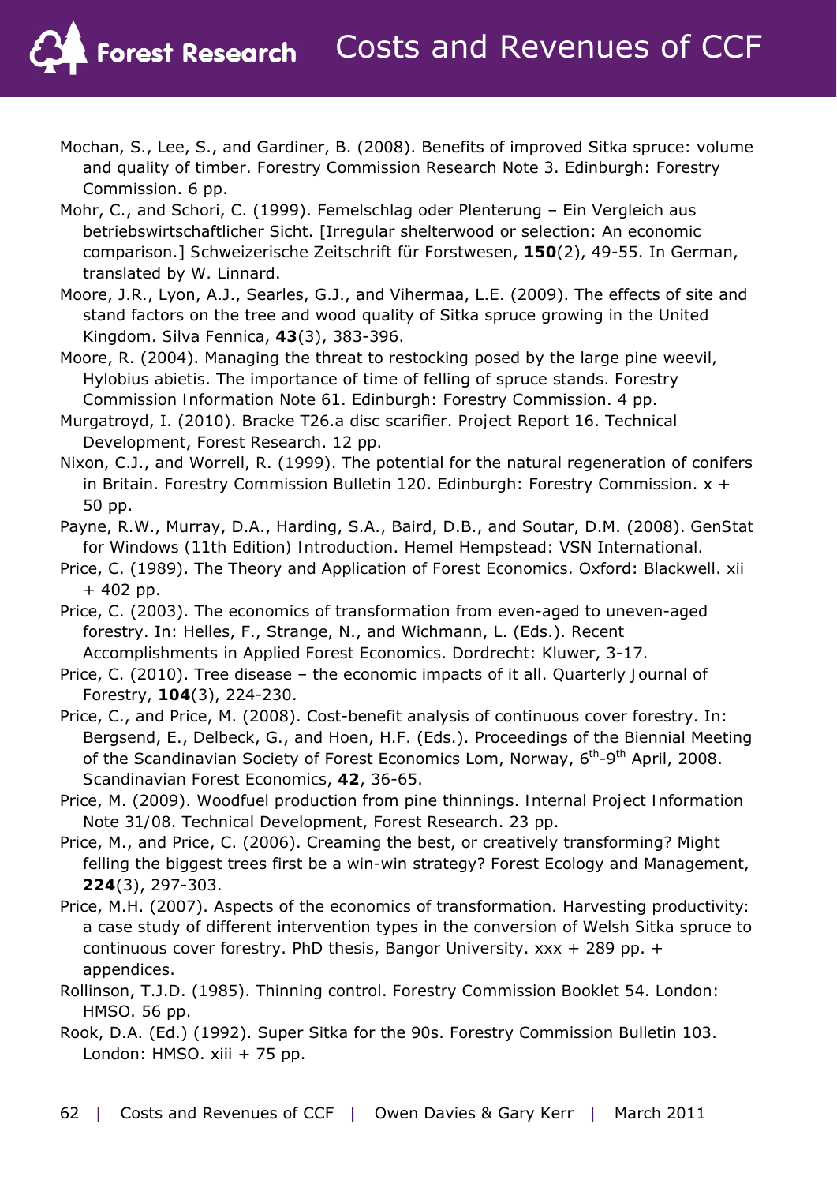Mochan, S., Lee, S., and Gardiner, B. (2008). Benefits of improved Sitka spruce: volume and quality of timber. *Forestry Commission Research Note 3*. Edinburgh: Forestry Commission. 6 pp.

Mohr, C., and Schori, C. (1999). Femelschlag oder Plenterung – Ein Vergleich aus betriebswirtschaftlicher Sicht. [Irregular shelterwood or selection: An economic comparison.] *Schweizerische Zeitschrift für Forstwesen*, **150**(2), 49-55. In German, translated by W. Linnard.

Moore, J.R., Lyon, A.J., Searles, G.J., and Vihermaa, L.E. (2009). The effects of site and stand factors on the tree and wood quality of Sitka spruce growing in the United Kingdom. *Silva Fennica*, **43**(3), 383-396.

Moore, R. (2004). Managing the threat to restocking posed by the large pine weevil, *Hylobius abietis*. The importance of time of felling of spruce stands. *Forestry Commission Information Note 61*. Edinburgh: Forestry Commission. 4 pp.

Murgatroyd, I. (2010). Bracke T26.a disc scarifier. *Project Report 16*. Technical Development, Forest Research. 12 pp.

Nixon, C.J., and Worrell, R. (1999). The potential for the natural regeneration of conifers in Britain. *Forestry Commission Bulletin 120*. Edinburgh: Forestry Commission. x + 50 pp.

Payne, R.W., Murray, D.A., Harding, S.A., Baird, D.B., and Soutar, D.M. (2008). *GenStat for Windows (11th Edition) Introduction*. Hemel Hempstead: VSN International.

Price, C. (1989). *The Theory and Application of Forest Economics*. Oxford: Blackwell. xii + 402 pp.

Price, C. (2003). The economics of transformation from even-aged to uneven-aged forestry. In: Helles, F., Strange, N., and Wichmann, L. (Eds.). *Recent Accomplishments in Applied Forest Economics*. Dordrecht: Kluwer, 3-17.

Price, C. (2010). Tree disease – the economic impacts of it all. *Quarterly Journal of Forestry*, **104**(3), 224-230.

Price, C., and Price, M. (2008). Cost-benefit analysis of continuous cover forestry. In: Bergsend, E., Delbeck, G., and Hoen, H.F. (Eds.). Proceedings of the Biennial Meeting of the Scandinavian Society of Forest Economics Lom, Norway, 6th-9th April, 2008. *Scandinavian Forest Economics*, **42**, 36-65.

Price, M. (2009). Woodfuel production from pine thinnings. *Internal Project Information Note 31/08*. Technical Development, Forest Research. 23 pp.

Price, M., and Price, C. (2006). Creaming the best, or creatively transforming? Might felling the biggest trees first be a win-win strategy? *Forest Ecology and Management*, **224**(3), 297-303.

Price, M.H. (2007). *Aspects of the economics of transformation. Harvesting productivity: a case study of different intervention types in the conversion of Welsh Sitka spruce to continuous cover forestry*. PhD thesis, Bangor University. xxx + 289 pp. + appendices.

Rollinson, T.J.D. (1985). Thinning control. *Forestry Commission Booklet 54*. London: HMSO. 56 pp.

Rook, D.A. (Ed.) (1992). Super Sitka for the 90s. *Forestry Commission Bulletin 103*. London: HMSO. xiii + 75 pp.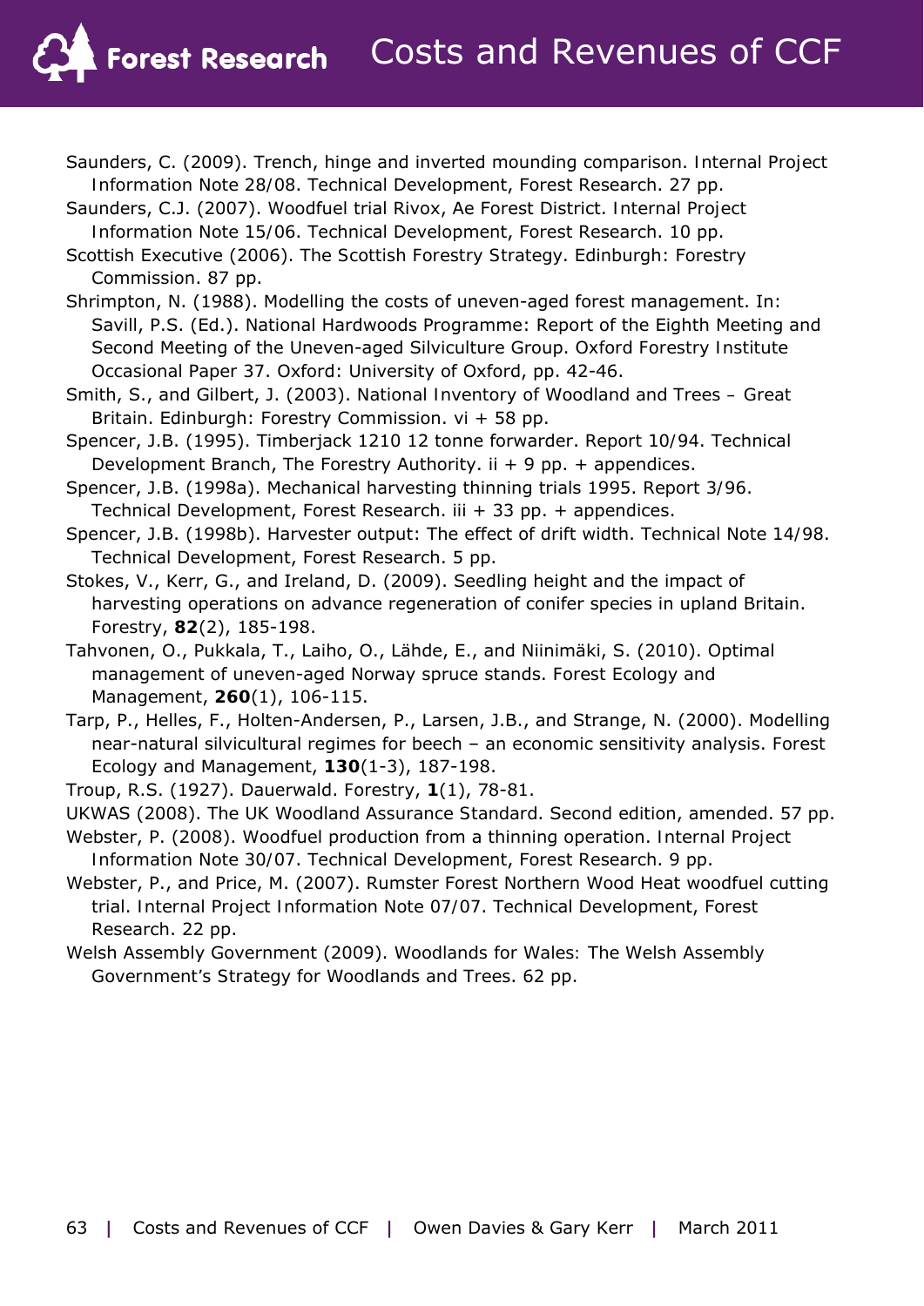Saunders, C. (2009). Trench, hinge and inverted mounding comparison. Internal Project Information Note 28/08. Technical Development, Forest Research. 27 pp.

Saunders, C.J. (2007). Woodfuel trial Rivox, Ae Forest District. Internal Project Information Note 15/06. Technical Development, Forest Research. 10 pp.

Scottish Executive (2006). The Scottish Forestry Strategy. Edinburgh: Forestry Commission. 87 pp.

Shrimpton, N. (1988). Modelling the costs of uneven-aged forest management. In: Savill, P.S. (Ed.). National Hardwoods Programme: Report of the Eighth Meeting and Second Meeting of the Uneven-aged Silviculture Group. Oxford Forestry Institute Occasional Paper 37. Oxford: University of Oxford, pp. 42-46.

Smith, S., and Gilbert, J. (2003). National Inventory of Woodland and Trees – Great Britain. Edinburgh: Forestry Commission. vi + 58 pp.

Spencer, J.B. (1995). Timberjack 1210 12 tonne forwarder. Report 10/94. Technical Development Branch, The Forestry Authority. ii + 9 pp. + appendices.

Spencer, J.B. (1998a). Mechanical harvesting thinning trials 1995. Report 3/96. Technical Development, Forest Research. iii + 33 pp. + appendices.

Spencer, J.B. (1998b). Harvester output: The effect of drift width. Technical Note 14/98. Technical Development, Forest Research. 5 pp.

Stokes, V., Kerr, G., and Ireland, D. (2009). Seedling height and the impact of harvesting operations on advance regeneration of conifer species in upland Britain. Forestry, **82**(2), 185-198.

Tahvonen, O., Pukkala, T., Laiho, O., Lähde, E., and Niinimäki, S. (2010). Optimal management of uneven-aged Norway spruce stands. Forest Ecology and Management, **260**(1), 106-115.

Tarp, P., Helles, F., Holten-Andersen, P., Larsen, J.B., and Strange, N. (2000). Modelling near-natural silvicultural regimes for beech – an economic sensitivity analysis. Forest Ecology and Management, **130**(1-3), 187-198.

Troup, R.S. (1927). Dauerwald. Forestry, **1**(1), 78-81.

UKWAS (2008). The UK Woodland Assurance Standard. Second edition, amended. 57 pp.

Webster, P. (2008). Woodfuel production from a thinning operation. Internal Project Information Note 30/07. Technical Development, Forest Research. 9 pp.

Webster, P., and Price, M. (2007). Rumster Forest Northern Wood Heat woodfuel cutting trial. Internal Project Information Note 07/07. Technical Development, Forest Research. 22 pp.

Welsh Assembly Government (2009). Woodlands for Wales: The Welsh Assembly Government's Strategy for Woodlands and Trees. 62 pp.